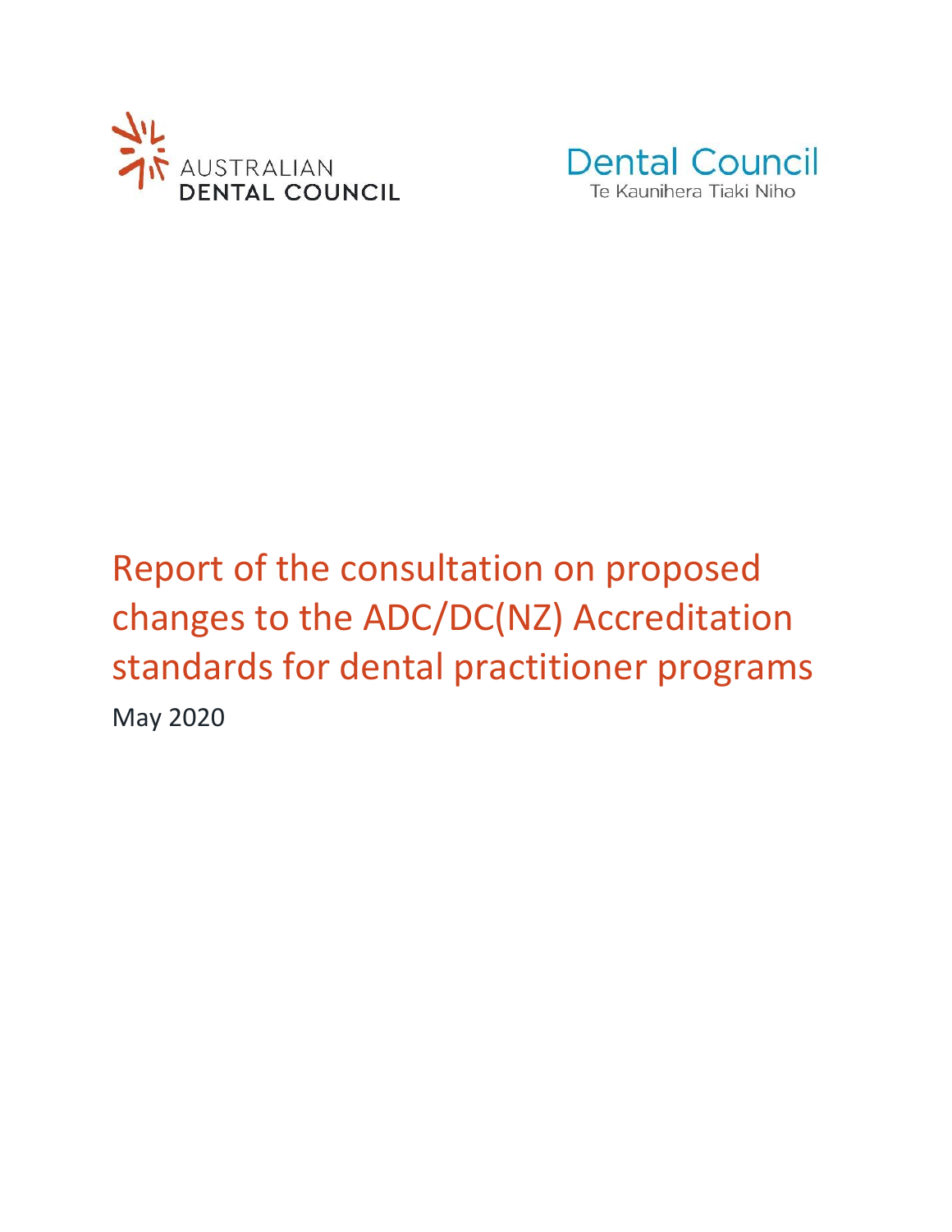AUSTRALIAN DENTAL COUNCIL

Dental Council
Te Kaunihera Tiaki Niho

# Report of the consultation on proposed changes to the ADC/DC(NZ) Accreditation standards for dental practitioner programs

May 2020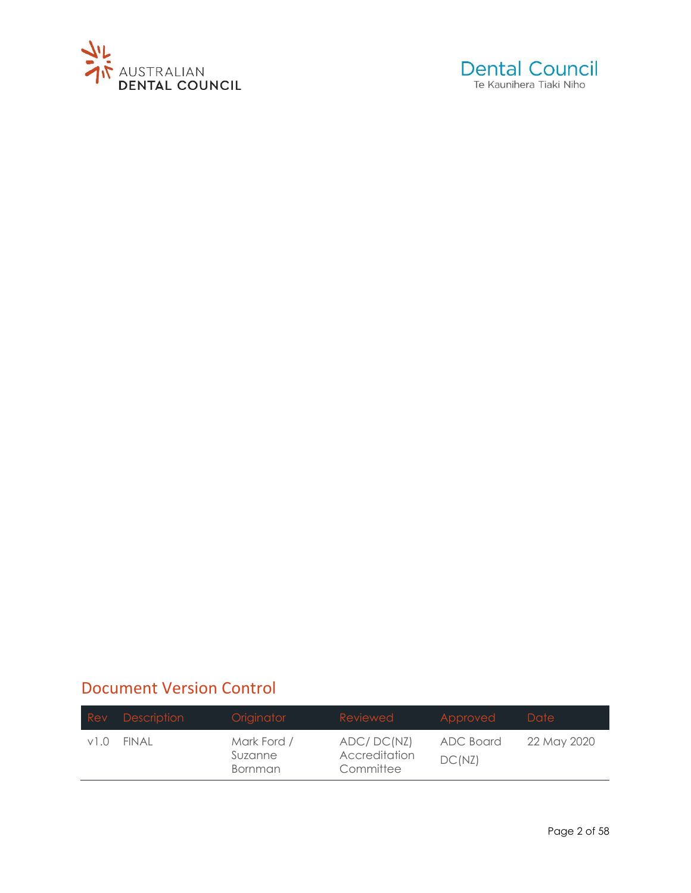## Document Version Control

| Rev | Description | Originator | Reviewed | Approved | Date |
|---|---|---|---|---|---|
| v1.0 | FINAL | Mark Ford / Suzanne Bornman | ADC/ DC(NZ) Accreditation Committee | ADC Board DC(NZ) | 22 May 2020 |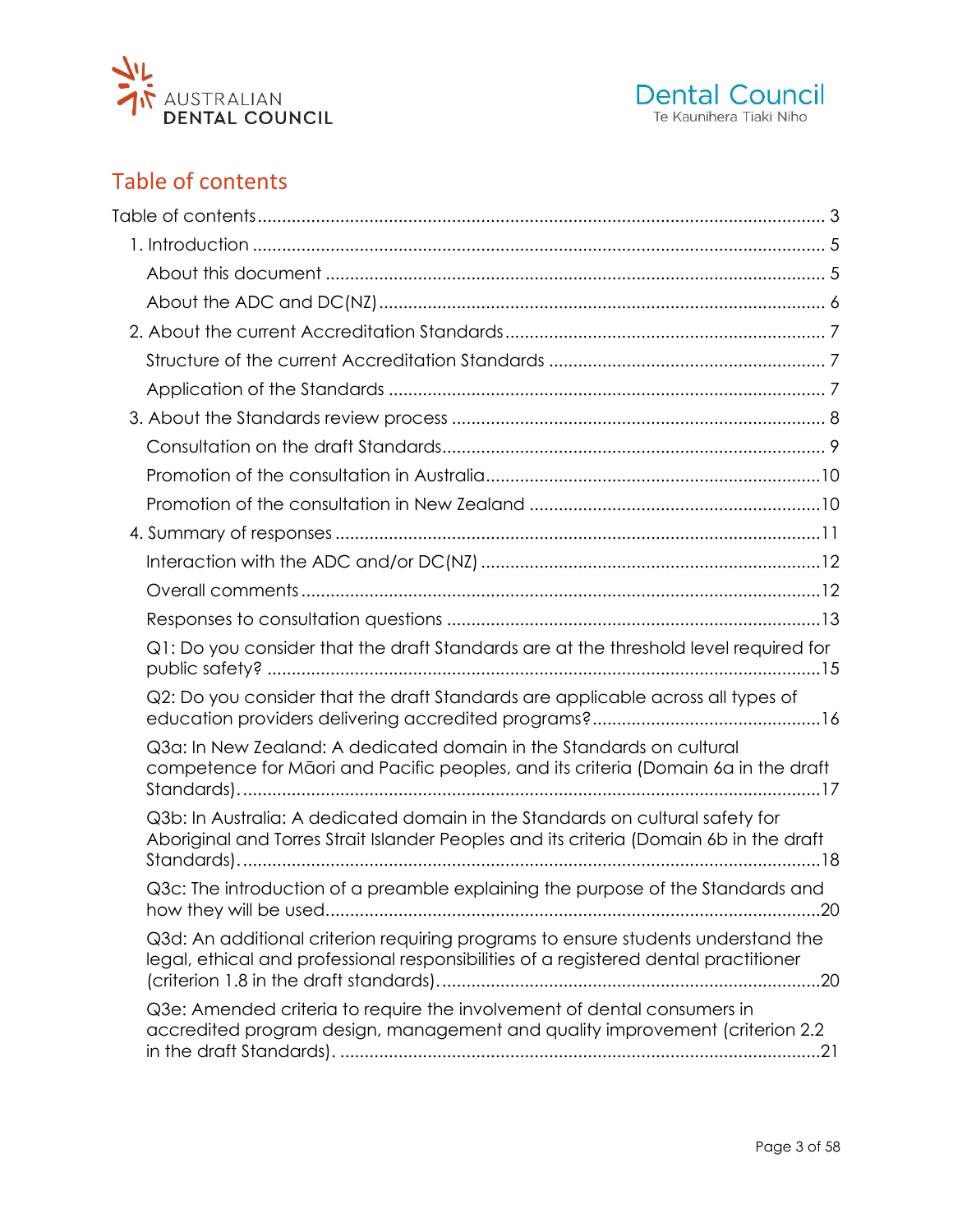## Table of contents

Table of contents ... 3

1. Introduction ... 5
   - About this document ... 5
   - About the ADC and DC(NZ) ... 6
2. About the current Accreditation Standards ... 7
   - Structure of the current Accreditation Standards ... 7
   - Application of the Standards ... 7
3. About the Standards review process ... 8
   - Consultation on the draft Standards ... 9
   - Promotion of the consultation in Australia ... 10
   - Promotion of the consultation in New Zealand ... 10
4. Summary of responses ... 11
   - Interaction with the ADC and/or DC(NZ) ... 12
   - Overall comments ... 12
   - Responses to consultation questions ... 13
   - Q1: Do you consider that the draft Standards are at the threshold level required for public safety? ... 15
   - Q2: Do you consider that the draft Standards are applicable across all types of education providers delivering accredited programs? ... 16
   - Q3a: In New Zealand: A dedicated domain in the Standards on cultural competence for Māori and Pacific peoples, and its criteria (Domain 6a in the draft Standards). ... 17
   - Q3b: In Australia: A dedicated domain in the Standards on cultural safety for Aboriginal and Torres Strait Islander Peoples and its criteria (Domain 6b in the draft Standards). ... 18
   - Q3c: The introduction of a preamble explaining the purpose of the Standards and how they will be used ... 20
   - Q3d: An additional criterion requiring programs to ensure students understand the legal, ethical and professional responsibilities of a registered dental practitioner (criterion 1.8 in the draft standards). ... 20
   - Q3e: Amended criteria to require the involvement of dental consumers in accredited program design, management and quality improvement (criterion 2.2 in the draft Standards). ... 21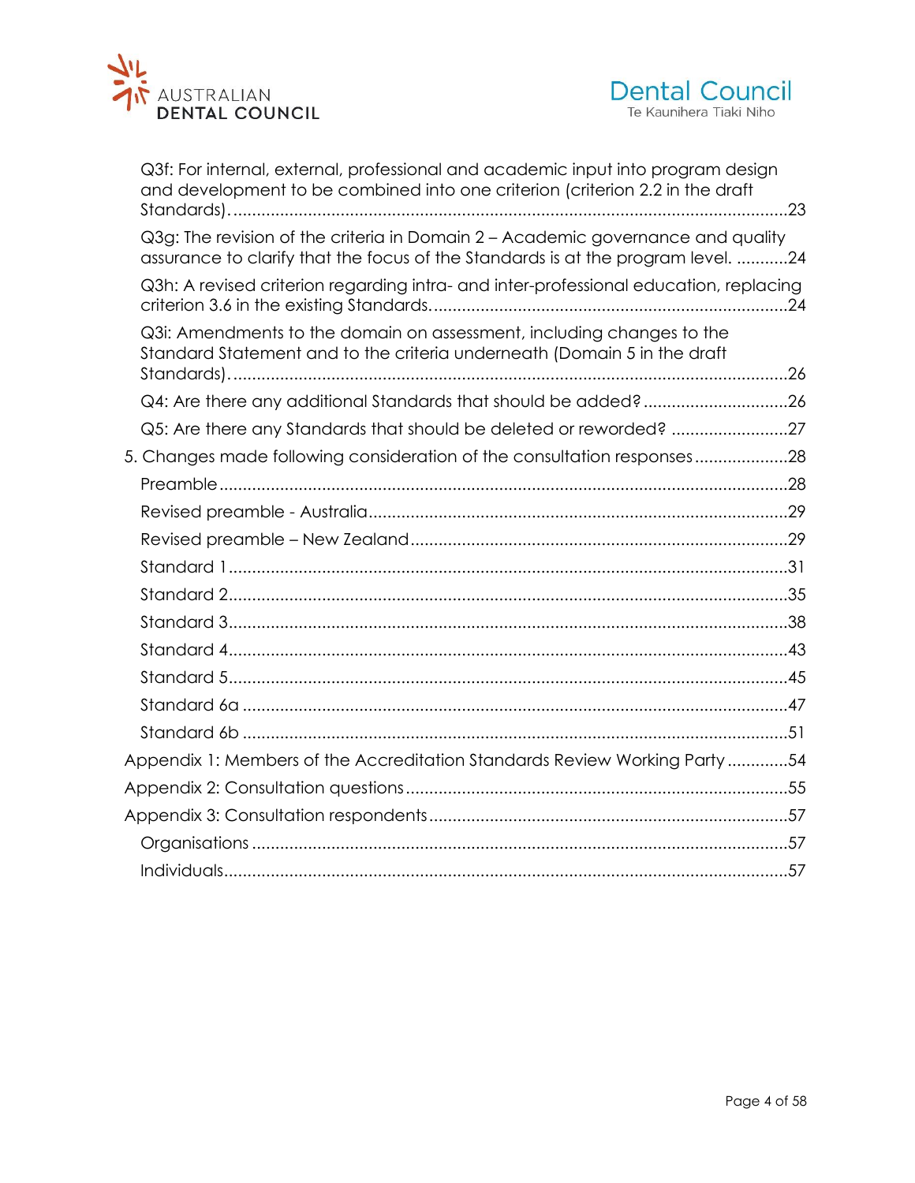Q3f: For internal, external, professional and academic input into program design and development to be combined into one criterion (criterion 2.2 in the draft Standards).......23

Q3g: The revision of the criteria in Domain 2 – Academic governance and quality assurance to clarify that the focus of the Standards is at the program level. ...........24

Q3h: A revised criterion regarding intra- and inter-professional education, replacing criterion 3.6 in the existing Standards.......24

Q3i: Amendments to the domain on assessment, including changes to the Standard Statement and to the criteria underneath (Domain 5 in the draft Standards).......26

Q4: Are there any additional Standards that should be added?.......26

Q5: Are there any Standards that should be deleted or reworded? .......27

5. Changes made following consideration of the consultation responses.......28

Preamble.......28

Revised preamble - Australia.......29

Revised preamble – New Zealand.......29

Standard 1.......31

Standard 2.......35

Standard 3.......38

Standard 4.......43

Standard 5.......45

Standard 6a .......47

Standard 6b .......51

Appendix 1: Members of the Accreditation Standards Review Working Party.......54

Appendix 2: Consultation questions.......55

Appendix 3: Consultation respondents.......57

Organisations .......57

Individuals.......57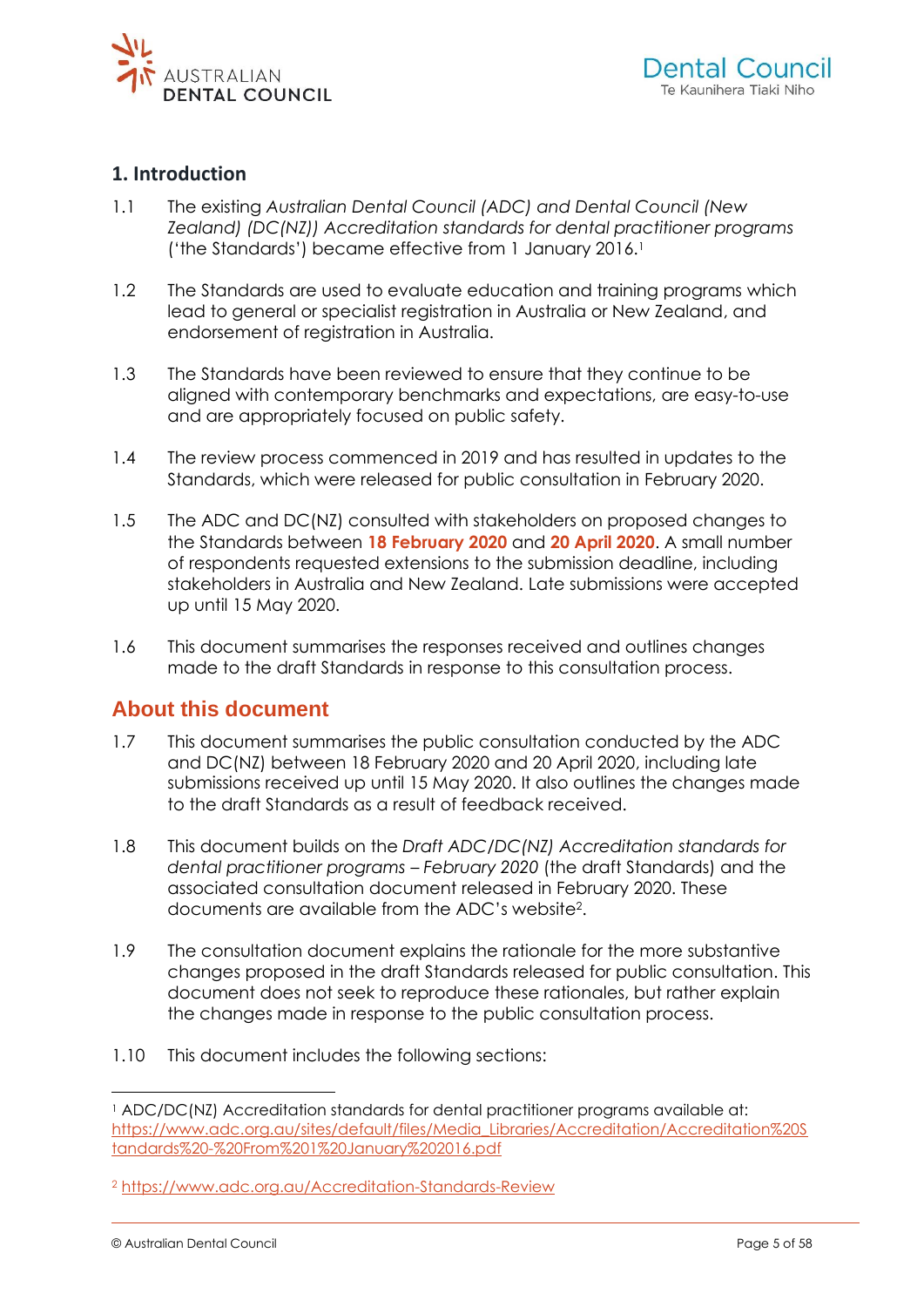## 1. Introduction

1.1 The existing *Australian Dental Council (ADC) and Dental Council (New Zealand) (DC(NZ)) Accreditation standards for dental practitioner programs* ('the Standards') became effective from 1 January 2016.[1]

1.2 The Standards are used to evaluate education and training programs which lead to general or specialist registration in Australia or New Zealand, and endorsement of registration in Australia.

1.3 The Standards have been reviewed to ensure that they continue to be aligned with contemporary benchmarks and expectations, are easy-to-use and are appropriately focused on public safety.

1.4 The review process commenced in 2019 and has resulted in updates to the Standards, which were released for public consultation in February 2020.

1.5 The ADC and DC(NZ) consulted with stakeholders on proposed changes to the Standards between **18 February 2020** and **20 April 2020**. A small number of respondents requested extensions to the submission deadline, including stakeholders in Australia and New Zealand. Late submissions were accepted up until 15 May 2020.

1.6 This document summarises the responses received and outlines changes made to the draft Standards in response to this consultation process.

## About this document

1.7 This document summarises the public consultation conducted by the ADC and DC(NZ) between 18 February 2020 and 20 April 2020, including late submissions received up until 15 May 2020. It also outlines the changes made to the draft Standards as a result of feedback received.

1.8 This document builds on the *Draft ADC/DC(NZ) Accreditation standards for dental practitioner programs – February 2020* (the draft Standards) and the associated consultation document released in February 2020. These documents are available from the ADC's website[2].

1.9 The consultation document explains the rationale for the more substantive changes proposed in the draft Standards released for public consultation. This document does not seek to reproduce these rationales, but rather explain the changes made in response to the public consultation process.

1.10 This document includes the following sections:

---

[1] ADC/DC(NZ) Accreditation standards for dental practitioner programs available at: https://www.adc.org.au/sites/default/files/Media_Libraries/Accreditation/Accreditation%20Standards%20-%20From%201%20January%202016.pdf

[2] https://www.adc.org.au/Accreditation-Standards-Review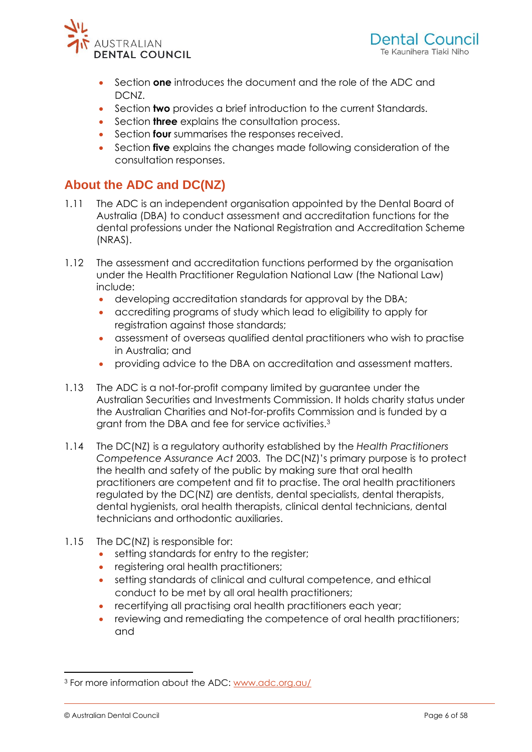- Section **one** introduces the document and the role of the ADC and DCNZ.
- Section **two** provides a brief introduction to the current Standards.
- Section **three** explains the consultation process.
- Section **four** summarises the responses received.
- Section **five** explains the changes made following consideration of the consultation responses.

## About the ADC and DC(NZ)

1.11 The ADC is an independent organisation appointed by the Dental Board of Australia (DBA) to conduct assessment and accreditation functions for the dental professions under the National Registration and Accreditation Scheme (NRAS).

1.12 The assessment and accreditation functions performed by the organisation under the Health Practitioner Regulation National Law (the National Law) include:

- developing accreditation standards for approval by the DBA;
- accrediting programs of study which lead to eligibility to apply for registration against those standards;
- assessment of overseas qualified dental practitioners who wish to practise in Australia; and
- providing advice to the DBA on accreditation and assessment matters.

1.13 The ADC is a not-for-profit company limited by guarantee under the Australian Securities and Investments Commission. It holds charity status under the Australian Charities and Not-for-profits Commission and is funded by a grant from the DBA and fee for service activities.[3]

1.14 The DC(NZ) is a regulatory authority established by the *Health Practitioners Competence Assurance Act* 2003. The DC(NZ)'s primary purpose is to protect the health and safety of the public by making sure that oral health practitioners are competent and fit to practise. The oral health practitioners regulated by the DC(NZ) are dentists, dental specialists, dental therapists, dental hygienists, oral health therapists, clinical dental technicians, dental technicians and orthodontic auxiliaries.

1.15 The DC(NZ) is responsible for:

- setting standards for entry to the register;
- registering oral health practitioners;
- setting standards of clinical and cultural competence, and ethical conduct to be met by all oral health practitioners;
- recertifying all practising oral health practitioners each year;
- reviewing and remediating the competence of oral health practitioners; and

[3] For more information about the ADC: www.adc.org.au/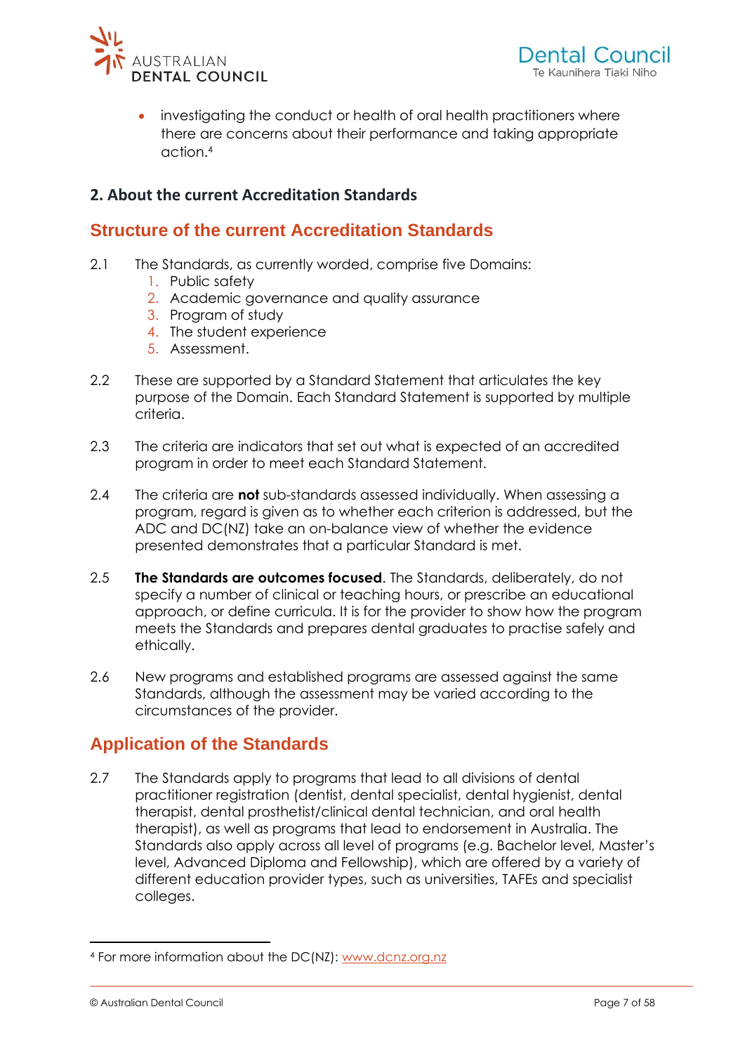- investigating the conduct or health of oral health practitioners where there are concerns about their performance and taking appropriate action.[4]

## 2. About the current Accreditation Standards

### Structure of the current Accreditation Standards

2.1 The Standards, as currently worded, comprise five Domains:
1. Public safety
2. Academic governance and quality assurance
3. Program of study
4. The student experience
5. Assessment.

2.2 These are supported by a Standard Statement that articulates the key purpose of the Domain. Each Standard Statement is supported by multiple criteria.

2.3 The criteria are indicators that set out what is expected of an accredited program in order to meet each Standard Statement.

2.4 The criteria are **not** sub-standards assessed individually. When assessing a program, regard is given as to whether each criterion is addressed, but the ADC and DC(NZ) take an on-balance view of whether the evidence presented demonstrates that a particular Standard is met.

2.5 **The Standards are outcomes focused**. The Standards, deliberately, do not specify a number of clinical or teaching hours, or prescribe an educational approach, or define curricula. It is for the provider to show how the program meets the Standards and prepares dental graduates to practise safely and ethically.

2.6 New programs and established programs are assessed against the same Standards, although the assessment may be varied according to the circumstances of the provider.

### Application of the Standards

2.7 The Standards apply to programs that lead to all divisions of dental practitioner registration (dentist, dental specialist, dental hygienist, dental therapist, dental prosthetist/clinical dental technician, and oral health therapist), as well as programs that lead to endorsement in Australia. The Standards also apply across all level of programs (e.g. Bachelor level, Master's level, Advanced Diploma and Fellowship), which are offered by a variety of different education provider types, such as universities, TAFEs and specialist colleges.

---

[4] For more information about the DC(NZ): www.dcnz.org.nz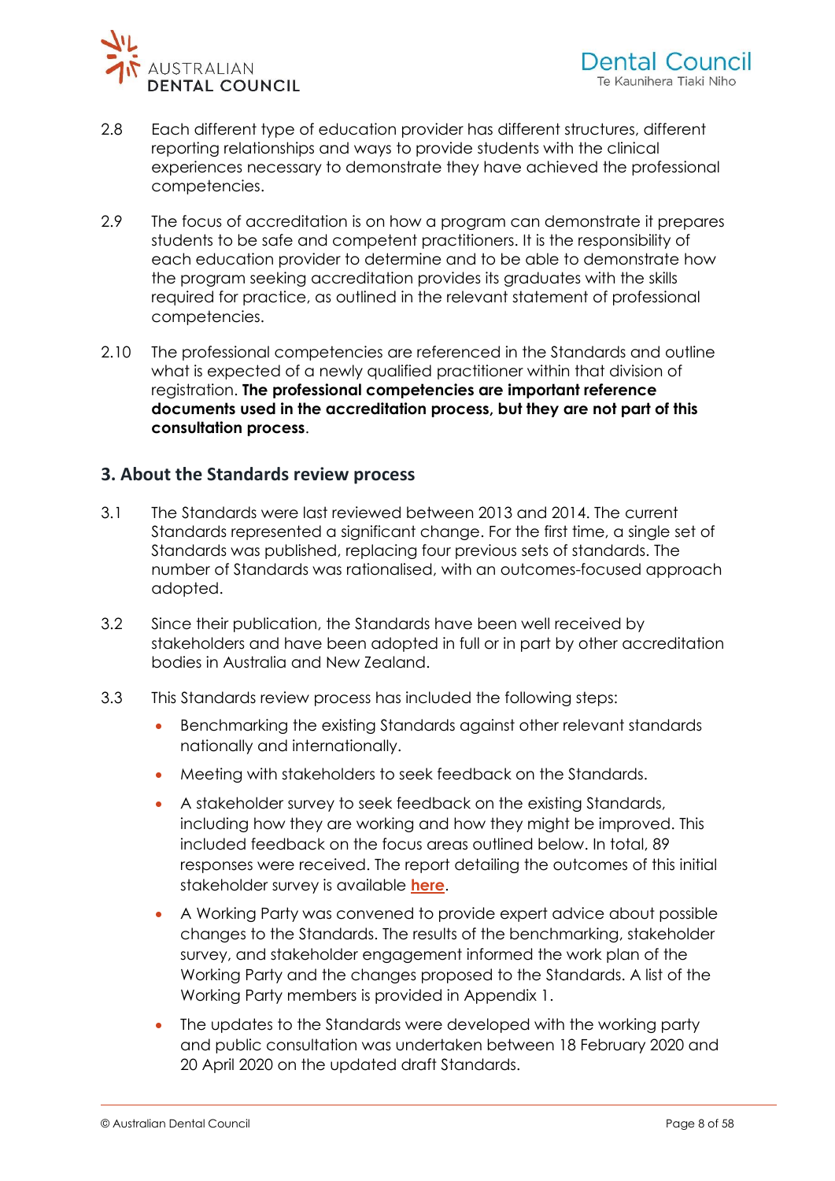2.8 Each different type of education provider has different structures, different reporting relationships and ways to provide students with the clinical experiences necessary to demonstrate they have achieved the professional competencies.

2.9 The focus of accreditation is on how a program can demonstrate it prepares students to be safe and competent practitioners. It is the responsibility of each education provider to determine and to be able to demonstrate how the program seeking accreditation provides its graduates with the skills required for practice, as outlined in the relevant statement of professional competencies.

2.10 The professional competencies are referenced in the Standards and outline what is expected of a newly qualified practitioner within that division of registration. **The professional competencies are important reference documents used in the accreditation process, but they are not part of this consultation process**.

## 3. About the Standards review process

3.1 The Standards were last reviewed between 2013 and 2014. The current Standards represented a significant change. For the first time, a single set of Standards was published, replacing four previous sets of standards. The number of Standards was rationalised, with an outcomes-focused approach adopted.

3.2 Since their publication, the Standards have been well received by stakeholders and have been adopted in full or in part by other accreditation bodies in Australia and New Zealand.

3.3 This Standards review process has included the following steps:

- Benchmarking the existing Standards against other relevant standards nationally and internationally.
- Meeting with stakeholders to seek feedback on the Standards.
- A stakeholder survey to seek feedback on the existing Standards, including how they are working and how they might be improved. This included feedback on the focus areas outlined below. In total, 89 responses were received. The report detailing the outcomes of this initial stakeholder survey is available **here**.
- A Working Party was convened to provide expert advice about possible changes to the Standards. The results of the benchmarking, stakeholder survey, and stakeholder engagement informed the work plan of the Working Party and the changes proposed to the Standards. A list of the Working Party members is provided in Appendix 1.
- The updates to the Standards were developed with the working party and public consultation was undertaken between 18 February 2020 and 20 April 2020 on the updated draft Standards.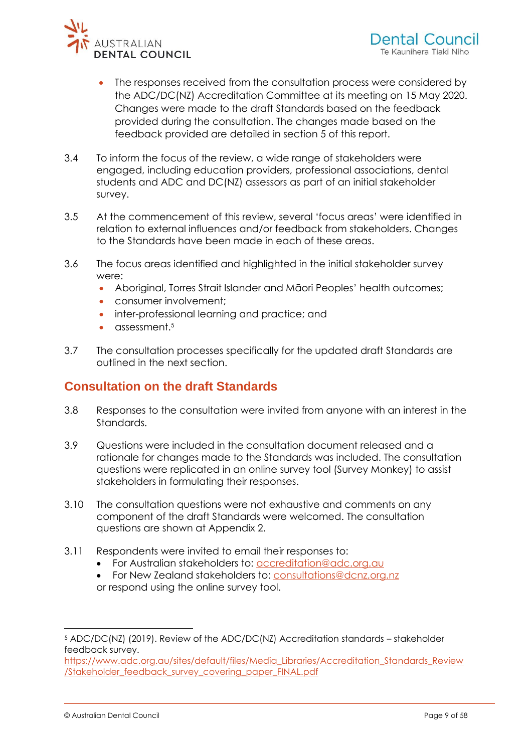- The responses received from the consultation process were considered by the ADC/DC(NZ) Accreditation Committee at its meeting on 15 May 2020. Changes were made to the draft Standards based on the feedback provided during the consultation. The changes made based on the feedback provided are detailed in section 5 of this report.

3.4 To inform the focus of the review, a wide range of stakeholders were engaged, including education providers, professional associations, dental students and ADC and DC(NZ) assessors as part of an initial stakeholder survey.

3.5 At the commencement of this review, several 'focus areas' were identified in relation to external influences and/or feedback from stakeholders. Changes to the Standards have been made in each of these areas.

3.6 The focus areas identified and highlighted in the initial stakeholder survey were:

- Aboriginal, Torres Strait Islander and Māori Peoples' health outcomes;
- consumer involvement;
- inter-professional learning and practice; and
- assessment.[5]

3.7 The consultation processes specifically for the updated draft Standards are outlined in the next section.

## Consultation on the draft Standards

3.8 Responses to the consultation were invited from anyone with an interest in the Standards.

3.9 Questions were included in the consultation document released and a rationale for changes made to the Standards was included. The consultation questions were replicated in an online survey tool (Survey Monkey) to assist stakeholders in formulating their responses.

3.10 The consultation questions were not exhaustive and comments on any component of the draft Standards were welcomed. The consultation questions are shown at Appendix 2.

3.11 Respondents were invited to email their responses to:

- For Australian stakeholders to: accreditation@adc.org.au
- For New Zealand stakeholders to: consultations@dcnz.org.nz

or respond using the online survey tool.

---

[5] ADC/DC(NZ) (2019). Review of the ADC/DC(NZ) Accreditation standards – stakeholder feedback survey. https://www.adc.org.au/sites/default/files/Media_Libraries/Accreditation_Standards_Review/Stakeholder_feedback_survey_covering_paper_FINAL.pdf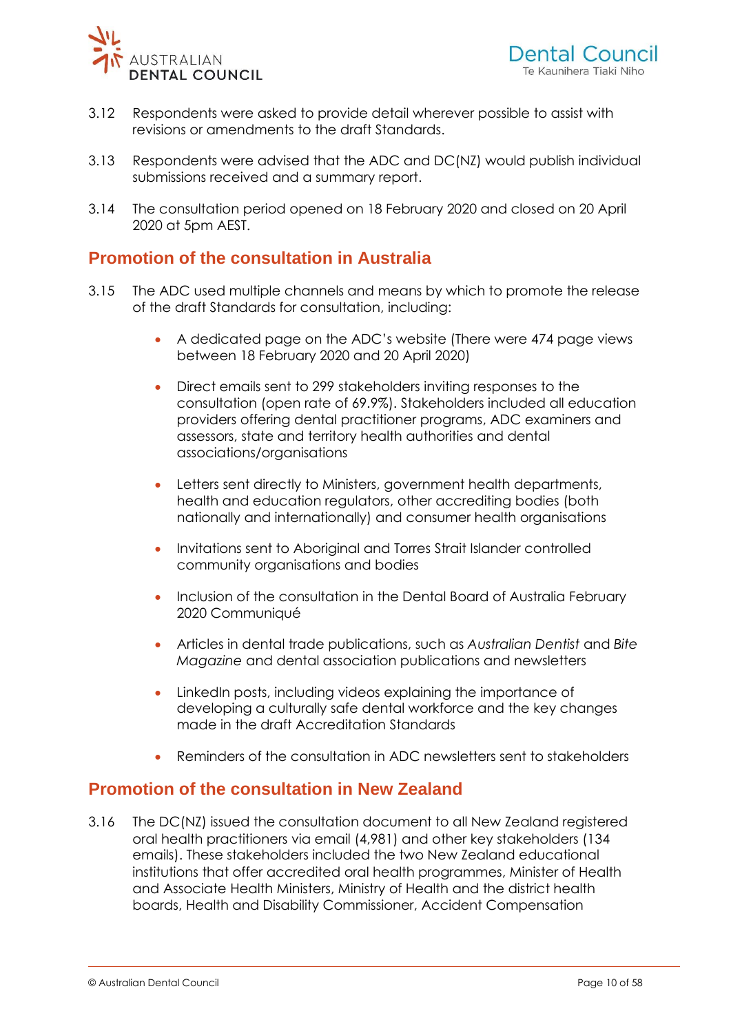3.12 Respondents were asked to provide detail wherever possible to assist with revisions or amendments to the draft Standards.

3.13 Respondents were advised that the ADC and DC(NZ) would publish individual submissions received and a summary report.

3.14 The consultation period opened on 18 February 2020 and closed on 20 April 2020 at 5pm AEST.

## Promotion of the consultation in Australia

3.15 The ADC used multiple channels and means by which to promote the release of the draft Standards for consultation, including:

- A dedicated page on the ADC's website (There were 474 page views between 18 February 2020 and 20 April 2020)
- Direct emails sent to 299 stakeholders inviting responses to the consultation (open rate of 69.9%). Stakeholders included all education providers offering dental practitioner programs, ADC examiners and assessors, state and territory health authorities and dental associations/organisations
- Letters sent directly to Ministers, government health departments, health and education regulators, other accrediting bodies (both nationally and internationally) and consumer health organisations
- Invitations sent to Aboriginal and Torres Strait Islander controlled community organisations and bodies
- Inclusion of the consultation in the Dental Board of Australia February 2020 Communiqué
- Articles in dental trade publications, such as *Australian Dentist* and *Bite Magazine* and dental association publications and newsletters
- LinkedIn posts, including videos explaining the importance of developing a culturally safe dental workforce and the key changes made in the draft Accreditation Standards
- Reminders of the consultation in ADC newsletters sent to stakeholders

## Promotion of the consultation in New Zealand

3.16 The DC(NZ) issued the consultation document to all New Zealand registered oral health practitioners via email (4,981) and other key stakeholders (134 emails). These stakeholders included the two New Zealand educational institutions that offer accredited oral health programmes, Minister of Health and Associate Health Ministers, Ministry of Health and the district health boards, Health and Disability Commissioner, Accident Compensation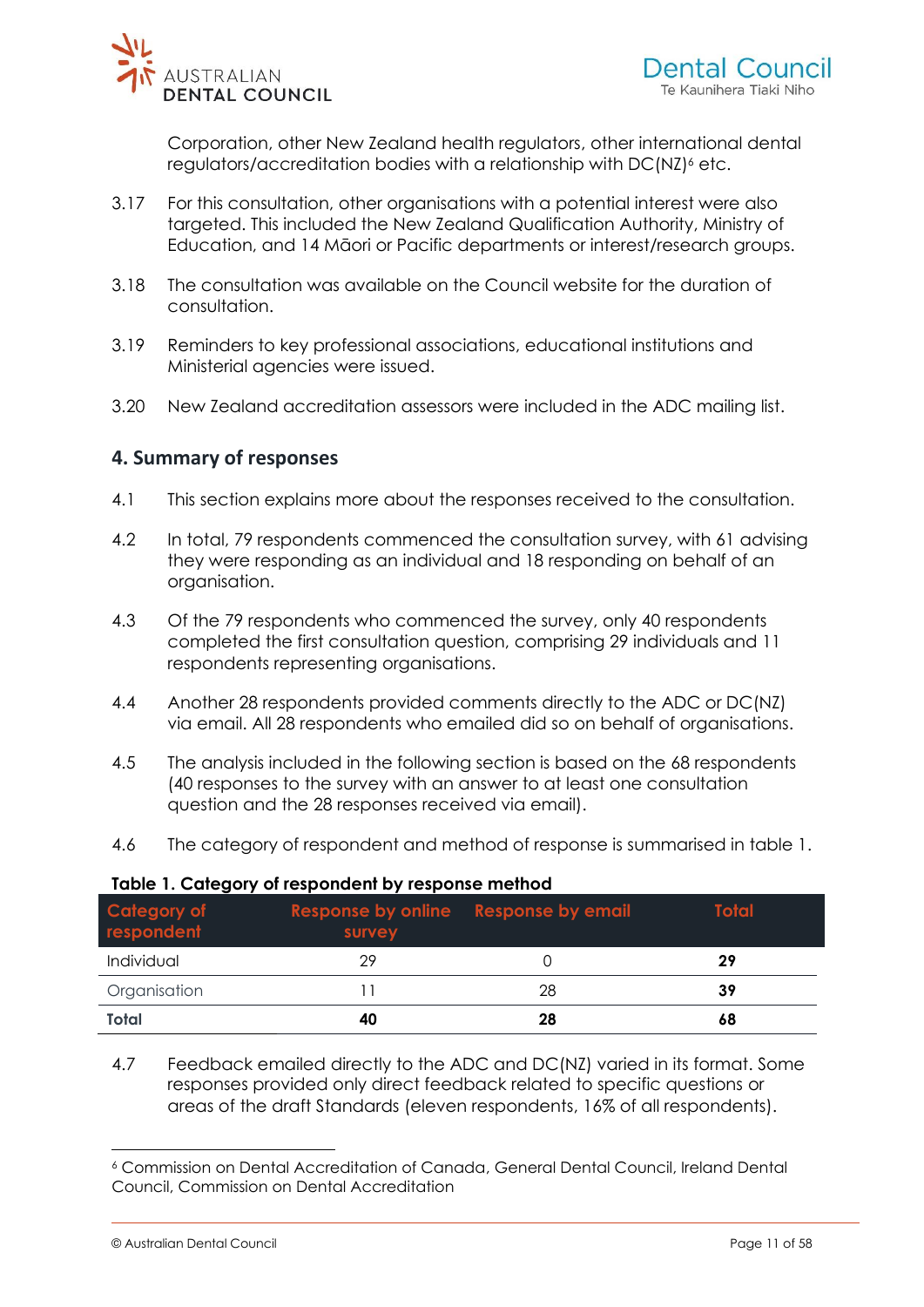Corporation, other New Zealand health regulators, other international dental regulators/accreditation bodies with a relationship with DC(NZ)[6] etc.

3.17 For this consultation, other organisations with a potential interest were also targeted. This included the New Zealand Qualification Authority, Ministry of Education, and 14 Māori or Pacific departments or interest/research groups.

3.18 The consultation was available on the Council website for the duration of consultation.

3.19 Reminders to key professional associations, educational institutions and Ministerial agencies were issued.

3.20 New Zealand accreditation assessors were included in the ADC mailing list.

## 4. Summary of responses

4.1 This section explains more about the responses received to the consultation.

4.2 In total, 79 respondents commenced the consultation survey, with 61 advising they were responding as an individual and 18 responding on behalf of an organisation.

4.3 Of the 79 respondents who commenced the survey, only 40 respondents completed the first consultation question, comprising 29 individuals and 11 respondents representing organisations.

4.4 Another 28 respondents provided comments directly to the ADC or DC(NZ) via email. All 28 respondents who emailed did so on behalf of organisations.

4.5 The analysis included in the following section is based on the 68 respondents (40 responses to the survey with an answer to at least one consultation question and the 28 responses received via email).

4.6 The category of respondent and method of response is summarised in table 1.

**Table 1. Category of respondent by response method**

| Category of respondent | Response by online survey | Response by email | Total |
|---|---|---|---|
| Individual | 29 | 0 | **29** |
| Organisation | 11 | 28 | **39** |
| **Total** | **40** | **28** | **68** |

4.7 Feedback emailed directly to the ADC and DC(NZ) varied in its format. Some responses provided only direct feedback related to specific questions or areas of the draft Standards (eleven respondents, 16% of all respondents).

[6] Commission on Dental Accreditation of Canada, General Dental Council, Ireland Dental Council, Commission on Dental Accreditation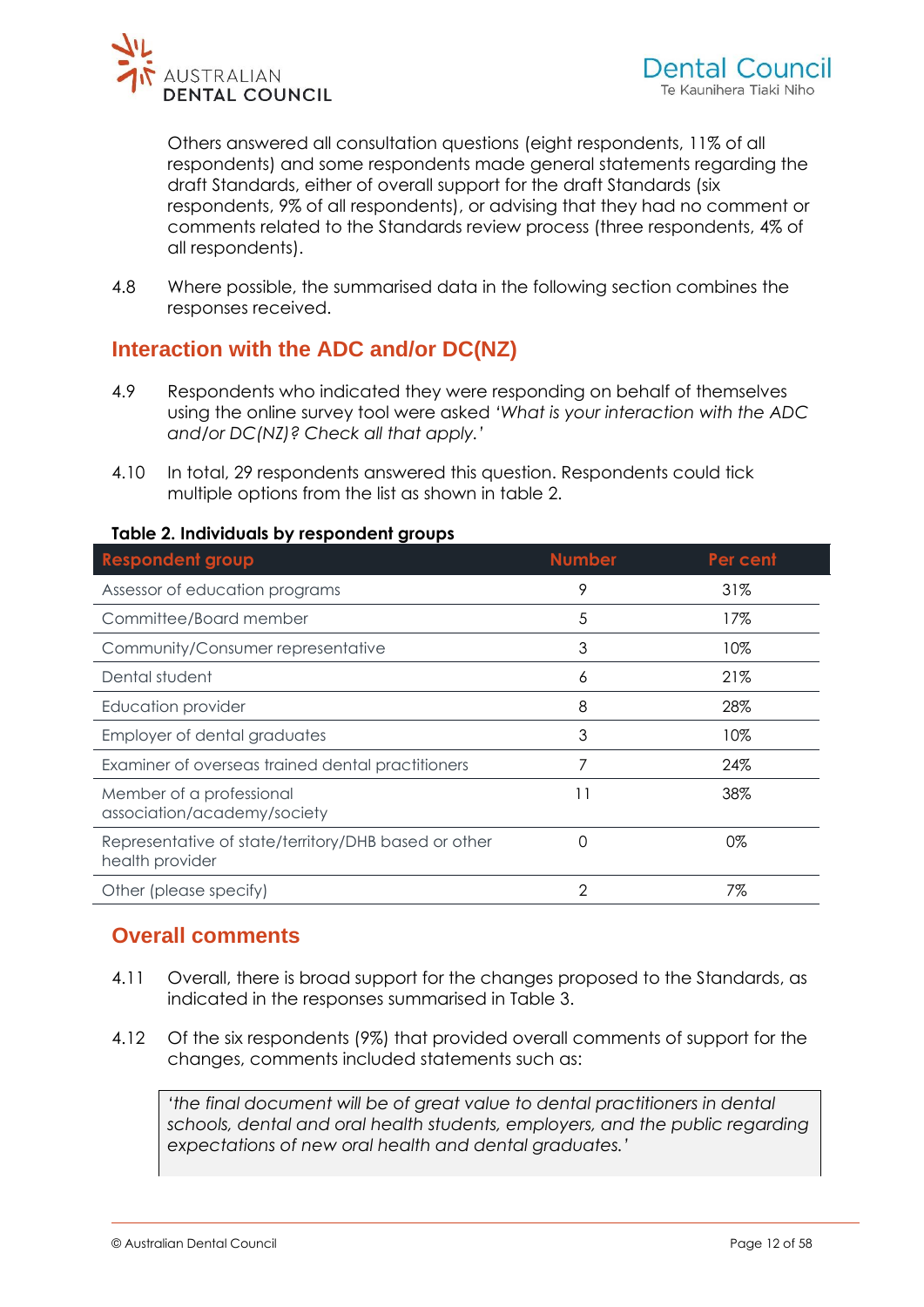Others answered all consultation questions (eight respondents, 11% of all respondents) and some respondents made general statements regarding the draft Standards, either of overall support for the draft Standards (six respondents, 9% of all respondents), or advising that they had no comment or comments related to the Standards review process (three respondents, 4% of all respondents).

4.8 Where possible, the summarised data in the following section combines the responses received.

## Interaction with the ADC and/or DC(NZ)

4.9 Respondents who indicated they were responding on behalf of themselves using the online survey tool were asked *'What is your interaction with the ADC and/or DC(NZ)? Check all that apply.'*

4.10 In total, 29 respondents answered this question. Respondents could tick multiple options from the list as shown in table 2.

**Table 2. Individuals by respondent groups**

| Respondent group | Number | Per cent |
|---|---|---|
| Assessor of education programs | 9 | 31% |
| Committee/Board member | 5 | 17% |
| Community/Consumer representative | 3 | 10% |
| Dental student | 6 | 21% |
| Education provider | 8 | 28% |
| Employer of dental graduates | 3 | 10% |
| Examiner of overseas trained dental practitioners | 7 | 24% |
| Member of a professional association/academy/society | 11 | 38% |
| Representative of state/territory/DHB based or other health provider | 0 | 0% |
| Other (please specify) | 2 | 7% |

## Overall comments

4.11 Overall, there is broad support for the changes proposed to the Standards, as indicated in the responses summarised in Table 3.

4.12 Of the six respondents (9%) that provided overall comments of support for the changes, comments included statements such as:

> *'the final document will be of great value to dental practitioners in dental schools, dental and oral health students, employers, and the public regarding expectations of new oral health and dental graduates.'*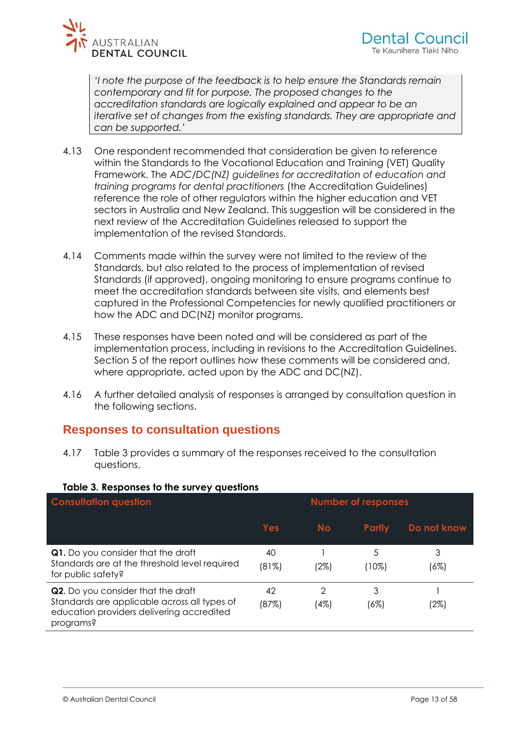> *'I note the purpose of the feedback is to help ensure the Standards remain contemporary and fit for purpose. The proposed changes to the accreditation standards are logically explained and appear to be an iterative set of changes from the existing standards. They are appropriate and can be supported.'*

4.13 One respondent recommended that consideration be given to reference within the Standards to the Vocational Education and Training (VET) Quality Framework. The *ADC/DC(NZ) guidelines for accreditation of education and training programs for dental practitioners* (the Accreditation Guidelines) reference the role of other regulators within the higher education and VET sectors in Australia and New Zealand. This suggestion will be considered in the next review of the Accreditation Guidelines released to support the implementation of the revised Standards.

4.14 Comments made within the survey were not limited to the review of the Standards, but also related to the process of implementation of revised Standards (if approved), ongoing monitoring to ensure programs continue to meet the accreditation standards between site visits, and elements best captured in the Professional Competencies for newly qualified practitioners or how the ADC and DC(NZ) monitor programs.

4.15 These responses have been noted and will be considered as part of the implementation process, including in revisions to the Accreditation Guidelines. Section 5 of the report outlines how these comments will be considered and, where appropriate, acted upon by the ADC and DC(NZ).

4.16 A further detailed analysis of responses is arranged by consultation question in the following sections.

## Responses to consultation questions

4.17 Table 3 provides a summary of the responses received to the consultation questions.

**Table 3. Responses to the survey questions**

| Consultation question | Number of responses | | | |
|---|---|---|---|---|
| | Yes | No | Partly | Do not know |
| **Q1.** Do you consider that the draft Standards are at the threshold level required for public safety? | 40 (81%) | 1 (2%) | 5 (10%) | 3 (6%) |
| **Q2.** Do you consider that the draft Standards are applicable across all types of education providers delivering accredited programs? | 42 (87%) | 2 (4%) | 3 (6%) | 1 (2%) |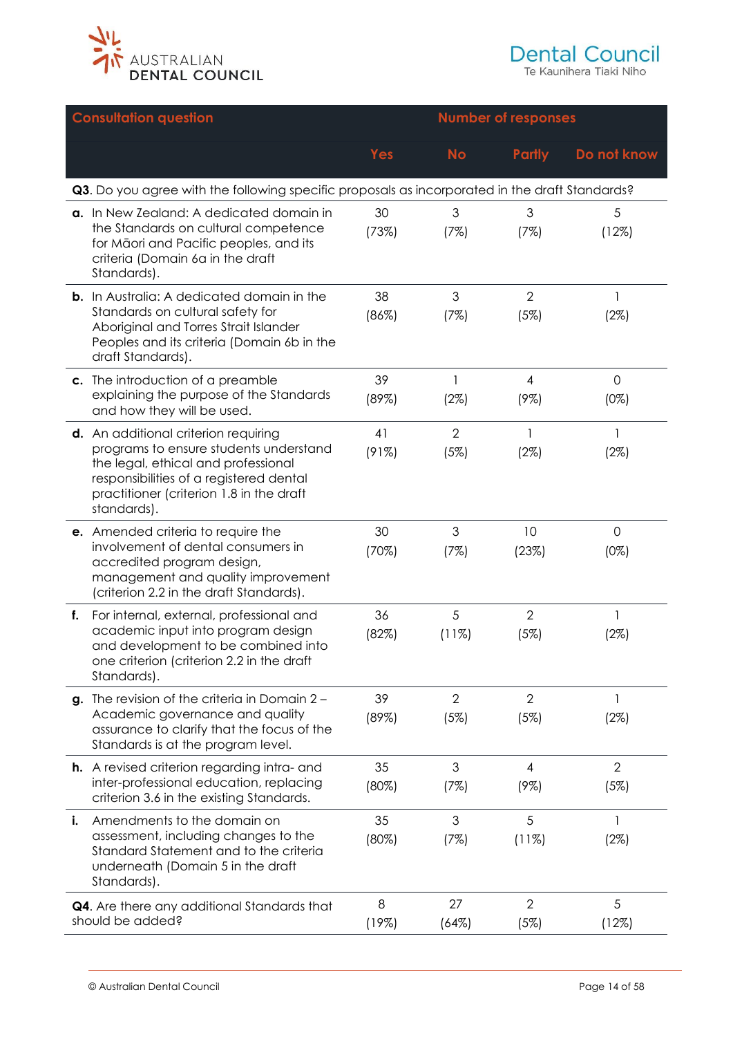| Consultation question | Number of responses | | | |
|---|---|---|---|---|
| | Yes | No | Partly | Do not know |
| **Q3**. Do you agree with the following specific proposals as incorporated in the draft Standards? | | | | |
| **a.** In New Zealand: A dedicated domain in the Standards on cultural competence for Māori and Pacific peoples, and its criteria (Domain 6a in the draft Standards). | 30 (73%) | 3 (7%) | 3 (7%) | 5 (12%) |
| **b.** In Australia: A dedicated domain in the Standards on cultural safety for Aboriginal and Torres Strait Islander Peoples and its criteria (Domain 6b in the draft Standards). | 38 (86%) | 3 (7%) | 2 (5%) | 1 (2%) |
| **c.** The introduction of a preamble explaining the purpose of the Standards and how they will be used. | 39 (89%) | 1 (2%) | 4 (9%) | 0 (0%) |
| **d.** An additional criterion requiring programs to ensure students understand the legal, ethical and professional responsibilities of a registered dental practitioner (criterion 1.8 in the draft standards). | 41 (91%) | 2 (5%) | 1 (2%) | 1 (2%) |
| **e.** Amended criteria to require the involvement of dental consumers in accredited program design, management and quality improvement (criterion 2.2 in the draft Standards). | 30 (70%) | 3 (7%) | 10 (23%) | 0 (0%) |
| **f.** For internal, external, professional and academic input into program design and development to be combined into one criterion (criterion 2.2 in the draft Standards). | 36 (82%) | 5 (11%) | 2 (5%) | 1 (2%) |
| **g.** The revision of the criteria in Domain 2 – Academic governance and quality assurance to clarify that the focus of the Standards is at the program level. | 39 (89%) | 2 (5%) | 2 (5%) | 1 (2%) |
| **h.** A revised criterion regarding intra- and inter-professional education, replacing criterion 3.6 in the existing Standards. | 35 (80%) | 3 (7%) | 4 (9%) | 2 (5%) |
| **i.** Amendments to the domain on assessment, including changes to the Standard Statement and to the criteria underneath (Domain 5 in the draft Standards). | 35 (80%) | 3 (7%) | 5 (11%) | 1 (2%) |
| **Q4**. Are there any additional Standards that should be added? | 8 (19%) | 27 (64%) | 2 (5%) | 5 (12%) |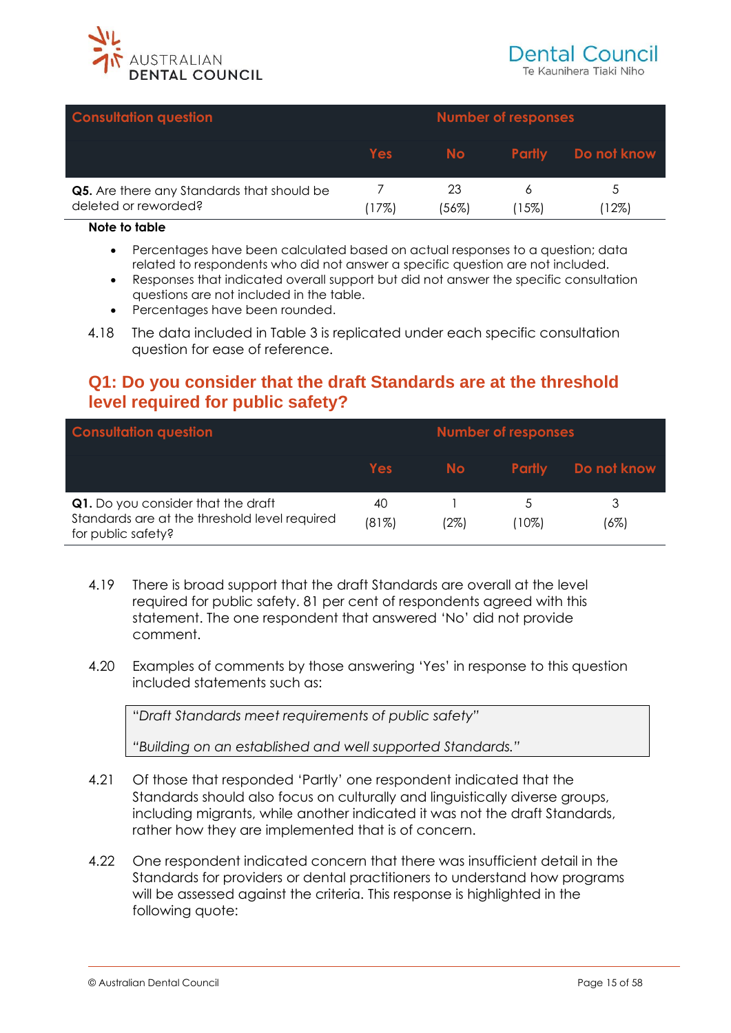| Consultation question | Number of responses | | | |
|---|---|---|---|---|
| | Yes | No | Partly | Do not know |
| **Q5.** Are there any Standards that should be deleted or reworded? | 7 (17%) | 23 (56%) | 6 (15%) | 5 (12%) |

**Note to table**

- Percentages have been calculated based on actual responses to a question; data related to respondents who did not answer a specific question are not included.
- Responses that indicated overall support but did not answer the specific consultation questions are not included in the table.
- Percentages have been rounded.

4.18 The data included in Table 3 is replicated under each specific consultation question for ease of reference.

## Q1: Do you consider that the draft Standards are at the threshold level required for public safety?

| Consultation question | Number of responses | | | |
|---|---|---|---|---|
| | Yes | No | Partly | Do not know |
| **Q1.** Do you consider that the draft Standards are at the threshold level required for public safety? | 40 (81%) | 1 (2%) | 5 (10%) | 3 (6%) |

4.19 There is broad support that the draft Standards are overall at the level required for public safety. 81 per cent of respondents agreed with this statement. The one respondent that answered 'No' did not provide comment.

4.20 Examples of comments by those answering 'Yes' in response to this question included statements such as:

> *"Draft Standards meet requirements of public safety"*
>
> *"Building on an established and well supported Standards."*

4.21 Of those that responded 'Partly' one respondent indicated that the Standards should also focus on culturally and linguistically diverse groups, including migrants, while another indicated it was not the draft Standards, rather how they are implemented that is of concern.

4.22 One respondent indicated concern that there was insufficient detail in the Standards for providers or dental practitioners to understand how programs will be assessed against the criteria. This response is highlighted in the following quote: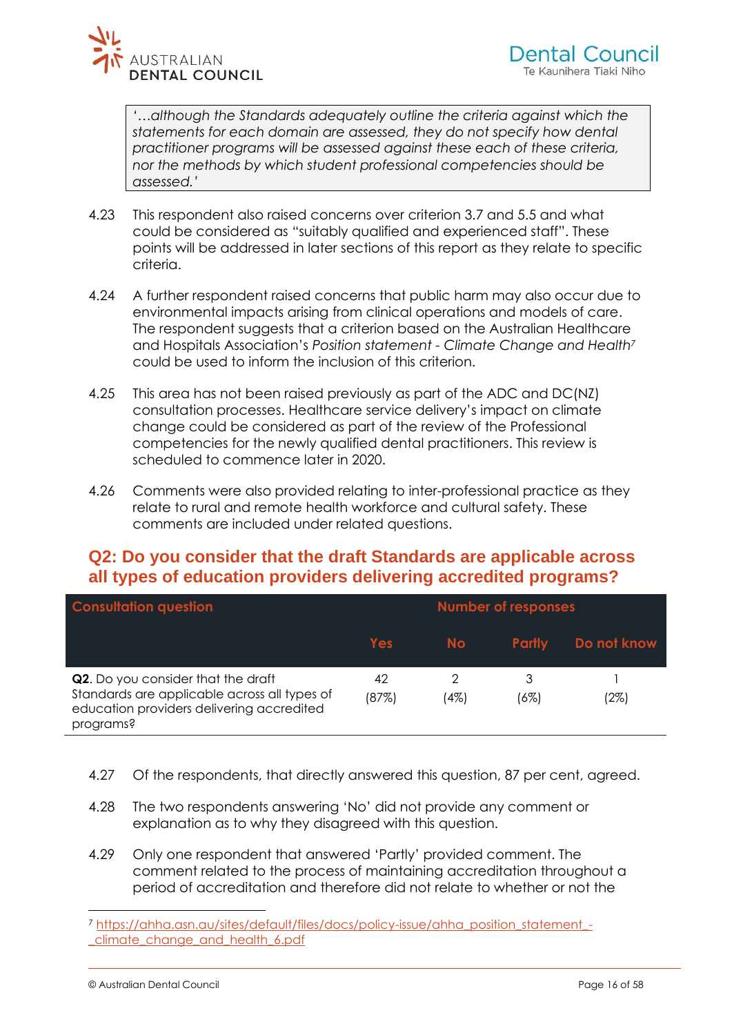> '...although the Standards adequately outline the criteria against which the statements for each domain are assessed, they do not specify how dental practitioner programs will be assessed against these each of these criteria, nor the methods by which student professional competencies should be assessed.'

4.23 This respondent also raised concerns over criterion 3.7 and 5.5 and what could be considered as "suitably qualified and experienced staff". These points will be addressed in later sections of this report as they relate to specific criteria.

4.24 A further respondent raised concerns that public harm may also occur due to environmental impacts arising from clinical operations and models of care. The respondent suggests that a criterion based on the Australian Healthcare and Hospitals Association's *Position statement - Climate Change and Health*[7] could be used to inform the inclusion of this criterion.

4.25 This area has not been raised previously as part of the ADC and DC(NZ) consultation processes. Healthcare service delivery's impact on climate change could be considered as part of the review of the Professional competencies for the newly qualified dental practitioners. This review is scheduled to commence later in 2020.

4.26 Comments were also provided relating to inter-professional practice as they relate to rural and remote health workforce and cultural safety. These comments are included under related questions.

## Q2: Do you consider that the draft Standards are applicable across all types of education providers delivering accredited programs?

| Consultation question | Number of responses | | | |
|---|---|---|---|---|
| | Yes | No | Partly | Do not know |
| **Q2**. Do you consider that the draft Standards are applicable across all types of education providers delivering accredited programs? | 42 (87%) | 2 (4%) | 3 (6%) | 1 (2%) |

4.27 Of the respondents, that directly answered this question, 87 per cent, agreed.

4.28 The two respondents answering 'No' did not provide any comment or explanation as to why they disagreed with this question.

4.29 Only one respondent that answered 'Partly' provided comment. The comment related to the process of maintaining accreditation throughout a period of accreditation and therefore did not relate to whether or not the

[7] https://ahha.asn.au/sites/default/files/docs/policy-issue/ahha_position_statement_-_climate_change_and_health_6.pdf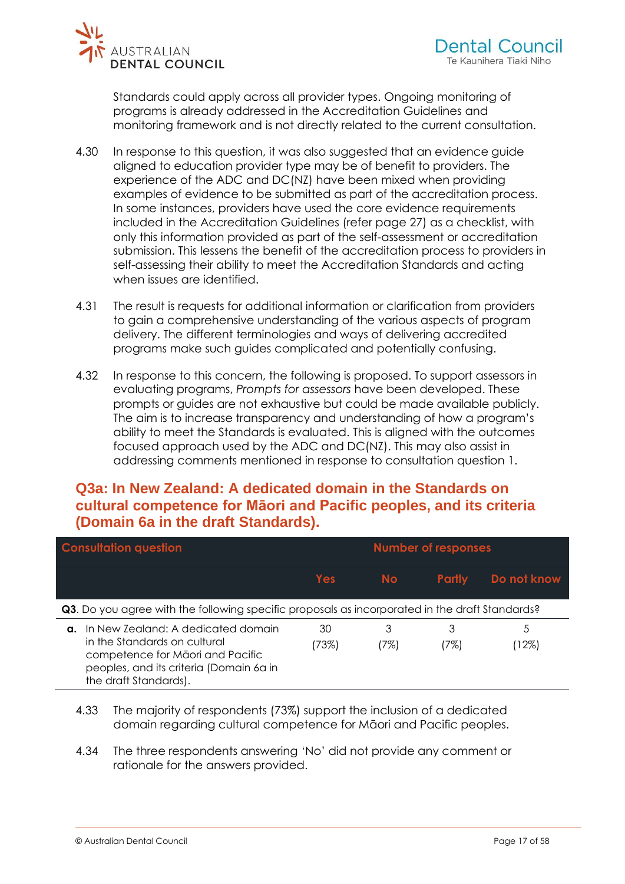Standards could apply across all provider types. Ongoing monitoring of programs is already addressed in the Accreditation Guidelines and monitoring framework and is not directly related to the current consultation.

4.30 In response to this question, it was also suggested that an evidence guide aligned to education provider type may be of benefit to providers. The experience of the ADC and DC(NZ) have been mixed when providing examples of evidence to be submitted as part of the accreditation process. In some instances, providers have used the core evidence requirements included in the Accreditation Guidelines (refer page 27) as a checklist, with only this information provided as part of the self-assessment or accreditation submission. This lessens the benefit of the accreditation process to providers in self-assessing their ability to meet the Accreditation Standards and acting when issues are identified.

4.31 The result is requests for additional information or clarification from providers to gain a comprehensive understanding of the various aspects of program delivery. The different terminologies and ways of delivering accredited programs make such guides complicated and potentially confusing.

4.32 In response to this concern, the following is proposed. To support assessors in evaluating programs, *Prompts for assessors* have been developed. These prompts or guides are not exhaustive but could be made available publicly. The aim is to increase transparency and understanding of how a program's ability to meet the Standards is evaluated. This is aligned with the outcomes focused approach used by the ADC and DC(NZ). This may also assist in addressing comments mentioned in response to consultation question 1.

## Q3a: In New Zealand: A dedicated domain in the Standards on cultural competence for Māori and Pacific peoples, and its criteria (Domain 6a in the draft Standards).

| Consultation question | Number of responses | | | |
|---|---|---|---|---|
| | Yes | No | Partly | Do not know |
| **Q3**. Do you agree with the following specific proposals as incorporated in the draft Standards? | | | | |
| **a.** In New Zealand: A dedicated domain in the Standards on cultural competence for Māori and Pacific peoples, and its criteria (Domain 6a in the draft Standards). | 30 (73%) | 3 (7%) | 3 (7%) | 5 (12%) |

4.33 The majority of respondents (73%) support the inclusion of a dedicated domain regarding cultural competence for Māori and Pacific peoples.

4.34 The three respondents answering 'No' did not provide any comment or rationale for the answers provided.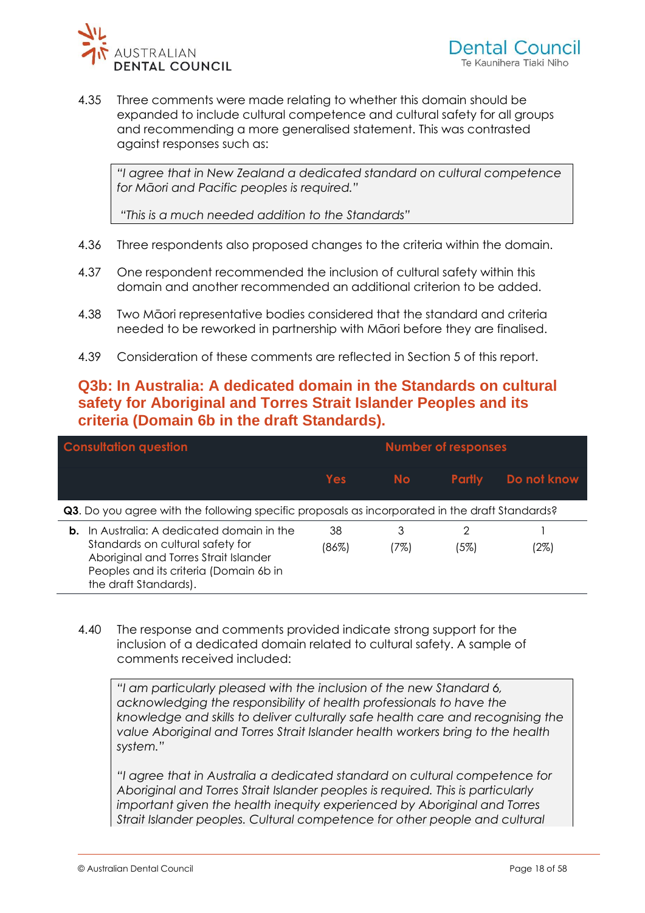4.35 Three comments were made relating to whether this domain should be expanded to include cultural competence and cultural safety for all groups and recommending a more generalised statement. This was contrasted against responses such as:

> *"I agree that in New Zealand a dedicated standard on cultural competence for Māori and Pacific peoples is required."*
>
> *"This is a much needed addition to the Standards"*

4.36 Three respondents also proposed changes to the criteria within the domain.

4.37 One respondent recommended the inclusion of cultural safety within this domain and another recommended an additional criterion to be added.

4.38 Two Māori representative bodies considered that the standard and criteria needed to be reworked in partnership with Māori before they are finalised.

4.39 Consideration of these comments are reflected in Section 5 of this report.

## Q3b: In Australia: A dedicated domain in the Standards on cultural safety for Aboriginal and Torres Strait Islander Peoples and its criteria (Domain 6b in the draft Standards).

| Consultation question | Number of responses | | | |
|---|---|---|---|---|
| | Yes | No | Partly | Do not know |
| **Q3**. Do you agree with the following specific proposals as incorporated in the draft Standards? | | | | |
| **b.** In Australia: A dedicated domain in the Standards on cultural safety for Aboriginal and Torres Strait Islander Peoples and its criteria (Domain 6b in the draft Standards). | 38 (86%) | 3 (7%) | 2 (5%) | 1 (2%) |

4.40 The response and comments provided indicate strong support for the inclusion of a dedicated domain related to cultural safety. A sample of comments received included:

> *"I am particularly pleased with the inclusion of the new Standard 6, acknowledging the responsibility of health professionals to have the knowledge and skills to deliver culturally safe health care and recognising the value Aboriginal and Torres Strait Islander health workers bring to the health system."*
>
> *"I agree that in Australia a dedicated standard on cultural competence for Aboriginal and Torres Strait Islander peoples is required. This is particularly important given the health inequity experienced by Aboriginal and Torres Strait Islander peoples. Cultural competence for other people and cultural*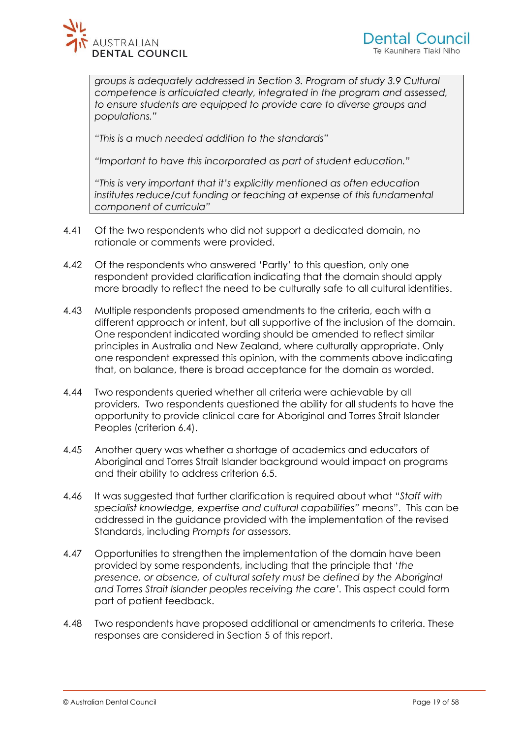> *groups is adequately addressed in Section 3. Program of study 3.9 Cultural competence is articulated clearly, integrated in the program and assessed, to ensure students are equipped to provide care to diverse groups and populations."*
>
> *"This is a much needed addition to the standards"*
>
> *"Important to have this incorporated as part of student education."*
>
> *"This is very important that it's explicitly mentioned as often education institutes reduce/cut funding or teaching at expense of this fundamental component of curricula"*

4.41 Of the two respondents who did not support a dedicated domain, no rationale or comments were provided.

4.42 Of the respondents who answered 'Partly' to this question, only one respondent provided clarification indicating that the domain should apply more broadly to reflect the need to be culturally safe to all cultural identities.

4.43 Multiple respondents proposed amendments to the criteria, each with a different approach or intent, but all supportive of the inclusion of the domain. One respondent indicated wording should be amended to reflect similar principles in Australia and New Zealand, where culturally appropriate. Only one respondent expressed this opinion, with the comments above indicating that, on balance, there is broad acceptance for the domain as worded.

4.44 Two respondents queried whether all criteria were achievable by all providers. Two respondents questioned the ability for all students to have the opportunity to provide clinical care for Aboriginal and Torres Strait Islander Peoples (criterion 6.4).

4.45 Another query was whether a shortage of academics and educators of Aboriginal and Torres Strait Islander background would impact on programs and their ability to address criterion 6.5.

4.46 It was suggested that further clarification is required about what "*Staff with specialist knowledge, expertise and cultural capabilities"* means". This can be addressed in the guidance provided with the implementation of the revised Standards, including *Prompts for assessors*.

4.47 Opportunities to strengthen the implementation of the domain have been provided by some respondents, including that the principle that '*the presence, or absence, of cultural safety must be defined by the Aboriginal and Torres Strait Islander peoples receiving the care'*. This aspect could form part of patient feedback.

4.48 Two respondents have proposed additional or amendments to criteria. These responses are considered in Section 5 of this report.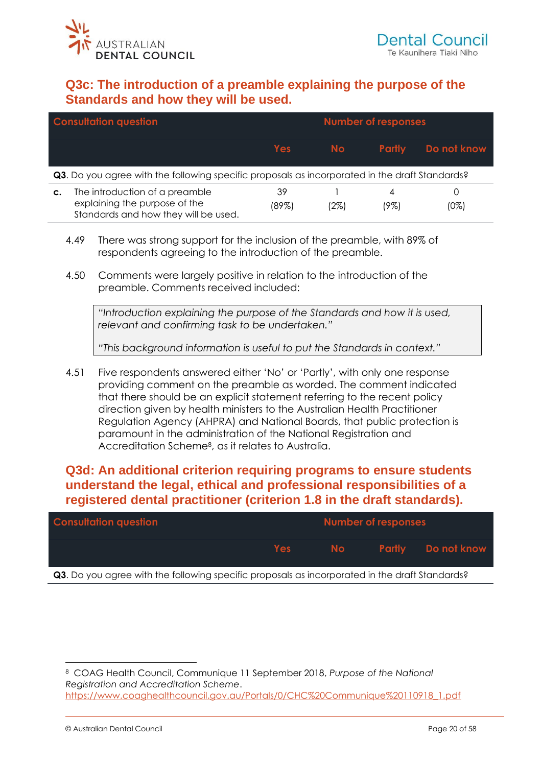## Q3c: The introduction of a preamble explaining the purpose of the Standards and how they will be used.

| Consultation question | | Number of responses | | | |
|---|---|---|---|---|---|
| | | Yes | No | Partly | Do not know |
| **Q3**. Do you agree with the following specific proposals as incorporated in the draft Standards? | | | | | |
| **c.** | The introduction of a preamble explaining the purpose of the Standards and how they will be used. | 39 (89%) | 1 (2%) | 4 (9%) | 0 (0%) |

4.49 There was strong support for the inclusion of the preamble, with 89% of respondents agreeing to the introduction of the preamble.

4.50 Comments were largely positive in relation to the introduction of the preamble. Comments received included:

> *"Introduction explaining the purpose of the Standards and how it is used, relevant and confirming task to be undertaken."*
>
> *"This background information is useful to put the Standards in context."*

4.51 Five respondents answered either 'No' or 'Partly', with only one response providing comment on the preamble as worded. The comment indicated that there should be an explicit statement referring to the recent policy direction given by health ministers to the Australian Health Practitioner Regulation Agency (AHPRA) and National Boards, that public protection is paramount in the administration of the National Registration and Accreditation Scheme[8], as it relates to Australia.

## Q3d: An additional criterion requiring programs to ensure students understand the legal, ethical and professional responsibilities of a registered dental practitioner (criterion 1.8 in the draft standards).

| Consultation question | | Number of responses | | | |
|---|---|---|---|---|---|
| | | Yes | No | Partly | Do not know |
| **Q3**. Do you agree with the following specific proposals as incorporated in the draft Standards? | | | | | |

[8] COAG Health Council, Communique 11 September 2018, *Purpose of the National Registration and Accreditation Scheme*. https://www.coaghealthcouncil.gov.au/Portals/0/CHC%20Communique%20110918_1.pdf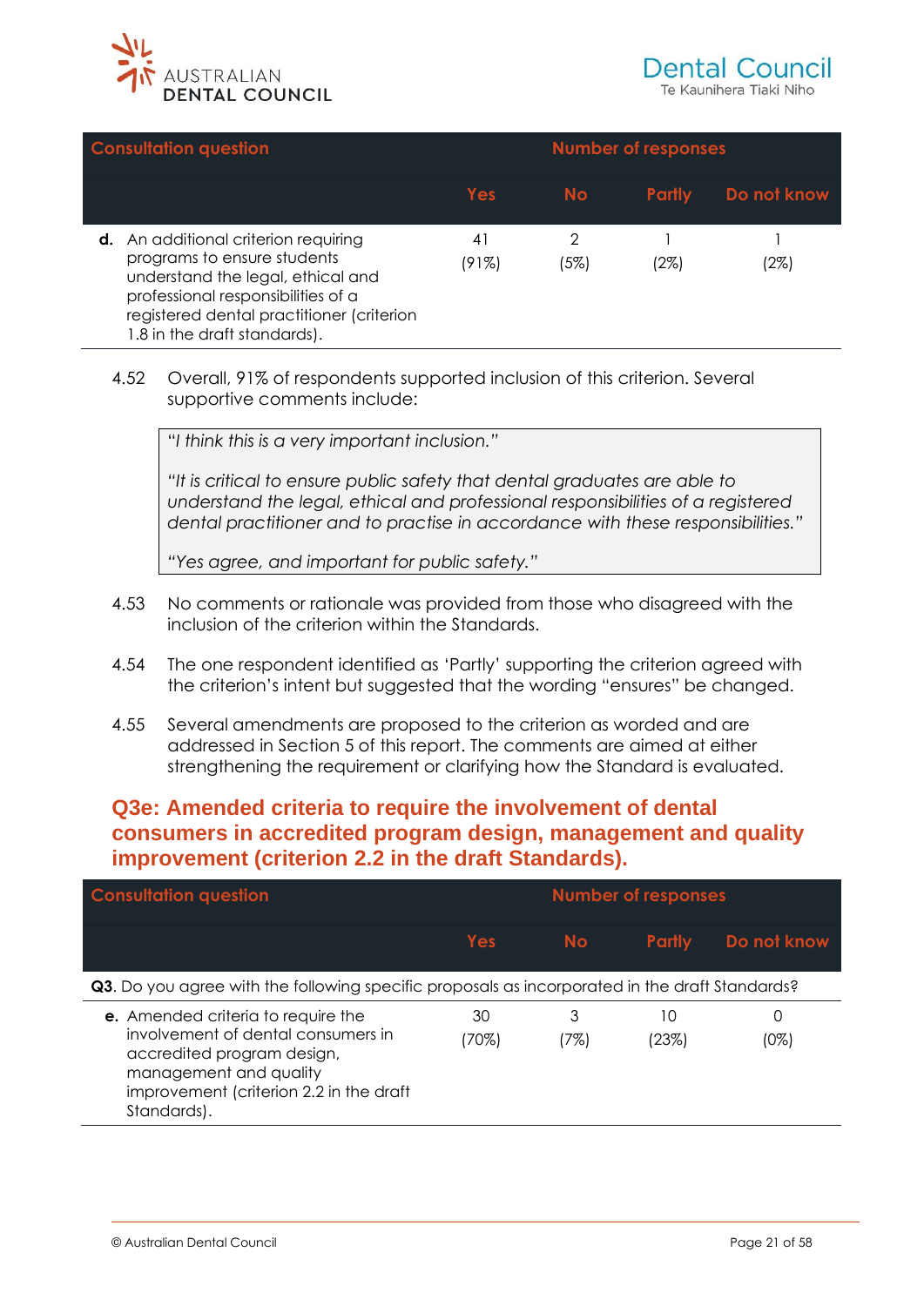| Consultation question | Number of responses | | | |
|---|---|---|---|---|
| | Yes | No | Partly | Do not know |
| **d.** An additional criterion requiring programs to ensure students understand the legal, ethical and professional responsibilities of a registered dental practitioner (criterion 1.8 in the draft standards). | 41 (91%) | 2 (5%) | 1 (2%) | 1 (2%) |

4.52 Overall, 91% of respondents supported inclusion of this criterion. Several supportive comments include:

> *"I think this is a very important inclusion."*
>
> *"It is critical to ensure public safety that dental graduates are able to understand the legal, ethical and professional responsibilities of a registered dental practitioner and to practise in accordance with these responsibilities."*
>
> *"Yes agree, and important for public safety."*

4.53 No comments or rationale was provided from those who disagreed with the inclusion of the criterion within the Standards.

4.54 The one respondent identified as 'Partly' supporting the criterion agreed with the criterion's intent but suggested that the wording "ensures" be changed.

4.55 Several amendments are proposed to the criterion as worded and are addressed in Section 5 of this report. The comments are aimed at either strengthening the requirement or clarifying how the Standard is evaluated.

## Q3e: Amended criteria to require the involvement of dental consumers in accredited program design, management and quality improvement (criterion 2.2 in the draft Standards).

| Consultation question | Number of responses | | | |
|---|---|---|---|---|
| | Yes | No | Partly | Do not know |
| **Q3**. Do you agree with the following specific proposals as incorporated in the draft Standards? | | | | |
| **e.** Amended criteria to require the involvement of dental consumers in accredited program design, management and quality improvement (criterion 2.2 in the draft Standards). | 30 (70%) | 3 (7%) | 10 (23%) | 0 (0%) |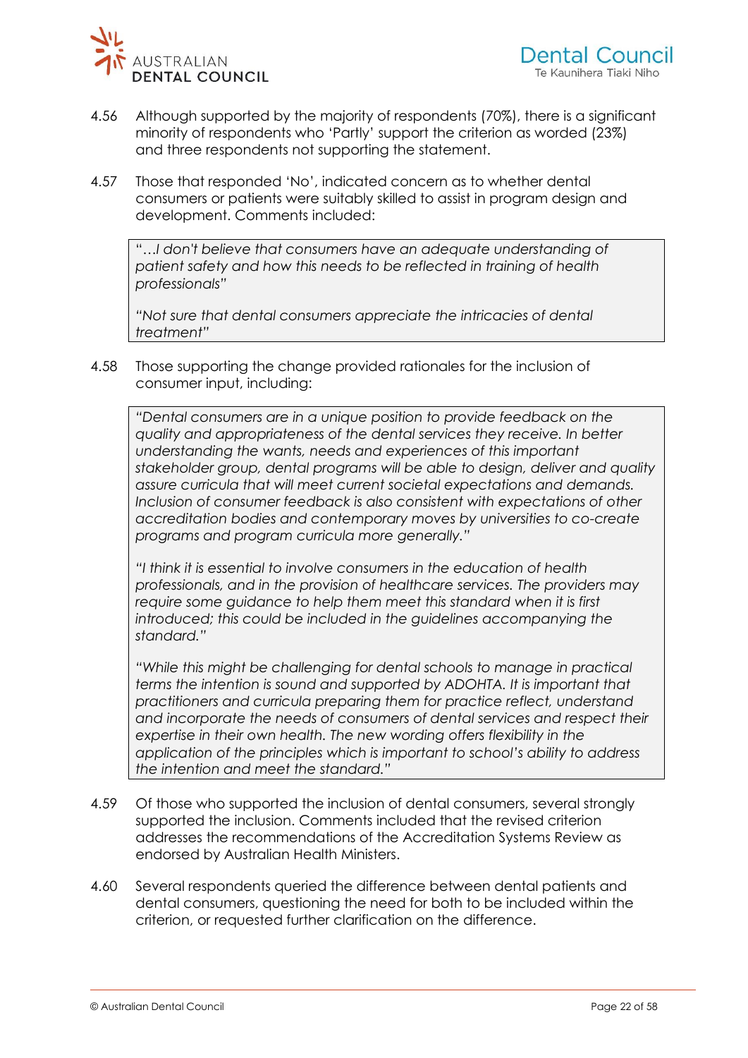4.56 Although supported by the majority of respondents (70%), there is a significant minority of respondents who 'Partly' support the criterion as worded (23%) and three respondents not supporting the statement.

4.57 Those that responded 'No', indicated concern as to whether dental consumers or patients were suitably skilled to assist in program design and development. Comments included:

> *"…I don't believe that consumers have an adequate understanding of patient safety and how this needs to be reflected in training of health professionals"*
>
> *"Not sure that dental consumers appreciate the intricacies of dental treatment"*

4.58 Those supporting the change provided rationales for the inclusion of consumer input, including:

> *"Dental consumers are in a unique position to provide feedback on the quality and appropriateness of the dental services they receive. In better understanding the wants, needs and experiences of this important stakeholder group, dental programs will be able to design, deliver and quality assure curricula that will meet current societal expectations and demands. Inclusion of consumer feedback is also consistent with expectations of other accreditation bodies and contemporary moves by universities to co-create programs and program curricula more generally."*
>
> *"I think it is essential to involve consumers in the education of health professionals, and in the provision of healthcare services. The providers may require some guidance to help them meet this standard when it is first introduced; this could be included in the guidelines accompanying the standard."*
>
> *"While this might be challenging for dental schools to manage in practical terms the intention is sound and supported by ADOHTA. It is important that practitioners and curricula preparing them for practice reflect, understand and incorporate the needs of consumers of dental services and respect their expertise in their own health. The new wording offers flexibility in the application of the principles which is important to school's ability to address the intention and meet the standard."*

4.59 Of those who supported the inclusion of dental consumers, several strongly supported the inclusion. Comments included that the revised criterion addresses the recommendations of the Accreditation Systems Review as endorsed by Australian Health Ministers.

4.60 Several respondents queried the difference between dental patients and dental consumers, questioning the need for both to be included within the criterion, or requested further clarification on the difference.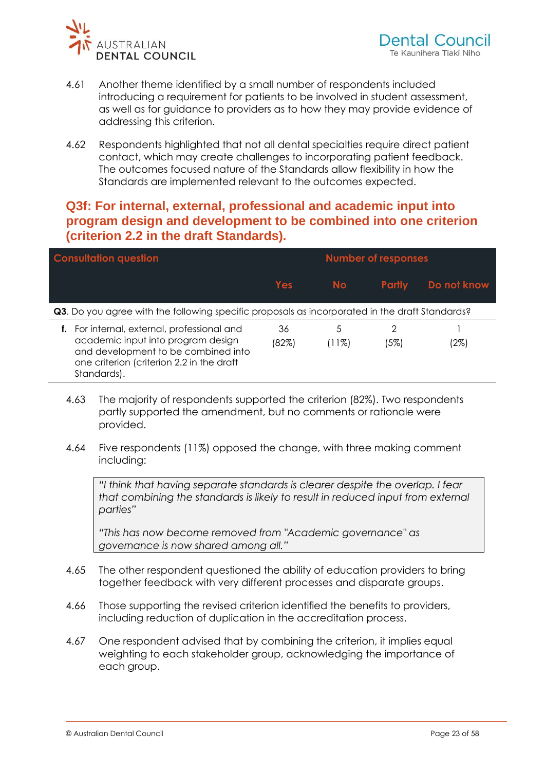4.61 Another theme identified by a small number of respondents included introducing a requirement for patients to be involved in student assessment, as well as for guidance to providers as to how they may provide evidence of addressing this criterion.

4.62 Respondents highlighted that not all dental specialties require direct patient contact, which may create challenges to incorporating patient feedback. The outcomes focused nature of the Standards allow flexibility in how the Standards are implemented relevant to the outcomes expected.

## Q3f: For internal, external, professional and academic input into program design and development to be combined into one criterion (criterion 2.2 in the draft Standards).

| Consultation question | Number of responses | | | |
|---|---|---|---|---|
| | Yes | No | Partly | Do not know |
| **Q3**. Do you agree with the following specific proposals as incorporated in the draft Standards? | | | | |
| **f.** For internal, external, professional and academic input into program design and development to be combined into one criterion (criterion 2.2 in the draft Standards). | 36 (82%) | 5 (11%) | 2 (5%) | 1 (2%) |

4.63 The majority of respondents supported the criterion (82%). Two respondents partly supported the amendment, but no comments or rationale were provided.

4.64 Five respondents (11%) opposed the change, with three making comment including:

> *"I think that having separate standards is clearer despite the overlap. I fear that combining the standards is likely to result in reduced input from external parties"*
>
> *"This has now become removed from "Academic governance" as governance is now shared among all."*

4.65 The other respondent questioned the ability of education providers to bring together feedback with very different processes and disparate groups.

4.66 Those supporting the revised criterion identified the benefits to providers, including reduction of duplication in the accreditation process.

4.67 One respondent advised that by combining the criterion, it implies equal weighting to each stakeholder group, acknowledging the importance of each group.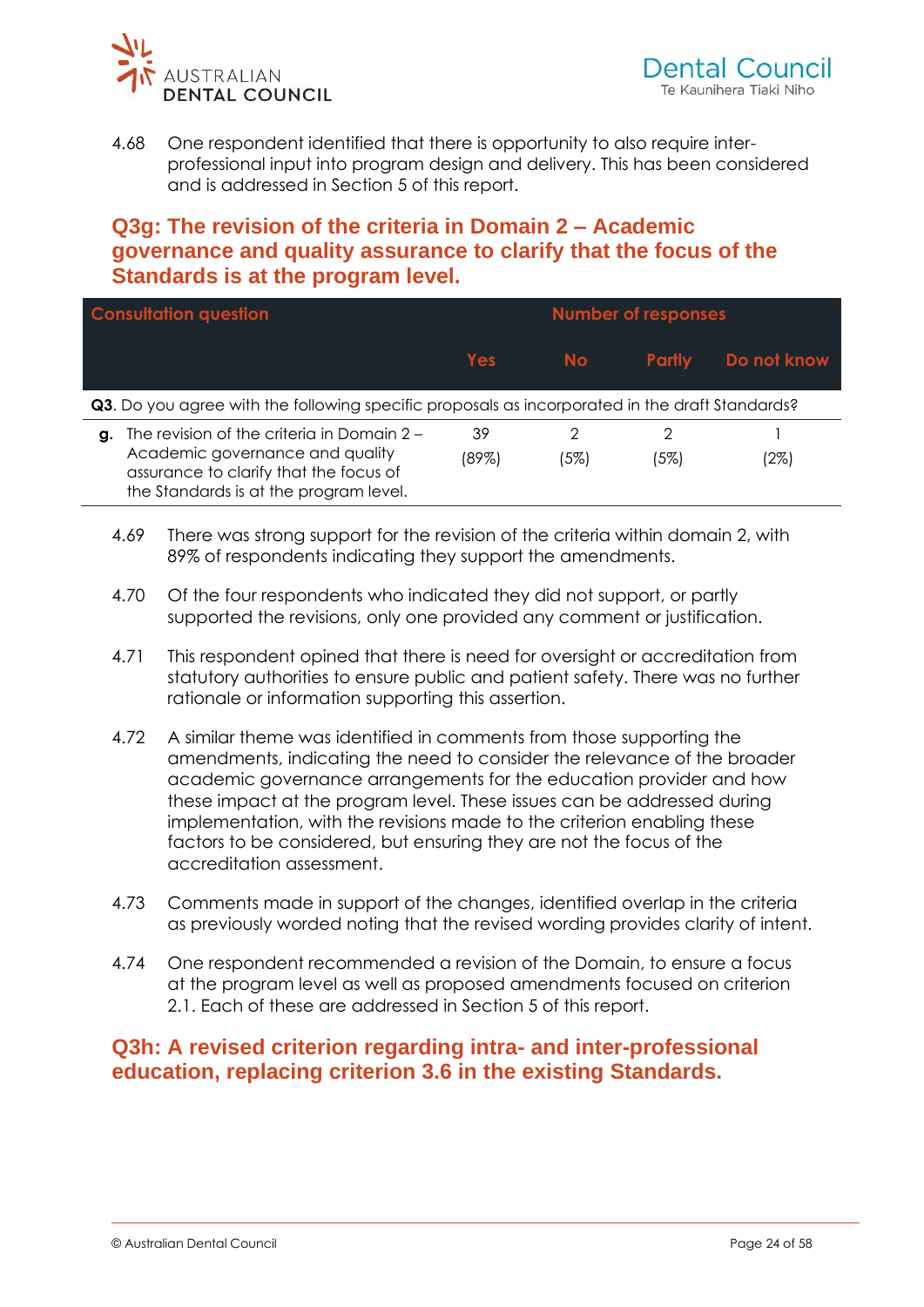4.68 One respondent identified that there is opportunity to also require inter-professional input into program design and delivery. This has been considered and is addressed in Section 5 of this report.

## Q3g: The revision of the criteria in Domain 2 – Academic governance and quality assurance to clarify that the focus of the Standards is at the program level.

| Consultation question | Number of responses | | | |
|---|---|---|---|---|
| | Yes | No | Partly | Do not know |
| **Q3**. Do you agree with the following specific proposals as incorporated in the draft Standards? | | | | |
| **g.** The revision of the criteria in Domain 2 – Academic governance and quality assurance to clarify that the focus of the Standards is at the program level. | 39 (89%) | 2 (5%) | 2 (5%) | 1 (2%) |

4.69 There was strong support for the revision of the criteria within domain 2, with 89% of respondents indicating they support the amendments.

4.70 Of the four respondents who indicated they did not support, or partly supported the revisions, only one provided any comment or justification.

4.71 This respondent opined that there is need for oversight or accreditation from statutory authorities to ensure public and patient safety. There was no further rationale or information supporting this assertion.

4.72 A similar theme was identified in comments from those supporting the amendments, indicating the need to consider the relevance of the broader academic governance arrangements for the education provider and how these impact at the program level. These issues can be addressed during implementation, with the revisions made to the criterion enabling these factors to be considered, but ensuring they are not the focus of the accreditation assessment.

4.73 Comments made in support of the changes, identified overlap in the criteria as previously worded noting that the revised wording provides clarity of intent.

4.74 One respondent recommended a revision of the Domain, to ensure a focus at the program level as well as proposed amendments focused on criterion 2.1. Each of these are addressed in Section 5 of this report.

## Q3h: A revised criterion regarding intra- and inter-professional education, replacing criterion 3.6 in the existing Standards.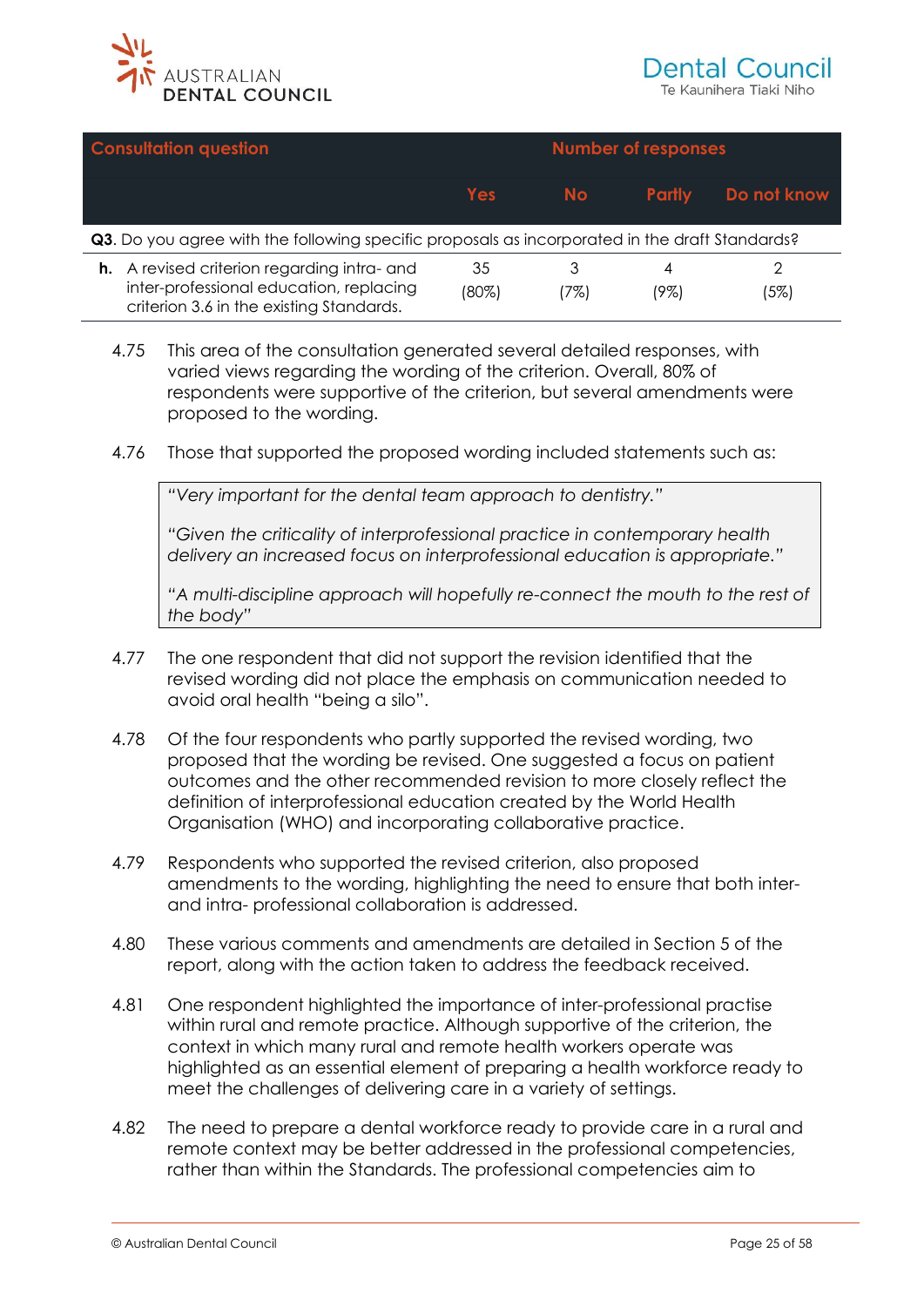| Consultation question | Number of responses | | | |
|---|---|---|---|---|
| | Yes | No | Partly | Do not know |
| **Q3**. Do you agree with the following specific proposals as incorporated in the draft Standards? | | | | |
| **h.** A revised criterion regarding intra- and inter-professional education, replacing criterion 3.6 in the existing Standards. | 35 (80%) | 3 (7%) | 4 (9%) | 2 (5%) |

4.75 This area of the consultation generated several detailed responses, with varied views regarding the wording of the criterion. Overall, 80% of respondents were supportive of the criterion, but several amendments were proposed to the wording.

4.76 Those that supported the proposed wording included statements such as:

> *"Very important for the dental team approach to dentistry."*
>
> *"Given the criticality of interprofessional practice in contemporary health delivery an increased focus on interprofessional education is appropriate."*
>
> *"A multi-discipline approach will hopefully re-connect the mouth to the rest of the body"*

4.77 The one respondent that did not support the revision identified that the revised wording did not place the emphasis on communication needed to avoid oral health "being a silo".

4.78 Of the four respondents who partly supported the revised wording, two proposed that the wording be revised. One suggested a focus on patient outcomes and the other recommended revision to more closely reflect the definition of interprofessional education created by the World Health Organisation (WHO) and incorporating collaborative practice.

4.79 Respondents who supported the revised criterion, also proposed amendments to the wording, highlighting the need to ensure that both inter- and intra- professional collaboration is addressed.

4.80 These various comments and amendments are detailed in Section 5 of the report, along with the action taken to address the feedback received.

4.81 One respondent highlighted the importance of inter-professional practise within rural and remote practice. Although supportive of the criterion, the context in which many rural and remote health workers operate was highlighted as an essential element of preparing a health workforce ready to meet the challenges of delivering care in a variety of settings.

4.82 The need to prepare a dental workforce ready to provide care in a rural and remote context may be better addressed in the professional competencies, rather than within the Standards. The professional competencies aim to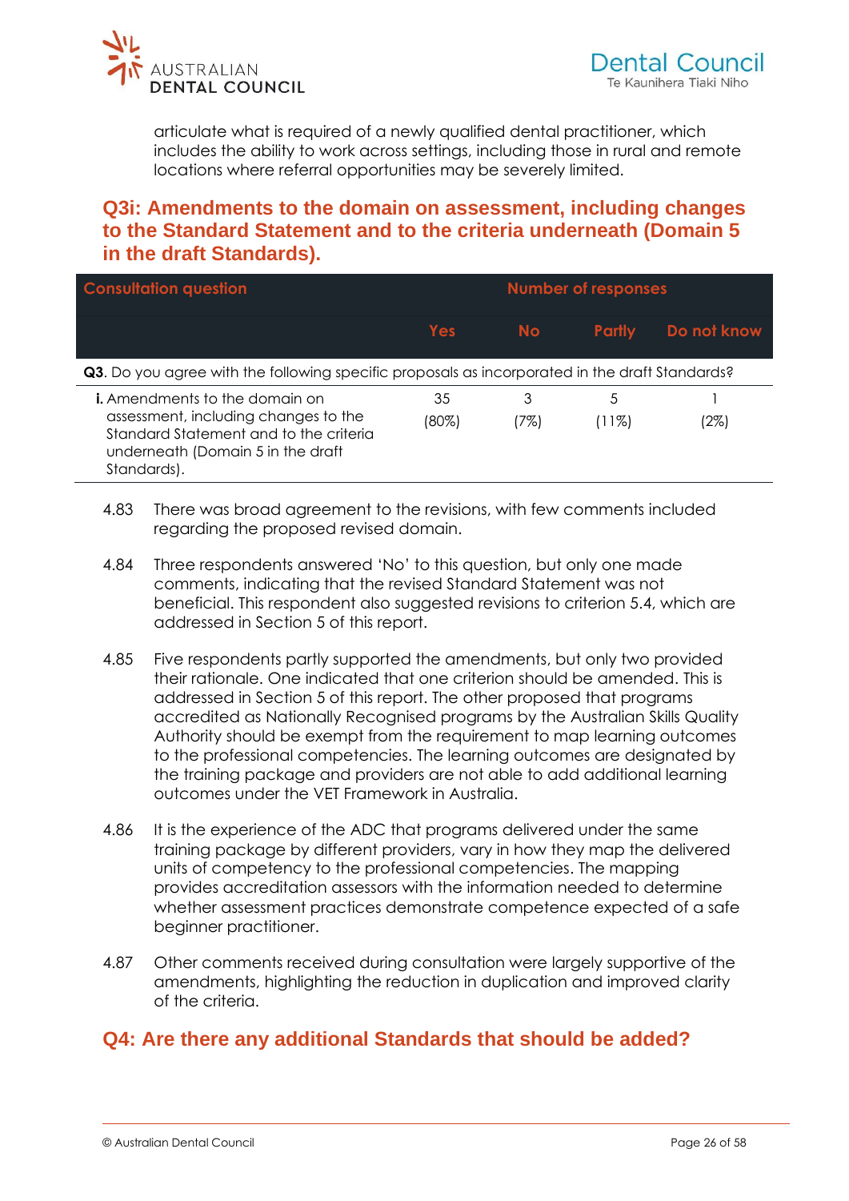articulate what is required of a newly qualified dental practitioner, which includes the ability to work across settings, including those in rural and remote locations where referral opportunities may be severely limited.

## Q3i: Amendments to the domain on assessment, including changes to the Standard Statement and to the criteria underneath (Domain 5 in the draft Standards).

| Consultation question | Number of responses | | | |
|---|---|---|---|---|
| | Yes | No | Partly | Do not know |
| **Q3**. Do you agree with the following specific proposals as incorporated in the draft Standards? | | | | |
| **i.** Amendments to the domain on assessment, including changes to the Standard Statement and to the criteria underneath (Domain 5 in the draft Standards). | 35 (80%) | 3 (7%) | 5 (11%) | 1 (2%) |

4.83 There was broad agreement to the revisions, with few comments included regarding the proposed revised domain.

4.84 Three respondents answered 'No' to this question, but only one made comments, indicating that the revised Standard Statement was not beneficial. This respondent also suggested revisions to criterion 5.4, which are addressed in Section 5 of this report.

4.85 Five respondents partly supported the amendments, but only two provided their rationale. One indicated that one criterion should be amended. This is addressed in Section 5 of this report. The other proposed that programs accredited as Nationally Recognised programs by the Australian Skills Quality Authority should be exempt from the requirement to map learning outcomes to the professional competencies. The learning outcomes are designated by the training package and providers are not able to add additional learning outcomes under the VET Framework in Australia.

4.86 It is the experience of the ADC that programs delivered under the same training package by different providers, vary in how they map the delivered units of competency to the professional competencies. The mapping provides accreditation assessors with the information needed to determine whether assessment practices demonstrate competence expected of a safe beginner practitioner.

4.87 Other comments received during consultation were largely supportive of the amendments, highlighting the reduction in duplication and improved clarity of the criteria.

## Q4: Are there any additional Standards that should be added?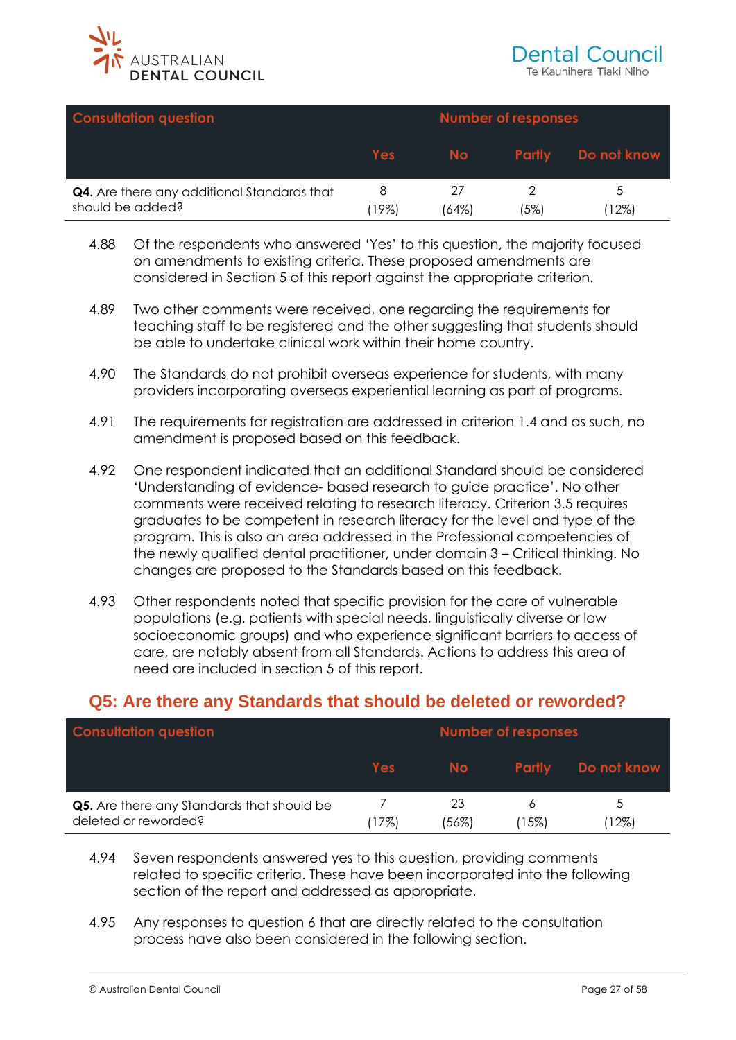| Consultation question | Number of responses | | | |
|---|---|---|---|---|
| | Yes | No | Partly | Do not know |
| **Q4.** Are there any additional Standards that should be added? | 8 (19%) | 27 (64%) | 2 (5%) | 5 (12%) |

4.88 Of the respondents who answered 'Yes' to this question, the majority focused on amendments to existing criteria. These proposed amendments are considered in Section 5 of this report against the appropriate criterion.

4.89 Two other comments were received, one regarding the requirements for teaching staff to be registered and the other suggesting that students should be able to undertake clinical work within their home country.

4.90 The Standards do not prohibit overseas experience for students, with many providers incorporating overseas experiential learning as part of programs.

4.91 The requirements for registration are addressed in criterion 1.4 and as such, no amendment is proposed based on this feedback.

4.92 One respondent indicated that an additional Standard should be considered 'Understanding of evidence- based research to guide practice'. No other comments were received relating to research literacy. Criterion 3.5 requires graduates to be competent in research literacy for the level and type of the program. This is also an area addressed in the Professional competencies of the newly qualified dental practitioner, under domain 3 – Critical thinking. No changes are proposed to the Standards based on this feedback.

4.93 Other respondents noted that specific provision for the care of vulnerable populations (e.g. patients with special needs, linguistically diverse or low socioeconomic groups) and who experience significant barriers to access of care, are notably absent from all Standards. Actions to address this area of need are included in section 5 of this report.

## Q5: Are there any Standards that should be deleted or reworded?

| Consultation question | Number of responses | | | |
|---|---|---|---|---|
| | Yes | No | Partly | Do not know |
| **Q5.** Are there any Standards that should be deleted or reworded? | 7 (17%) | 23 (56%) | 6 (15%) | 5 (12%) |

4.94 Seven respondents answered yes to this question, providing comments related to specific criteria. These have been incorporated into the following section of the report and addressed as appropriate.

4.95 Any responses to question 6 that are directly related to the consultation process have also been considered in the following section.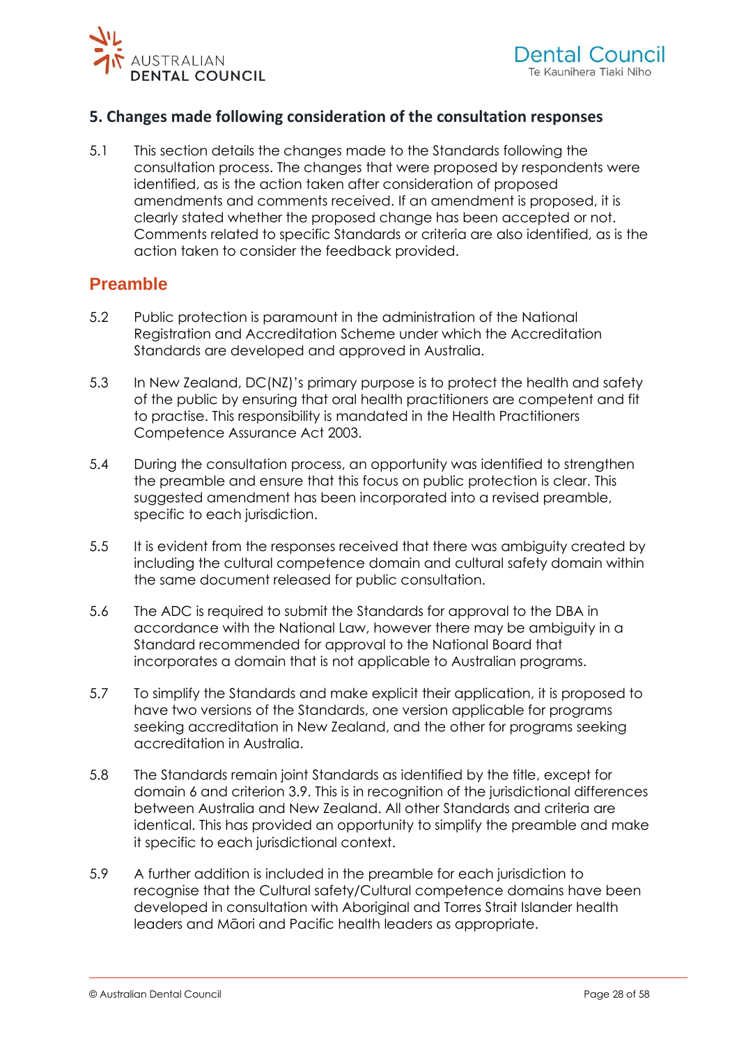## 5. Changes made following consideration of the consultation responses

5.1 This section details the changes made to the Standards following the consultation process. The changes that were proposed by respondents were identified, as is the action taken after consideration of proposed amendments and comments received. If an amendment is proposed, it is clearly stated whether the proposed change has been accepted or not. Comments related to specific Standards or criteria are also identified, as is the action taken to consider the feedback provided.

### Preamble

5.2 Public protection is paramount in the administration of the National Registration and Accreditation Scheme under which the Accreditation Standards are developed and approved in Australia.

5.3 In New Zealand, DC(NZ)'s primary purpose is to protect the health and safety of the public by ensuring that oral health practitioners are competent and fit to practise. This responsibility is mandated in the Health Practitioners Competence Assurance Act 2003.

5.4 During the consultation process, an opportunity was identified to strengthen the preamble and ensure that this focus on public protection is clear. This suggested amendment has been incorporated into a revised preamble, specific to each jurisdiction.

5.5 It is evident from the responses received that there was ambiguity created by including the cultural competence domain and cultural safety domain within the same document released for public consultation.

5.6 The ADC is required to submit the Standards for approval to the DBA in accordance with the National Law, however there may be ambiguity in a Standard recommended for approval to the National Board that incorporates a domain that is not applicable to Australian programs.

5.7 To simplify the Standards and make explicit their application, it is proposed to have two versions of the Standards, one version applicable for programs seeking accreditation in New Zealand, and the other for programs seeking accreditation in Australia.

5.8 The Standards remain joint Standards as identified by the title, except for domain 6 and criterion 3.9. This is in recognition of the jurisdictional differences between Australia and New Zealand. All other Standards and criteria are identical. This has provided an opportunity to simplify the preamble and make it specific to each jurisdictional context.

5.9 A further addition is included in the preamble for each jurisdiction to recognise that the Cultural safety/Cultural competence domains have been developed in consultation with Aboriginal and Torres Strait Islander health leaders and Māori and Pacific health leaders as appropriate.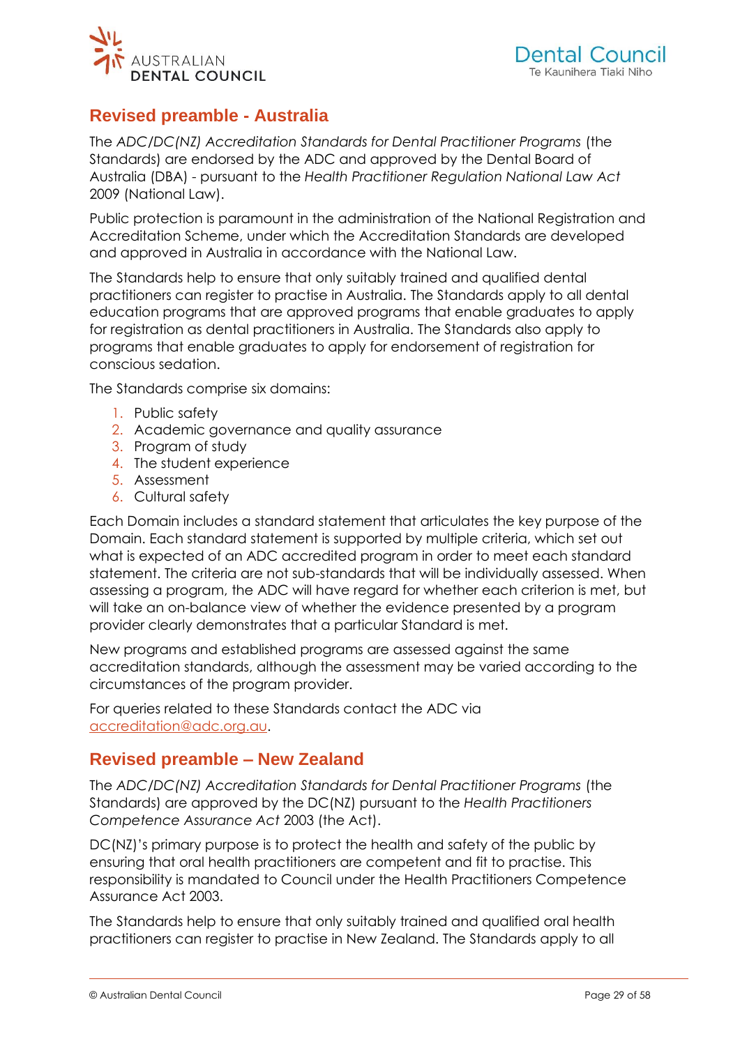## Revised preamble - Australia

The *ADC/DC(NZ) Accreditation Standards for Dental Practitioner Programs* (the Standards) are endorsed by the ADC and approved by the Dental Board of Australia (DBA) - pursuant to the *Health Practitioner Regulation National Law Act* 2009 (National Law).

Public protection is paramount in the administration of the National Registration and Accreditation Scheme, under which the Accreditation Standards are developed and approved in Australia in accordance with the National Law.

The Standards help to ensure that only suitably trained and qualified dental practitioners can register to practise in Australia. The Standards apply to all dental education programs that are approved programs that enable graduates to apply for registration as dental practitioners in Australia. The Standards also apply to programs that enable graduates to apply for endorsement of registration for conscious sedation.

The Standards comprise six domains:

1. Public safety
2. Academic governance and quality assurance
3. Program of study
4. The student experience
5. Assessment
6. Cultural safety

Each Domain includes a standard statement that articulates the key purpose of the Domain. Each standard statement is supported by multiple criteria, which set out what is expected of an ADC accredited program in order to meet each standard statement. The criteria are not sub-standards that will be individually assessed. When assessing a program, the ADC will have regard for whether each criterion is met, but will take an on-balance view of whether the evidence presented by a program provider clearly demonstrates that a particular Standard is met.

New programs and established programs are assessed against the same accreditation standards, although the assessment may be varied according to the circumstances of the program provider.

For queries related to these Standards contact the ADC via accreditation@adc.org.au.

## Revised preamble – New Zealand

The *ADC/DC(NZ) Accreditation Standards for Dental Practitioner Programs* (the Standards) are approved by the DC(NZ) pursuant to the *Health Practitioners Competence Assurance Act* 2003 (the Act).

DC(NZ)'s primary purpose is to protect the health and safety of the public by ensuring that oral health practitioners are competent and fit to practise. This responsibility is mandated to Council under the Health Practitioners Competence Assurance Act 2003.

The Standards help to ensure that only suitably trained and qualified oral health practitioners can register to practise in New Zealand. The Standards apply to all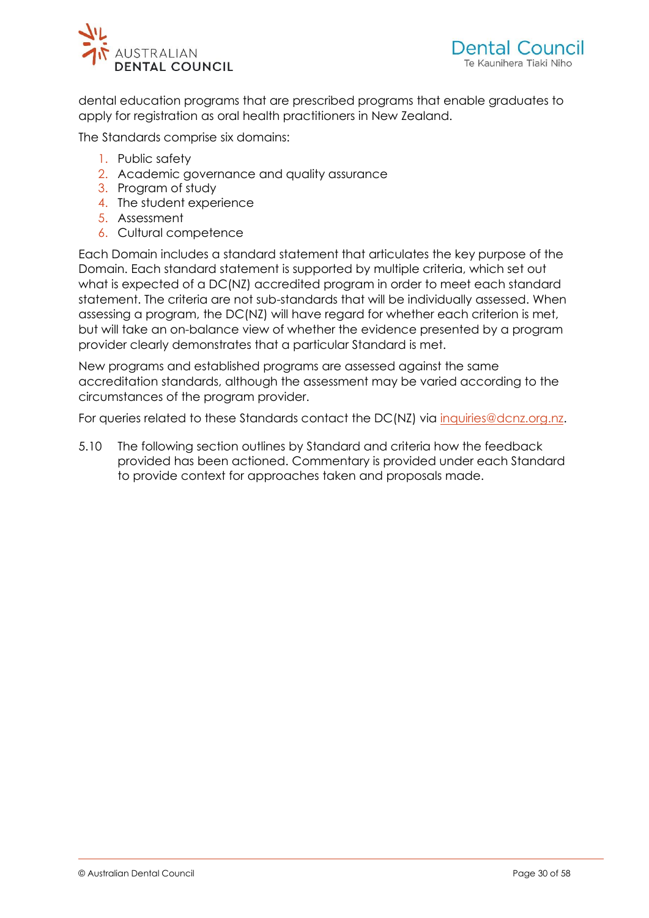dental education programs that are prescribed programs that enable graduates to apply for registration as oral health practitioners in New Zealand.

The Standards comprise six domains:

1. Public safety
2. Academic governance and quality assurance
3. Program of study
4. The student experience
5. Assessment
6. Cultural competence

Each Domain includes a standard statement that articulates the key purpose of the Domain. Each standard statement is supported by multiple criteria, which set out what is expected of a DC(NZ) accredited program in order to meet each standard statement. The criteria are not sub-standards that will be individually assessed. When assessing a program, the DC(NZ) will have regard for whether each criterion is met, but will take an on-balance view of whether the evidence presented by a program provider clearly demonstrates that a particular Standard is met.

New programs and established programs are assessed against the same accreditation standards, although the assessment may be varied according to the circumstances of the program provider.

For queries related to these Standards contact the DC(NZ) via inquiries@dcnz.org.nz.

5.10 The following section outlines by Standard and criteria how the feedback provided has been actioned. Commentary is provided under each Standard to provide context for approaches taken and proposals made.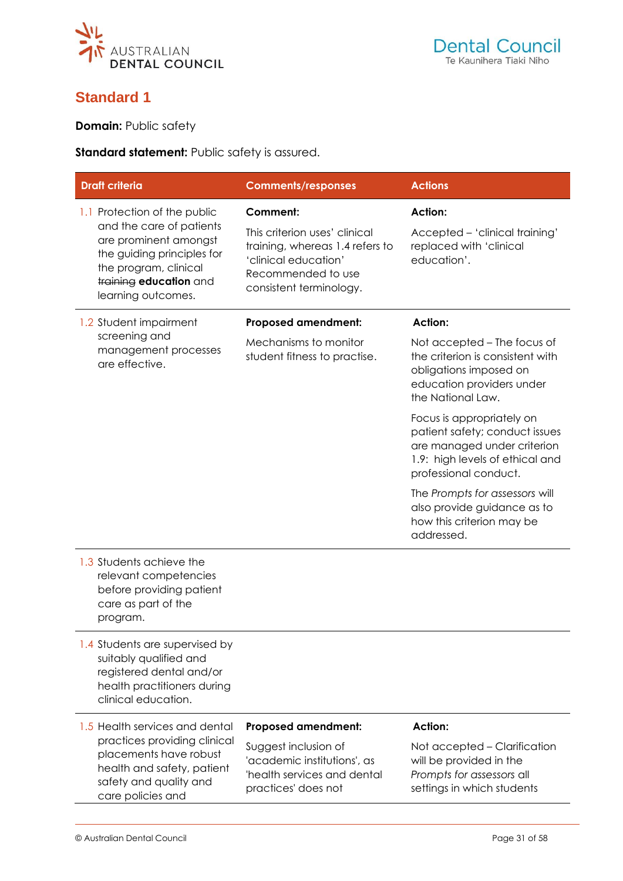## Standard 1

**Domain:** Public safety

**Standard statement:** Public safety is assured.

| Draft criteria | Comments/responses | Actions |
|---|---|---|
| 1.1 Protection of the public and the care of patients are prominent amongst the guiding principles for the program, clinical ~~training~~ **education** and learning outcomes. | **Comment:** This criterion uses' clinical training, whereas 1.4 refers to 'clinical education' Recommended to use consistent terminology. | **Action:** Accepted – 'clinical training' replaced with 'clinical education'. |
| 1.2 Student impairment screening and management processes are effective. | **Proposed amendment:** Mechanisms to monitor student fitness to practise. | **Action:** Not accepted – The focus of the criterion is consistent with obligations imposed on education providers under the National Law. Focus is appropriately on patient safety; conduct issues are managed under criterion 1.9: high levels of ethical and professional conduct. The *Prompts for assessors* will also provide guidance as to how this criterion may be addressed. |
| 1.3 Students achieve the relevant competencies before providing patient care as part of the program. | | |
| 1.4 Students are supervised by suitably qualified and registered dental and/or health practitioners during clinical education. | | |
| 1.5 Health services and dental practices providing clinical placements have robust health and safety, patient safety and quality and care policies and | **Proposed amendment:** Suggest inclusion of 'academic institutions', as 'health services and dental practices' does not | **Action:** Not accepted – Clarification will be provided in the *Prompts for assessors* all settings in which students |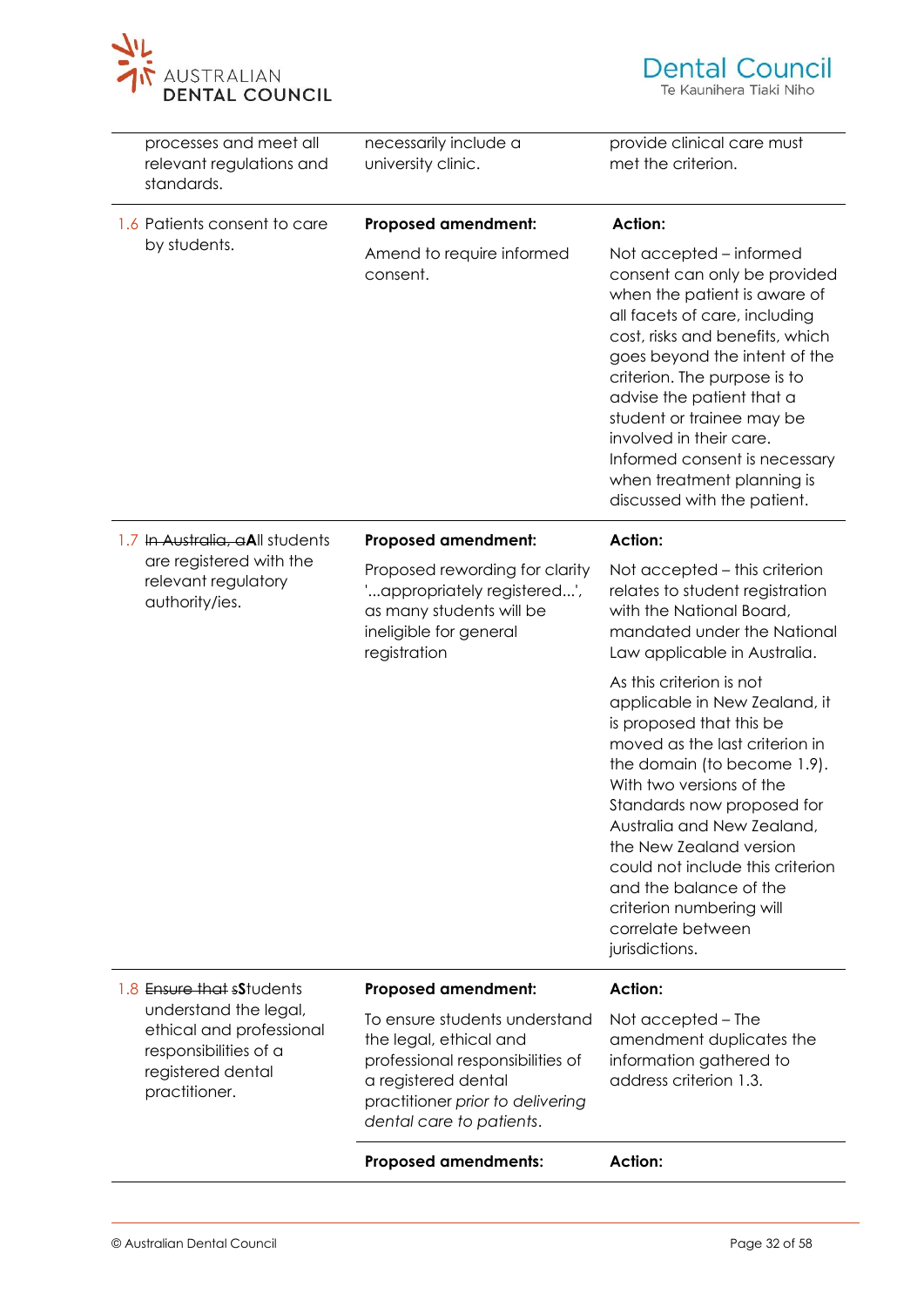| | | |
|---|---|---|
| processes and meet all relevant regulations and standards. | necessarily include a university clinic. | provide clinical care must met the criterion. |
| 1.6 Patients consent to care by students. | **Proposed amendment:**<br><br>Amend to require informed consent. | **Action:**<br><br>Not accepted – informed consent can only be provided when the patient is aware of all facets of care, including cost, risks and benefits, which goes beyond the intent of the criterion. The purpose is to advise the patient that a student or trainee may be involved in their care. Informed consent is necessary when treatment planning is discussed with the patient. |
| 1.7 ~~In Australia, a~~**A**ll students are registered with the relevant regulatory authority/ies. | **Proposed amendment:**<br><br>Proposed rewording for clarity '...appropriately registered...', as many students will be ineligible for general registration | **Action:**<br><br>Not accepted – this criterion relates to student registration with the National Board, mandated under the National Law applicable in Australia.<br><br>As this criterion is not applicable in New Zealand, it is proposed that this be moved as the last criterion in the domain (to become 1.9). With two versions of the Standards now proposed for Australia and New Zealand, the New Zealand version could not include this criterion and the balance of the criterion numbering will correlate between jurisdictions. |
| 1.8 ~~Ensure that s~~**S**tudents understand the legal, ethical and professional responsibilities of a registered dental practitioner. | **Proposed amendment:**<br><br>To ensure students understand the legal, ethical and professional responsibilities of a registered dental practitioner *prior to delivering dental care to patients*. | **Action:**<br><br>Not accepted – The amendment duplicates the information gathered to address criterion 1.3. |
| | **Proposed amendments:** | **Action:** |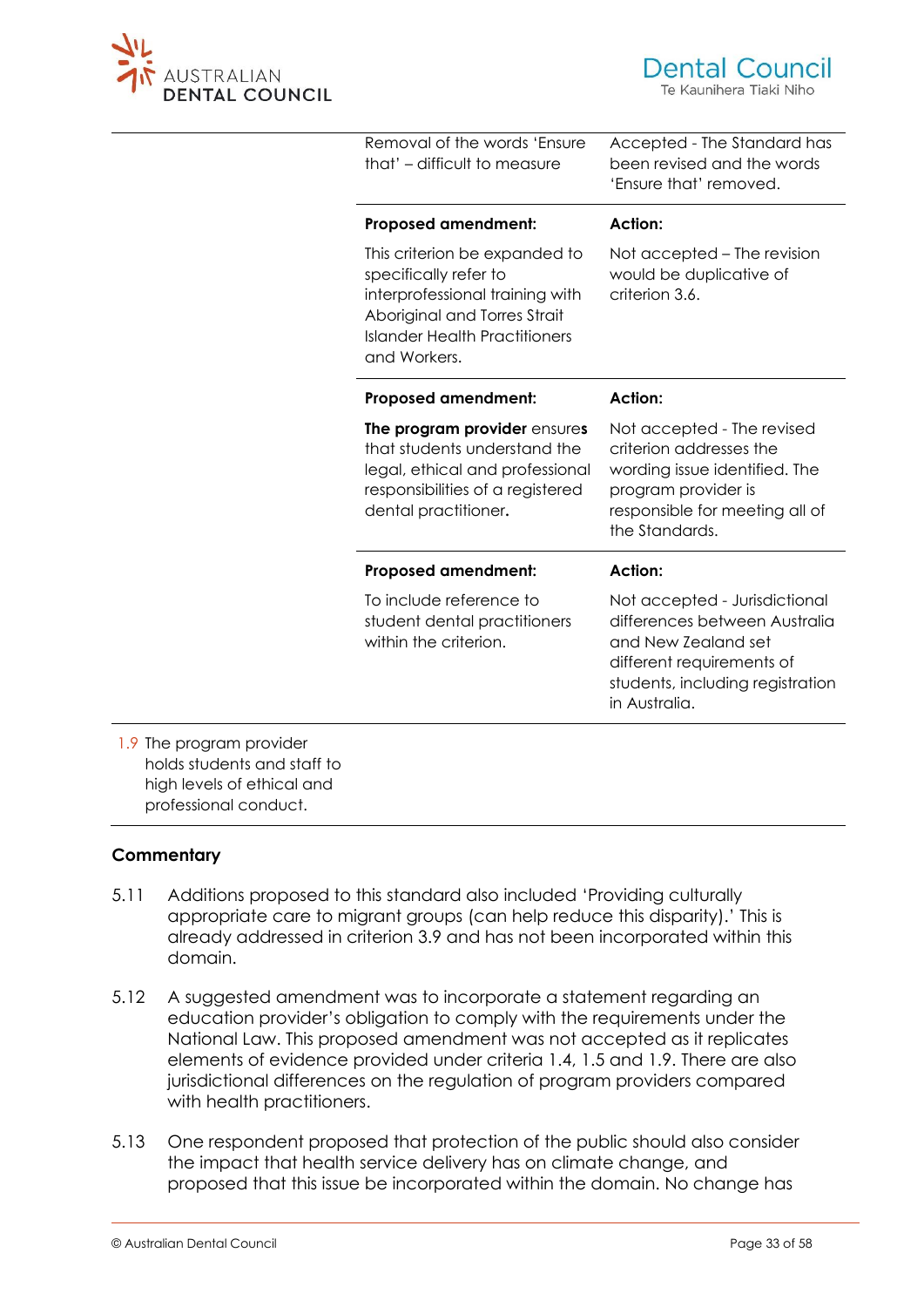| | | |
|---|---|---|
| | Removal of the words 'Ensure that' – difficult to measure | Accepted - The Standard has been revised and the words 'Ensure that' removed. |
| | **Proposed amendment:** | **Action:** |
| | This criterion be expanded to specifically refer to interprofessional training with Aboriginal and Torres Strait Islander Health Practitioners and Workers. | Not accepted – The revision would be duplicative of criterion 3.6. |
| | **Proposed amendment:** | **Action:** |
| | **The program provider** ensure**s** that students understand the legal, ethical and professional responsibilities of a registered dental practitioner**.** | Not accepted - The revised criterion addresses the wording issue identified. The program provider is responsible for meeting all of the Standards. |
| | **Proposed amendment:** | **Action:** |
| | To include reference to student dental practitioners within the criterion. | Not accepted - Jurisdictional differences between Australia and New Zealand set different requirements of students, including registration in Australia. |
| 1.9 The program provider holds students and staff to high levels of ethical and professional conduct. | | |

**Commentary**

5.11 Additions proposed to this standard also included 'Providing culturally appropriate care to migrant groups (can help reduce this disparity).' This is already addressed in criterion 3.9 and has not been incorporated within this domain.

5.12 A suggested amendment was to incorporate a statement regarding an education provider's obligation to comply with the requirements under the National Law. This proposed amendment was not accepted as it replicates elements of evidence provided under criteria 1.4, 1.5 and 1.9. There are also jurisdictional differences on the regulation of program providers compared with health practitioners.

5.13 One respondent proposed that protection of the public should also consider the impact that health service delivery has on climate change, and proposed that this issue be incorporated within the domain. No change has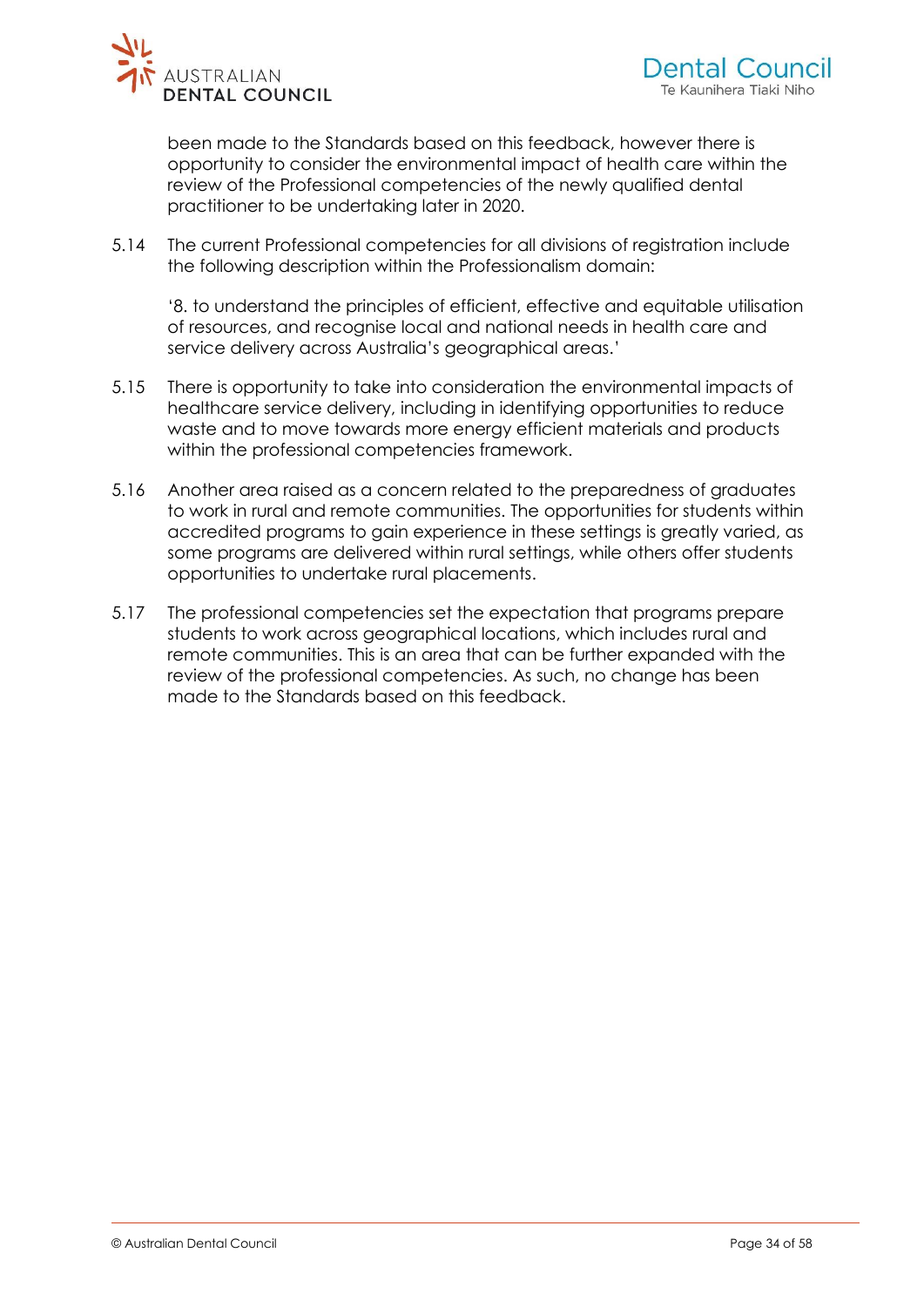been made to the Standards based on this feedback, however there is opportunity to consider the environmental impact of health care within the review of the Professional competencies of the newly qualified dental practitioner to be undertaking later in 2020.

5.14 The current Professional competencies for all divisions of registration include the following description within the Professionalism domain:

'8. to understand the principles of efficient, effective and equitable utilisation of resources, and recognise local and national needs in health care and service delivery across Australia's geographical areas.'

5.15 There is opportunity to take into consideration the environmental impacts of healthcare service delivery, including in identifying opportunities to reduce waste and to move towards more energy efficient materials and products within the professional competencies framework.

5.16 Another area raised as a concern related to the preparedness of graduates to work in rural and remote communities. The opportunities for students within accredited programs to gain experience in these settings is greatly varied, as some programs are delivered within rural settings, while others offer students opportunities to undertake rural placements.

5.17 The professional competencies set the expectation that programs prepare students to work across geographical locations, which includes rural and remote communities. This is an area that can be further expanded with the review of the professional competencies. As such, no change has been made to the Standards based on this feedback.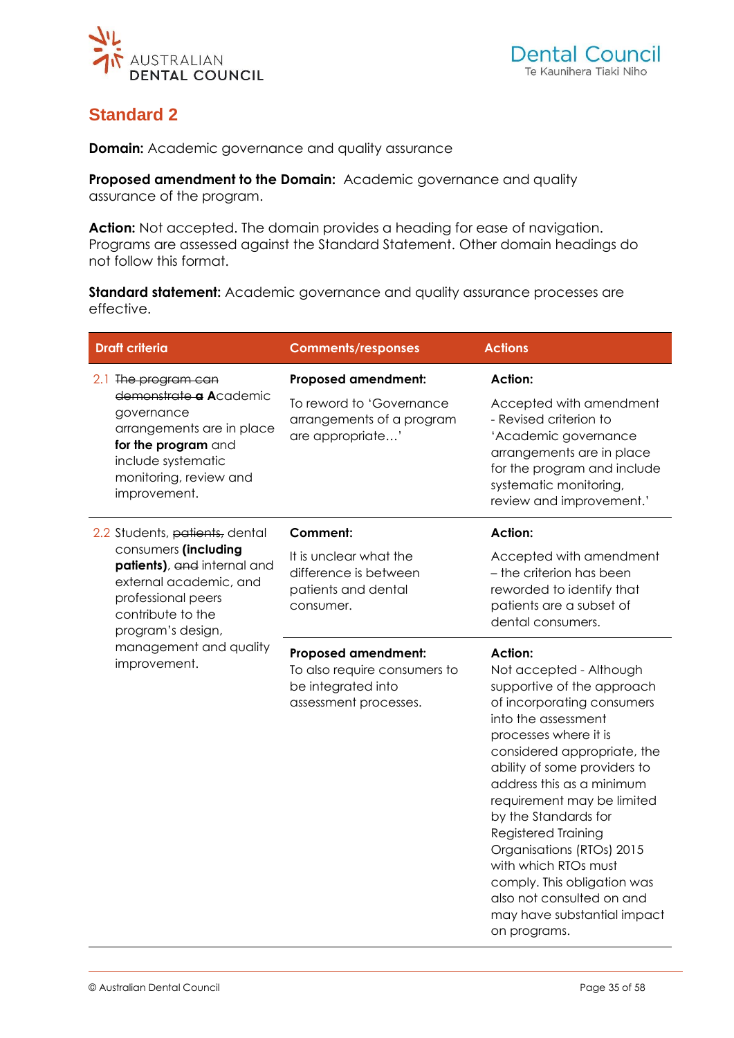## Standard 2

**Domain:** Academic governance and quality assurance

**Proposed amendment to the Domain:** Academic governance and quality assurance of the program.

**Action:** Not accepted. The domain provides a heading for ease of navigation. Programs are assessed against the Standard Statement. Other domain headings do not follow this format.

**Standard statement:** Academic governance and quality assurance processes are effective.

| Draft criteria | Comments/responses | Actions |
|---|---|---|
| 2.1 ~~The program can demonstrate a~~ **A**cademic governance arrangements are in place **for the program** and include systematic monitoring, review and improvement. | **Proposed amendment:**<br>To reword to 'Governance arrangements of a program are appropriate…' | **Action:**<br>Accepted with amendment - Revised criterion to 'Academic governance arrangements are in place for the program and include systematic monitoring, review and improvement.' |
| 2.2 Students, ~~patients,~~ dental consumers **(including patients)**, ~~and~~ internal and external academic, and professional peers contribute to the program's design, management and quality improvement. | **Comment:**<br>It is unclear what the difference is between patients and dental consumer. | **Action:**<br>Accepted with amendment – the criterion has been reworded to identify that patients are a subset of dental consumers. |
| | **Proposed amendment:**<br>To also require consumers to be integrated into assessment processes. | **Action:**<br>Not accepted - Although supportive of the approach of incorporating consumers into the assessment processes where it is considered appropriate, the ability of some providers to address this as a minimum requirement may be limited by the Standards for Registered Training Organisations (RTOs) 2015 with which RTOs must comply. This obligation was also not consulted on and may have substantial impact on programs. |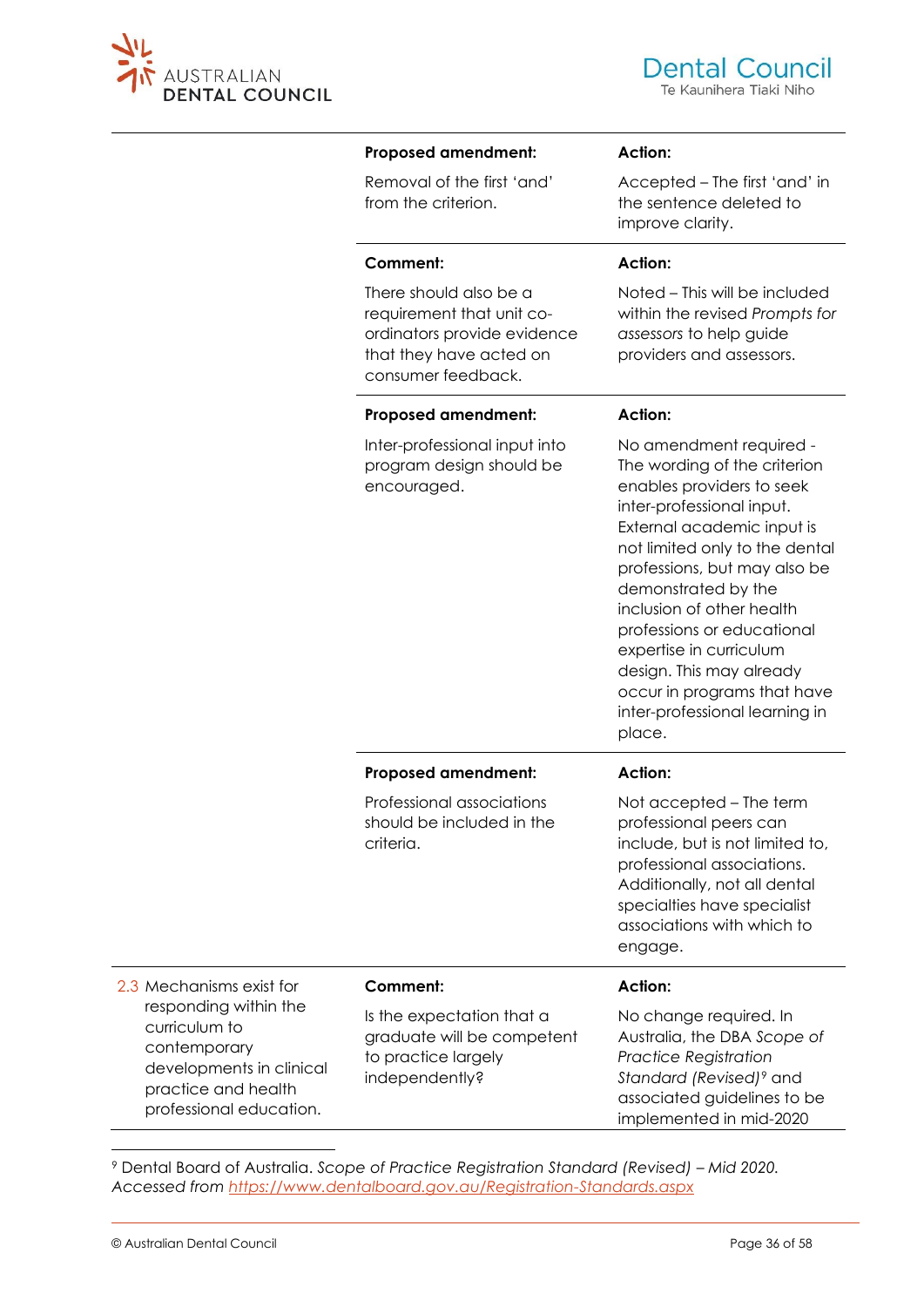| | | |
|---|---|---|
| | **Proposed amendment:**<br><br>Removal of the first 'and' from the criterion. | **Action:**<br><br>Accepted – The first 'and' in the sentence deleted to improve clarity. |
| | **Comment:**<br><br>There should also be a requirement that unit co-ordinators provide evidence that they have acted on consumer feedback. | **Action:**<br><br>Noted – This will be included within the revised *Prompts for assessors* to help guide providers and assessors. |
| | **Proposed amendment:**<br><br>Inter-professional input into program design should be encouraged. | **Action:**<br><br>No amendment required - The wording of the criterion enables providers to seek inter-professional input. External academic input is not limited only to the dental professions, but may also be demonstrated by the inclusion of other health professions or educational expertise in curriculum design. This may already occur in programs that have inter-professional learning in place. |
| | **Proposed amendment:**<br><br>Professional associations should be included in the criteria. | **Action:**<br><br>Not accepted – The term professional peers can include, but is not limited to, professional associations. Additionally, not all dental specialties have specialist associations with which to engage. |
| 2.3 Mechanisms exist for responding within the curriculum to contemporary developments in clinical practice and health professional education. | **Comment:**<br><br>Is the expectation that a graduate will be competent to practice largely independently? | **Action:**<br><br>No change required. In Australia, the DBA *Scope of Practice Registration Standard (Revised)*[9] and associated guidelines to be implemented in mid-2020 |

[9] Dental Board of Australia. *Scope of Practice Registration Standard (Revised) – Mid 2020. Accessed from* *https://www.dentalboard.gov.au/Registration-Standards.aspx*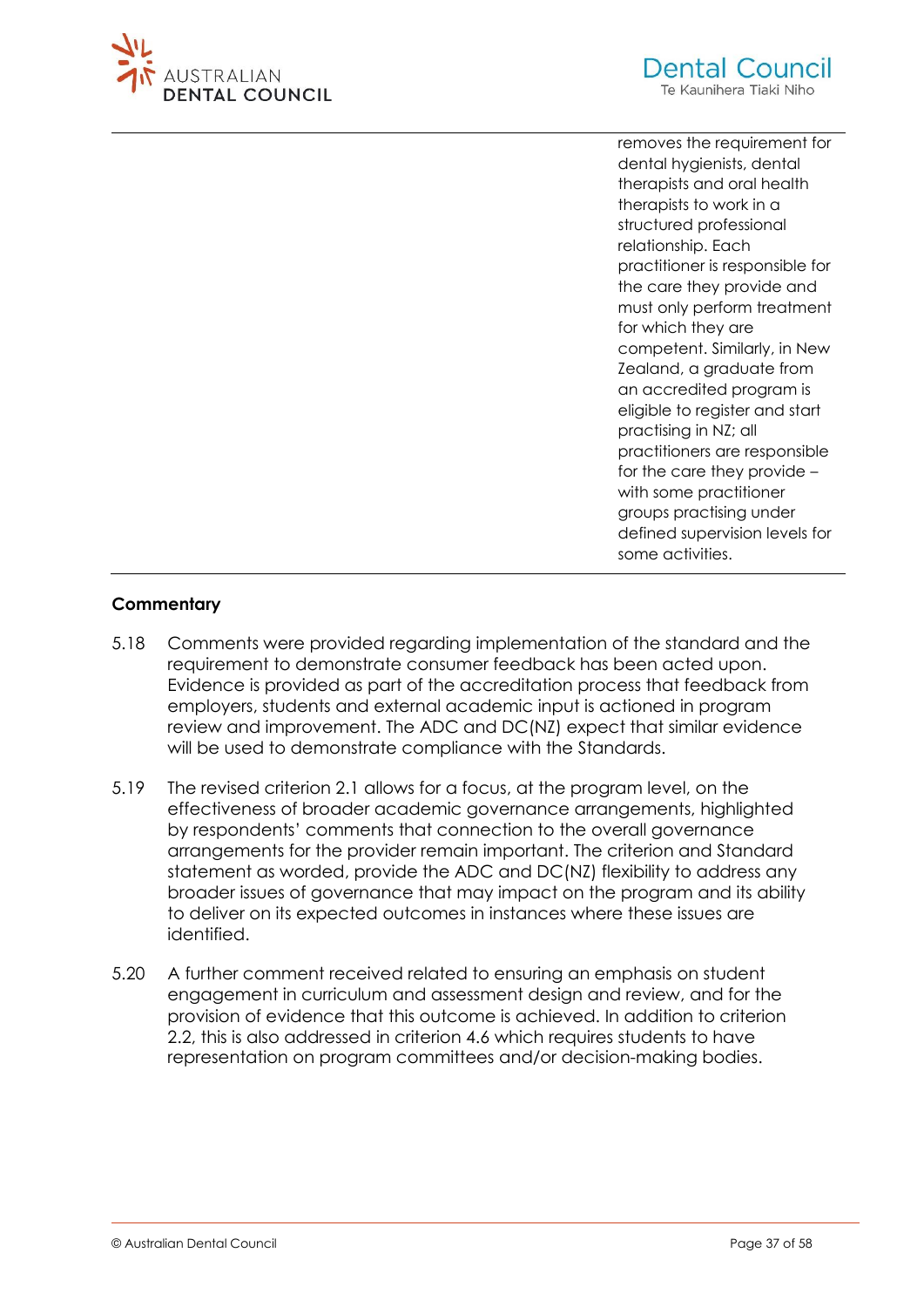| | |
|---|---|
| | removes the requirement for dental hygienists, dental therapists and oral health therapists to work in a structured professional relationship. Each practitioner is responsible for the care they provide and must only perform treatment for which they are competent. Similarly, in New Zealand, a graduate from an accredited program is eligible to register and start practising in NZ; all practitioners are responsible for the care they provide – with some practitioner groups practising under defined supervision levels for some activities. |

**Commentary**

5.18 Comments were provided regarding implementation of the standard and the requirement to demonstrate consumer feedback has been acted upon. Evidence is provided as part of the accreditation process that feedback from employers, students and external academic input is actioned in program review and improvement. The ADC and DC(NZ) expect that similar evidence will be used to demonstrate compliance with the Standards.

5.19 The revised criterion 2.1 allows for a focus, at the program level, on the effectiveness of broader academic governance arrangements, highlighted by respondents' comments that connection to the overall governance arrangements for the provider remain important. The criterion and Standard statement as worded, provide the ADC and DC(NZ) flexibility to address any broader issues of governance that may impact on the program and its ability to deliver on its expected outcomes in instances where these issues are identified.

5.20 A further comment received related to ensuring an emphasis on student engagement in curriculum and assessment design and review, and for the provision of evidence that this outcome is achieved. In addition to criterion 2.2, this is also addressed in criterion 4.6 which requires students to have representation on program committees and/or decision-making bodies.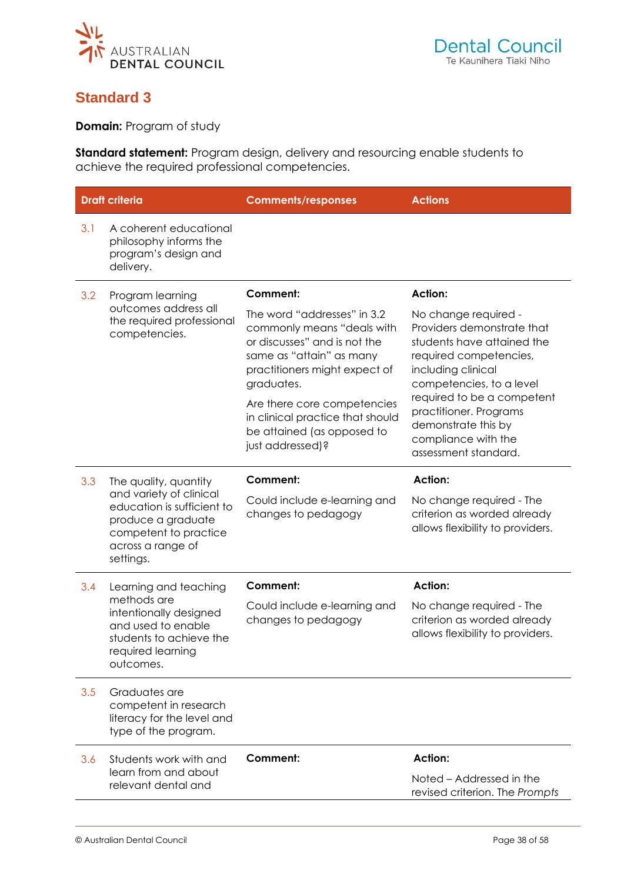## Standard 3

**Domain:** Program of study

**Standard statement:** Program design, delivery and resourcing enable students to achieve the required professional competencies.

| Draft criteria | Comments/responses | Actions |
|---|---|---|
| 3.1 A coherent educational philosophy informs the program's design and delivery. | | |
| 3.2 Program learning outcomes address all the required professional competencies. | **Comment:** The word "addresses" in 3.2 commonly means "deals with or discusses" and is not the same as "attain" as many practitioners might expect of graduates. Are there core competencies in clinical practice that should be attained (as opposed to just addressed)? | **Action:** No change required - Providers demonstrate that students have attained the required competencies, including clinical competencies, to a level required to be a competent practitioner. Programs demonstrate this by compliance with the assessment standard. |
| 3.3 The quality, quantity and variety of clinical education is sufficient to produce a graduate competent to practice across a range of settings. | **Comment:** Could include e-learning and changes to pedagogy | **Action:** No change required - The criterion as worded already allows flexibility to providers. |
| 3.4 Learning and teaching methods are intentionally designed and used to enable students to achieve the required learning outcomes. | **Comment:** Could include e-learning and changes to pedagogy | **Action:** No change required - The criterion as worded already allows flexibility to providers. |
| 3.5 Graduates are competent in research literacy for the level and type of the program. | | |
| 3.6 Students work with and learn from and about relevant dental and | **Comment:** | **Action:** Noted – Addressed in the revised criterion. The *Prompts* |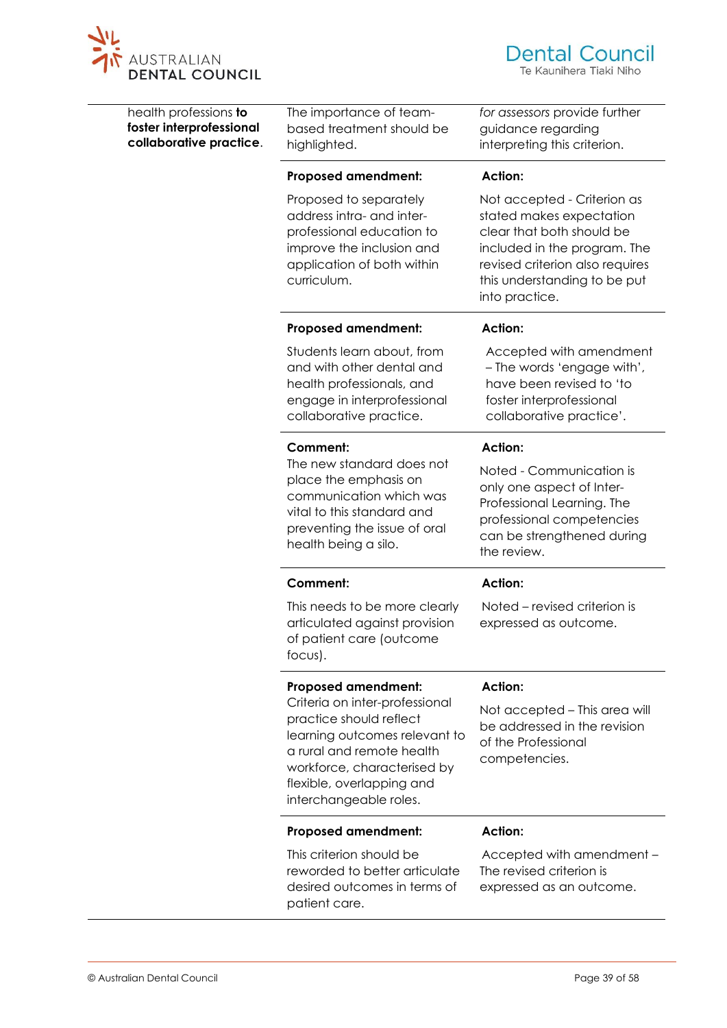| | | |
|---|---|---|
| health professions **to foster interprofessional collaborative practice**. | The importance of team-based treatment should be highlighted. | *for assessors* provide further guidance regarding interpreting this criterion. |
| | **Proposed amendment:** Proposed to separately address intra- and inter-professional education to improve the inclusion and application of both within curriculum. | **Action:** Not accepted - Criterion as stated makes expectation clear that both should be included in the program. The revised criterion also requires this understanding to be put into practice. |
| | **Proposed amendment:** Students learn about, from and with other dental and health professionals, and engage in interprofessional collaborative practice. | **Action:** Accepted with amendment – The words 'engage with', have been revised to 'to foster interprofessional collaborative practice'. |
| | **Comment:** The new standard does not place the emphasis on communication which was vital to this standard and preventing the issue of oral health being a silo. | **Action:** Noted - Communication is only one aspect of Inter-Professional Learning. The professional competencies can be strengthened during the review. |
| | **Comment:** This needs to be more clearly articulated against provision of patient care (outcome focus). | **Action:** Noted – revised criterion is expressed as outcome. |
| | **Proposed amendment:** Criteria on inter-professional practice should reflect learning outcomes relevant to a rural and remote health workforce, characterised by flexible, overlapping and interchangeable roles. | **Action:** Not accepted – This area will be addressed in the revision of the Professional competencies. |
| | **Proposed amendment:** This criterion should be reworded to better articulate desired outcomes in terms of patient care. | **Action:** Accepted with amendment – The revised criterion is expressed as an outcome. |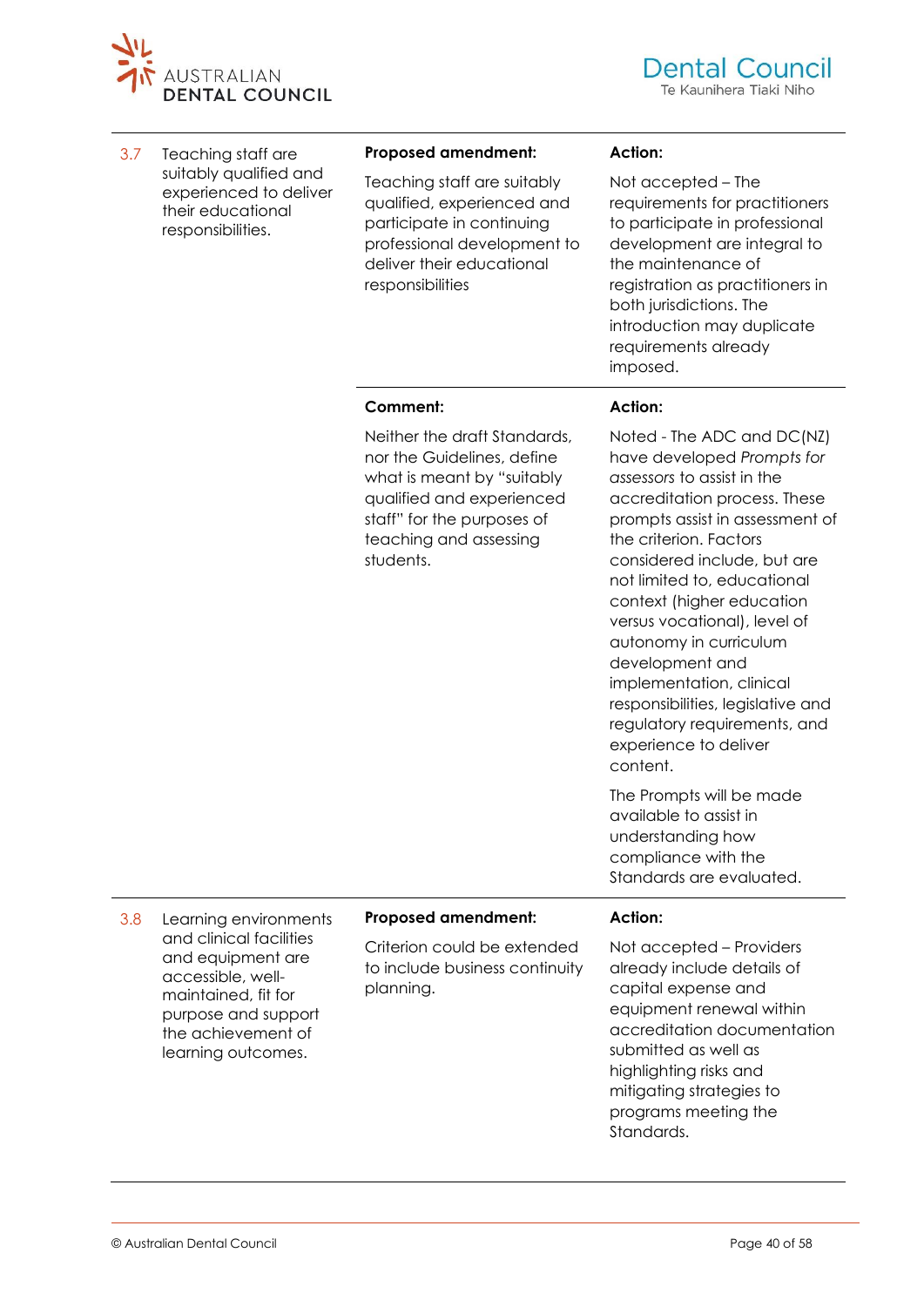| | Criterion | Proposed amendment / Comment | Action |
|---|---|---|---|
| 3.7 | Teaching staff are suitably qualified and experienced to deliver their educational responsibilities. | **Proposed amendment:**<br><br>Teaching staff are suitably qualified, experienced and participate in continuing professional development to deliver their educational responsibilities | **Action:**<br><br>Not accepted – The requirements for practitioners to participate in professional development are integral to the maintenance of registration as practitioners in both jurisdictions. The introduction may duplicate requirements already imposed. |
| | | **Comment:**<br><br>Neither the draft Standards, nor the Guidelines, define what is meant by "suitably qualified and experienced staff" for the purposes of teaching and assessing students. | **Action:**<br><br>Noted - The ADC and DC(NZ) have developed *Prompts for assessors* to assist in the accreditation process. These prompts assist in assessment of the criterion. Factors considered include, but are not limited to, educational context (higher education versus vocational), level of autonomy in curriculum development and implementation, clinical responsibilities, legislative and regulatory requirements, and experience to deliver content.<br><br>The Prompts will be made available to assist in understanding how compliance with the Standards are evaluated. |
| 3.8 | Learning environments and clinical facilities and equipment are accessible, well-maintained, fit for purpose and support the achievement of learning outcomes. | **Proposed amendment:**<br><br>Criterion could be extended to include business continuity planning. | **Action:**<br><br>Not accepted – Providers already include details of capital expense and equipment renewal within accreditation documentation submitted as well as highlighting risks and mitigating strategies to programs meeting the Standards. |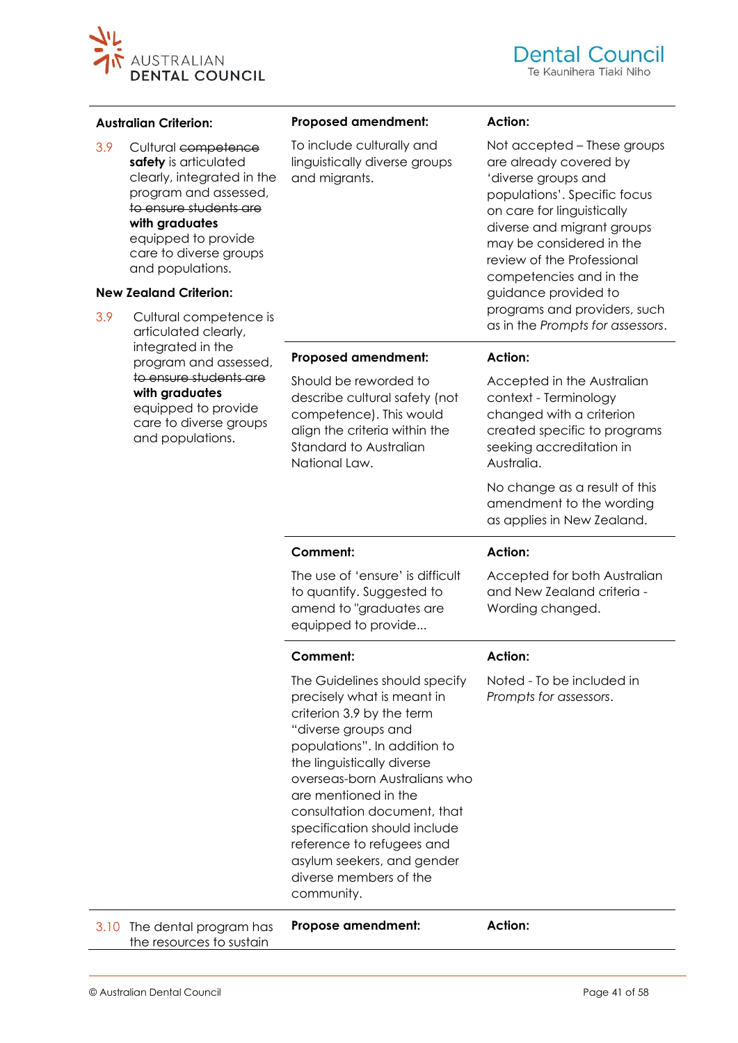| Australian Criterion: | Proposed amendment: | Action: |
|---|---|---|
| 3.9 Cultural ~~competence~~ **safety** is articulated clearly, integrated in the program and assessed, ~~to ensure students are~~ **with graduates** equipped to provide care to diverse groups and populations.<br><br>**New Zealand Criterion:**<br><br>3.9 Cultural competence is articulated clearly, integrated in the program and assessed, ~~to ensure students are~~ **with graduates** equipped to provide care to diverse groups and populations. | To include culturally and linguistically diverse groups and migrants. | Not accepted – These groups are already covered by 'diverse groups and populations'. Specific focus on care for linguistically diverse and migrant groups may be considered in the review of the Professional competencies and in the guidance provided to programs and providers, such as in the *Prompts for assessors*. |
| | **Proposed amendment:** | **Action:** |
| | Should be reworded to describe cultural safety (not competence). This would align the criteria within the Standard to Australian National Law. | Accepted in the Australian context - Terminology changed with a criterion created specific to programs seeking accreditation in Australia.<br><br>No change as a result of this amendment to the wording as applies in New Zealand. |
| | **Comment:** | **Action:** |
| | The use of 'ensure' is difficult to quantify. Suggested to amend to "graduates are equipped to provide... | Accepted for both Australian and New Zealand criteria - Wording changed. |
| | **Comment:** | **Action:** |
| | The Guidelines should specify precisely what is meant in criterion 3.9 by the term "diverse groups and populations". In addition to the linguistically diverse overseas-born Australians who are mentioned in the consultation document, that specification should include reference to refugees and asylum seekers, and gender diverse members of the community. | Noted - To be included in *Prompts for assessors*. |
| 3.10 The dental program has the resources to sustain | **Propose amendment:** | **Action:** |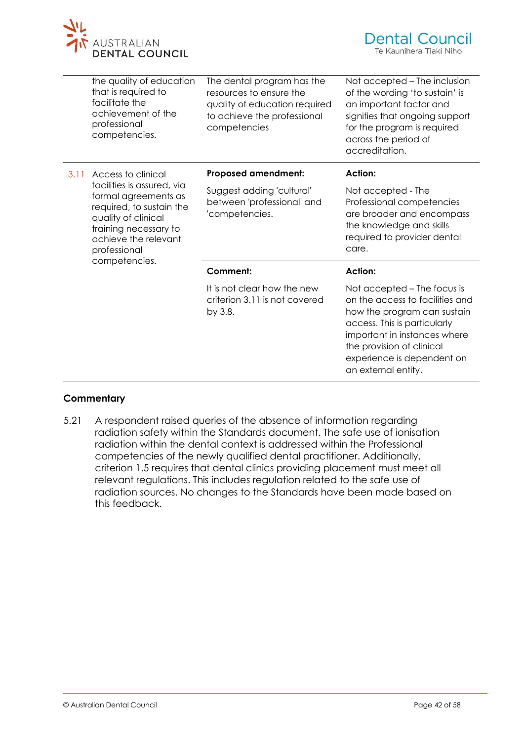| | | | |
|---|---|---|---|
| | the quality of education that is required to facilitate the achievement of the professional competencies. | The dental program has the resources to ensure the quality of education required to achieve the professional competencies | Not accepted – The inclusion of the wording 'to sustain' is an important factor and signifies that ongoing support for the program is required across the period of accreditation. |
| 3.11 | Access to clinical facilities is assured, via formal agreements as required, to sustain the quality of clinical training necessary to achieve the relevant professional competencies. | **Proposed amendment:**<br><br>Suggest adding 'cultural' between 'professional' and 'competencies. | **Action:**<br><br>Not accepted - The Professional competencies are broader and encompass the knowledge and skills required to provider dental care. |
| | | **Comment:**<br><br>It is not clear how the new criterion 3.11 is not covered by 3.8. | **Action:**<br><br>Not accepted – The focus is on the access to facilities and how the program can sustain access. This is particularly important in instances where the provision of clinical experience is dependent on an external entity. |

## Commentary

5.21 A respondent raised queries of the absence of information regarding radiation safety within the Standards document. The safe use of ionisation radiation within the dental context is addressed within the Professional competencies of the newly qualified dental practitioner. Additionally, criterion 1.5 requires that dental clinics providing placement must meet all relevant regulations. This includes regulation related to the safe use of radiation sources. No changes to the Standards have been made based on this feedback.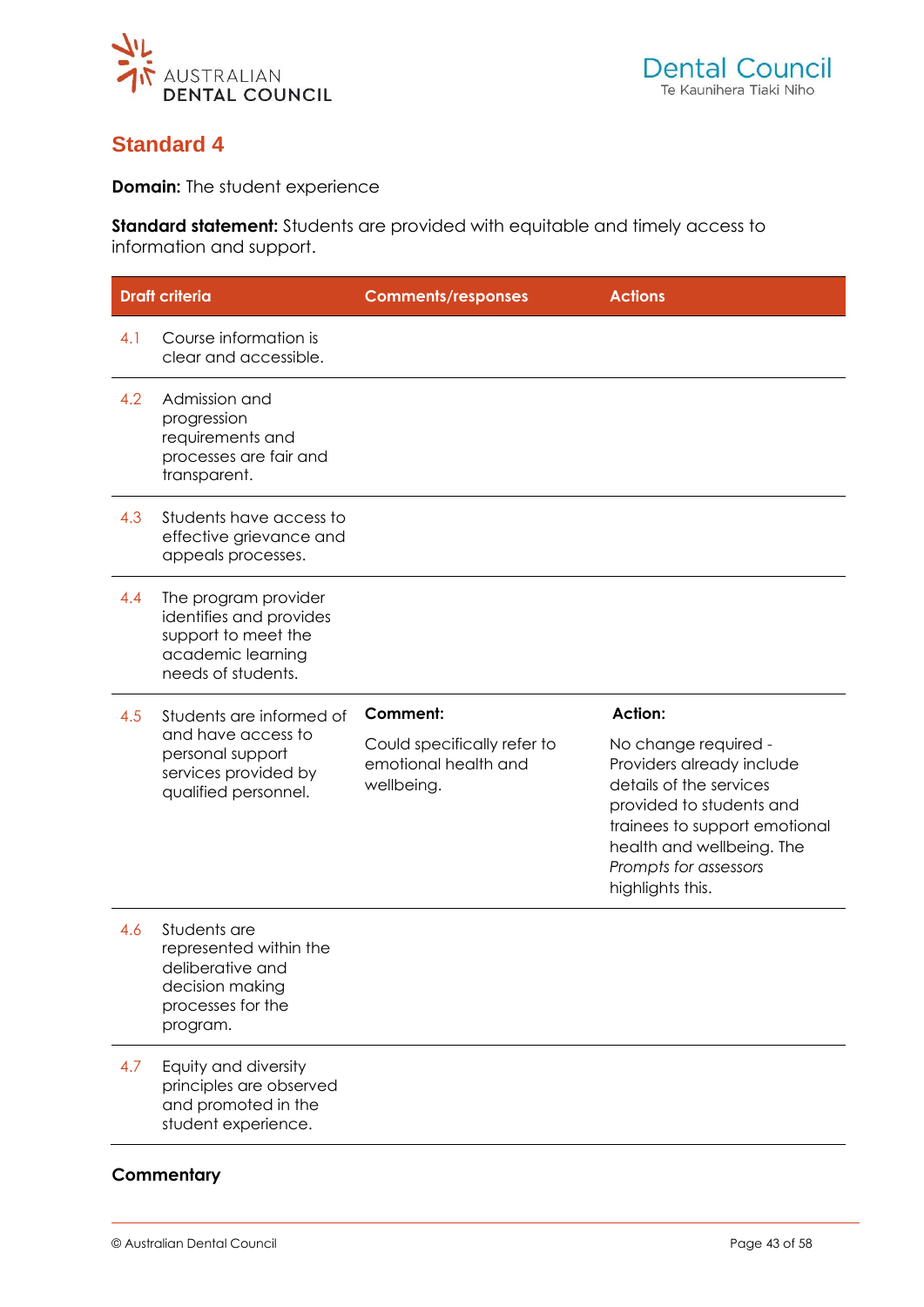## Standard 4

**Domain:** The student experience

**Standard statement:** Students are provided with equitable and timely access to information and support.

| Draft criteria | | Comments/responses | Actions |
|---|---|---|---|
| 4.1 | Course information is clear and accessible. | | |
| 4.2 | Admission and progression requirements and processes are fair and transparent. | | |
| 4.3 | Students have access to effective grievance and appeals processes. | | |
| 4.4 | The program provider identifies and provides support to meet the academic learning needs of students. | | |
| 4.5 | Students are informed of and have access to personal support services provided by qualified personnel. | **Comment:** Could specifically refer to emotional health and wellbeing. | **Action:** No change required - Providers already include details of the services provided to students and trainees to support emotional health and wellbeing. The *Prompts for assessors* highlights this. |
| 4.6 | Students are represented within the deliberative and decision making processes for the program. | | |
| 4.7 | Equity and diversity principles are observed and promoted in the student experience. | | |

### Commentary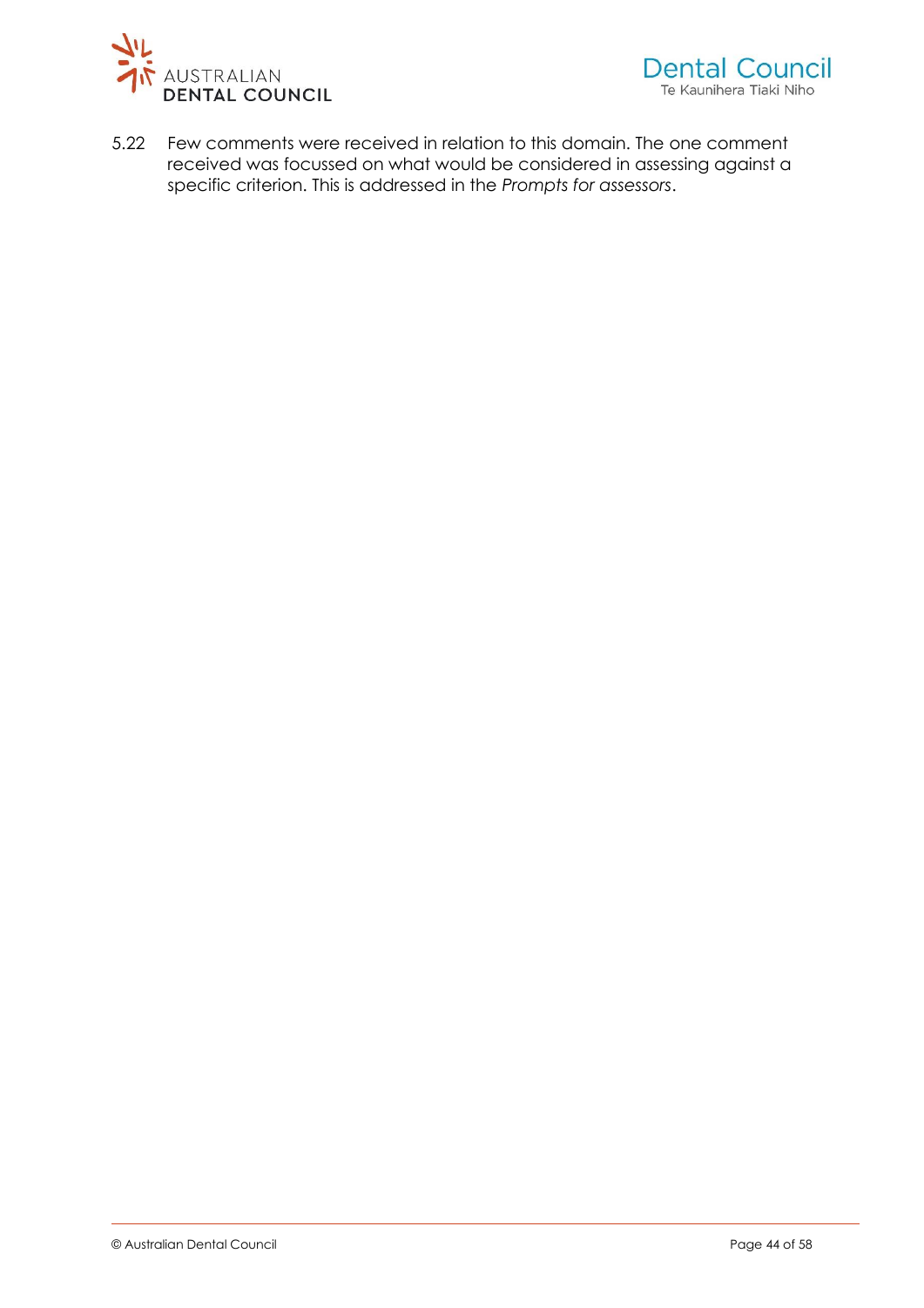5.22 Few comments were received in relation to this domain. The one comment received was focussed on what would be considered in assessing against a specific criterion. This is addressed in the *Prompts for assessors*.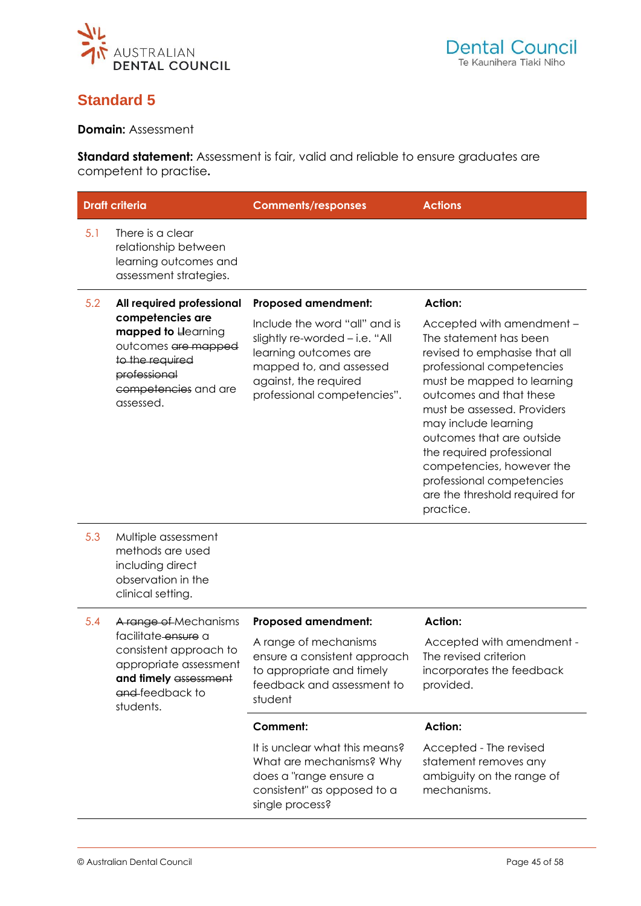## Standard 5

**Domain:** Assessment

**Standard statement:** Assessment is fair, valid and reliable to ensure graduates are competent to practise**.**

| | Draft criteria | Comments/responses | Actions |
|---|---|---|---|
| 5.1 | There is a clear relationship between learning outcomes and assessment strategies. | | |
| 5.2 | **All required professional competencies are mapped to** ~~L~~learning outcomes ~~are mapped to the required professional competencies~~ and are assessed. | **Proposed amendment:** Include the word "all" and is slightly re-worded – i.e. "All learning outcomes are mapped to, and assessed against, the required professional competencies". | **Action:** Accepted with amendment – The statement has been revised to emphasise that all professional competencies must be mapped to learning outcomes and that these must be assessed. Providers may include learning outcomes that are outside the required professional competencies, however the professional competencies are the threshold required for practice. |
| 5.3 | Multiple assessment methods are used including direct observation in the clinical setting. | | |
| 5.4 | ~~A range of~~ Mechanisms facilitate ~~ensure~~ a consistent approach to appropriate assessment **and timely** ~~assessment and~~ feedback to students. | **Proposed amendment:** A range of mechanisms ensure a consistent approach to appropriate and timely feedback and assessment to student | **Action:** Accepted with amendment - The revised criterion incorporates the feedback provided. |
| | | **Comment:** It is unclear what this means? What are mechanisms? Why does a "range ensure a consistent" as opposed to a single process? | **Action:** Accepted - The revised statement removes any ambiguity on the range of mechanisms. |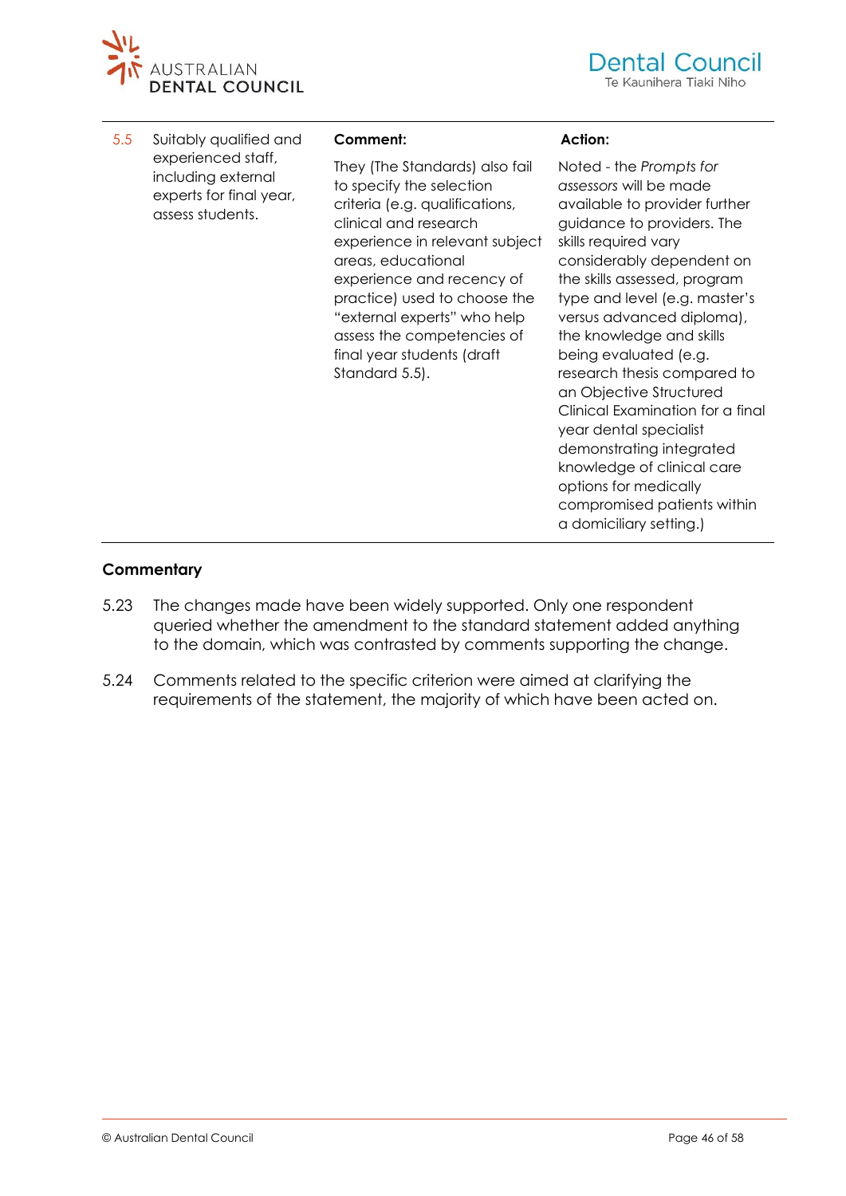| 5.5 | Suitably qualified and experienced staff, including external experts for final year, assess students. | **Comment:** They (The Standards) also fail to specify the selection criteria (e.g. qualifications, clinical and research experience in relevant subject areas, educational experience and recency of practice) used to choose the "external experts" who help assess the competencies of final year students (draft Standard 5.5). | **Action:** Noted - the *Prompts for assessors* will be made available to provider further guidance to providers. The skills required vary considerably dependent on the skills assessed, program type and level (e.g. master's versus advanced diploma), the knowledge and skills being evaluated (e.g. research thesis compared to an Objective Structured Clinical Examination for a final year dental specialist demonstrating integrated knowledge of clinical care options for medically compromised patients within a domiciliary setting.) |
|---|---|---|---|

## Commentary

5.23 The changes made have been widely supported. Only one respondent queried whether the amendment to the standard statement added anything to the domain, which was contrasted by comments supporting the change.

5.24 Comments related to the specific criterion were aimed at clarifying the requirements of the statement, the majority of which have been acted on.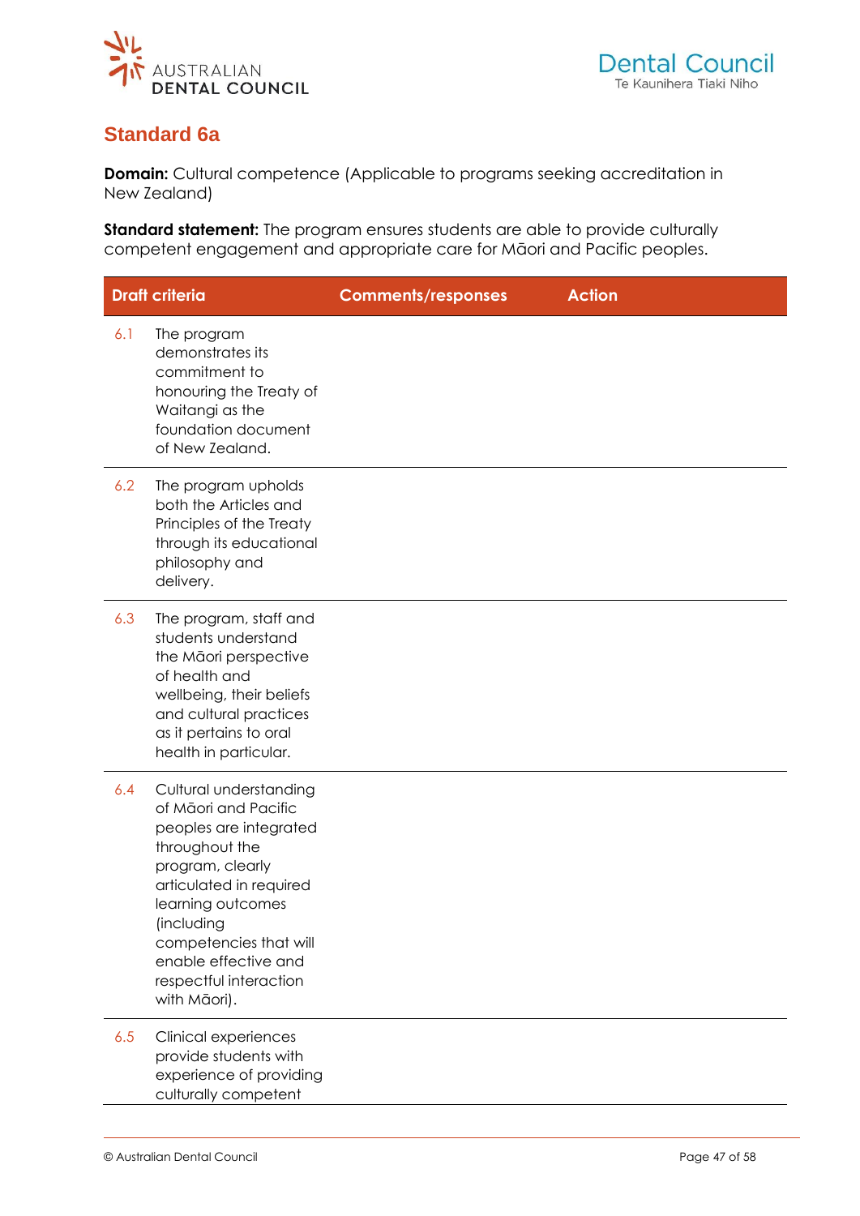## Standard 6a

**Domain:** Cultural competence (Applicable to programs seeking accreditation in New Zealand)

**Standard statement:** The program ensures students are able to provide culturally competent engagement and appropriate care for Māori and Pacific peoples.

| Draft criteria | Comments/responses | Action |
|---|---|---|
| 6.1 The program demonstrates its commitment to honouring the Treaty of Waitangi as the foundation document of New Zealand. | | |
| 6.2 The program upholds both the Articles and Principles of the Treaty through its educational philosophy and delivery. | | |
| 6.3 The program, staff and students understand the Māori perspective of health and wellbeing, their beliefs and cultural practices as it pertains to oral health in particular. | | |
| 6.4 Cultural understanding of Māori and Pacific peoples are integrated throughout the program, clearly articulated in required learning outcomes (including competencies that will enable effective and respectful interaction with Māori). | | |
| 6.5 Clinical experiences provide students with experience of providing culturally competent | | |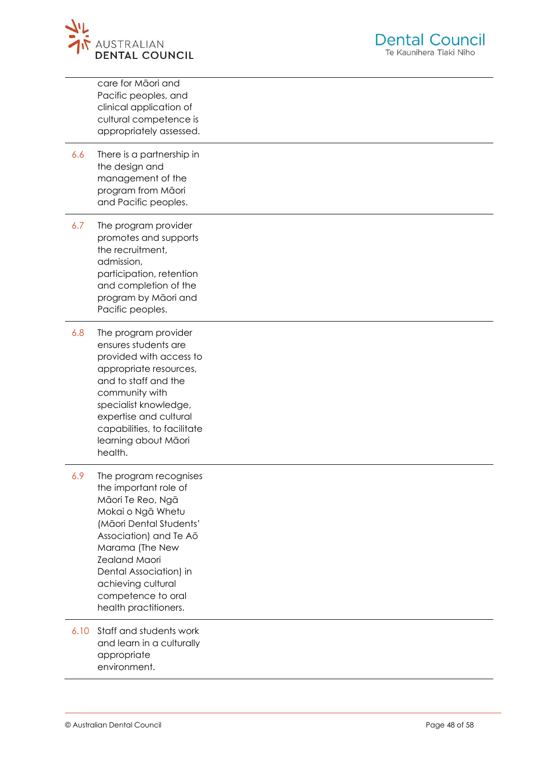| | | |
|---|---|---|
| | care for Māori and Pacific peoples, and clinical application of cultural competence is appropriately assessed. | |
| 6.6 | There is a partnership in the design and management of the program from Māori and Pacific peoples. | |
| 6.7 | The program provider promotes and supports the recruitment, admission, participation, retention and completion of the program by Māori and Pacific peoples. | |
| 6.8 | The program provider ensures students are provided with access to appropriate resources, and to staff and the community with specialist knowledge, expertise and cultural capabilities, to facilitate learning about Māori health. | |
| 6.9 | The program recognises the important role of Māori Te Reo, Ngā Mokai o Ngā Whetu (Māori Dental Students' Association) and Te Aō Marama (The New Zealand Maori Dental Association) in achieving cultural competence to oral health practitioners. | |
| 6.10 | Staff and students work and learn in a culturally appropriate environment. | |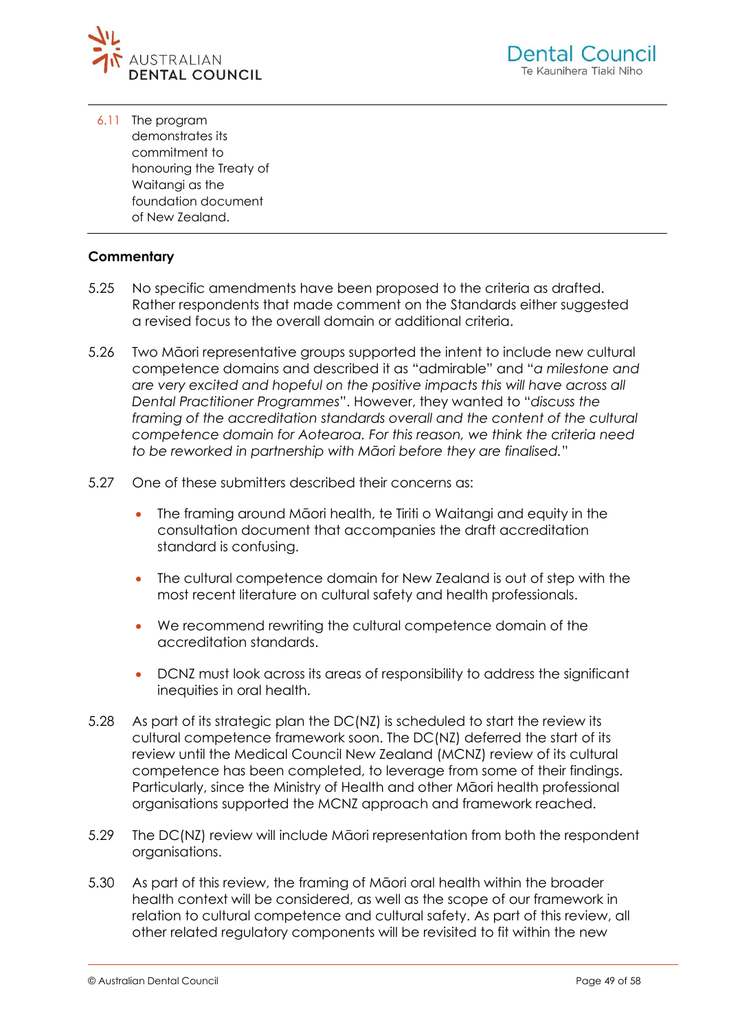| 6.11 | The program demonstrates its commitment to honouring the Treaty of Waitangi as the foundation document of New Zealand. |
|---|---|

## Commentary

5.25 No specific amendments have been proposed to the criteria as drafted. Rather respondents that made comment on the Standards either suggested a revised focus to the overall domain or additional criteria.

5.26 Two Māori representative groups supported the intent to include new cultural competence domains and described it as "admirable" and "*a milestone and are very excited and hopeful on the positive impacts this will have across all Dental Practitioner Programmes*". However, they wanted to "*discuss the framing of the accreditation standards overall and the content of the cultural competence domain for Aotearoa. For this reason, we think the criteria need to be reworked in partnership with Māori before they are finalised.*"

5.27 One of these submitters described their concerns as:

- The framing around Māori health, te Tiriti o Waitangi and equity in the consultation document that accompanies the draft accreditation standard is confusing.
- The cultural competence domain for New Zealand is out of step with the most recent literature on cultural safety and health professionals.
- We recommend rewriting the cultural competence domain of the accreditation standards.
- DCNZ must look across its areas of responsibility to address the significant inequities in oral health.

5.28 As part of its strategic plan the DC(NZ) is scheduled to start the review its cultural competence framework soon. The DC(NZ) deferred the start of its review until the Medical Council New Zealand (MCNZ) review of its cultural competence has been completed, to leverage from some of their findings. Particularly, since the Ministry of Health and other Māori health professional organisations supported the MCNZ approach and framework reached.

5.29 The DC(NZ) review will include Māori representation from both the respondent organisations.

5.30 As part of this review, the framing of Māori oral health within the broader health context will be considered, as well as the scope of our framework in relation to cultural competence and cultural safety. As part of this review, all other related regulatory components will be revisited to fit within the new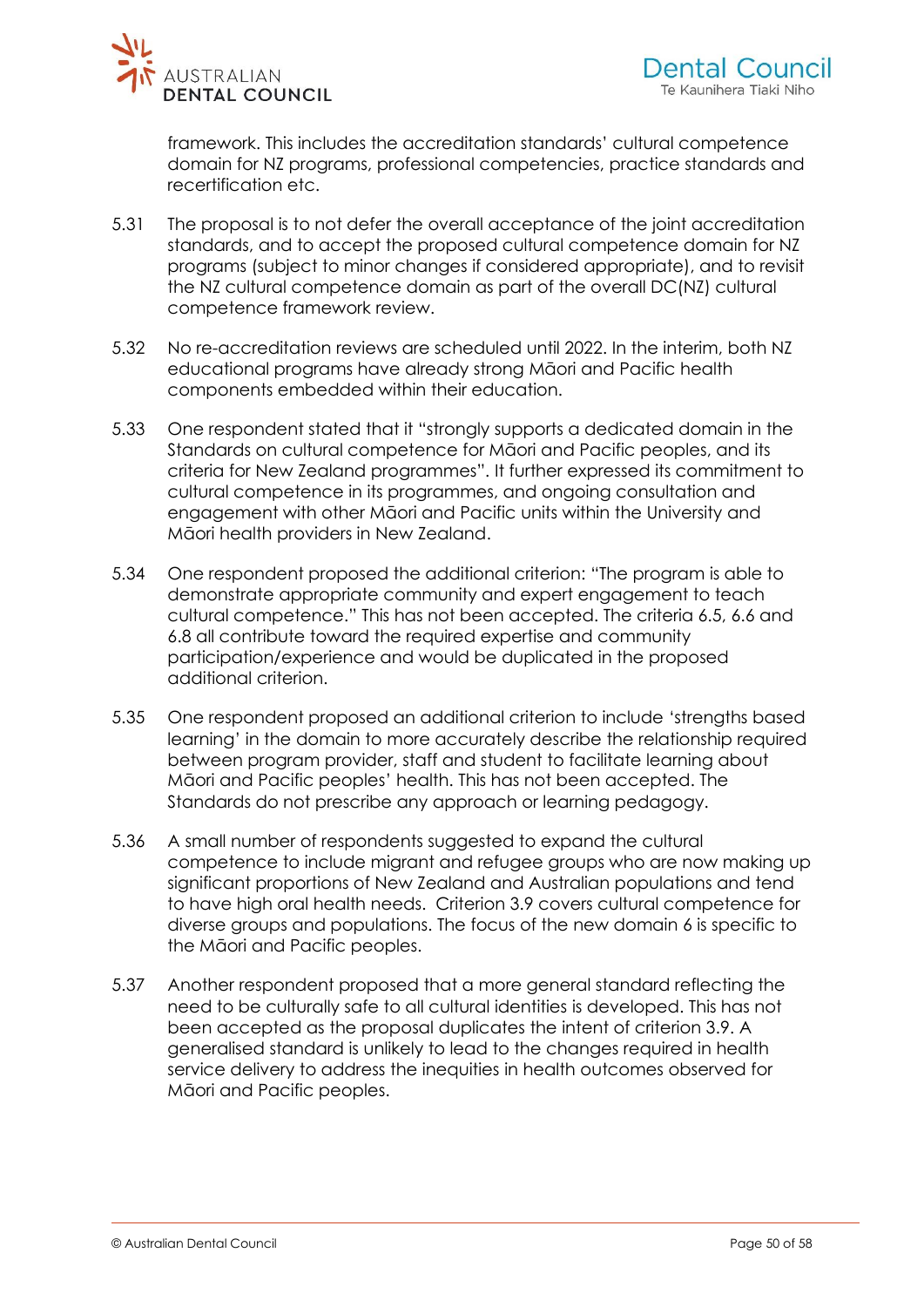framework. This includes the accreditation standards' cultural competence domain for NZ programs, professional competencies, practice standards and recertification etc.

5.31 The proposal is to not defer the overall acceptance of the joint accreditation standards, and to accept the proposed cultural competence domain for NZ programs (subject to minor changes if considered appropriate), and to revisit the NZ cultural competence domain as part of the overall DC(NZ) cultural competence framework review.

5.32 No re-accreditation reviews are scheduled until 2022. In the interim, both NZ educational programs have already strong Māori and Pacific health components embedded within their education.

5.33 One respondent stated that it "strongly supports a dedicated domain in the Standards on cultural competence for Māori and Pacific peoples, and its criteria for New Zealand programmes". It further expressed its commitment to cultural competence in its programmes, and ongoing consultation and engagement with other Māori and Pacific units within the University and Māori health providers in New Zealand.

5.34 One respondent proposed the additional criterion: "The program is able to demonstrate appropriate community and expert engagement to teach cultural competence." This has not been accepted. The criteria 6.5, 6.6 and 6.8 all contribute toward the required expertise and community participation/experience and would be duplicated in the proposed additional criterion.

5.35 One respondent proposed an additional criterion to include 'strengths based learning' in the domain to more accurately describe the relationship required between program provider, staff and student to facilitate learning about Māori and Pacific peoples' health. This has not been accepted. The Standards do not prescribe any approach or learning pedagogy.

5.36 A small number of respondents suggested to expand the cultural competence to include migrant and refugee groups who are now making up significant proportions of New Zealand and Australian populations and tend to have high oral health needs. Criterion 3.9 covers cultural competence for diverse groups and populations. The focus of the new domain 6 is specific to the Māori and Pacific peoples.

5.37 Another respondent proposed that a more general standard reflecting the need to be culturally safe to all cultural identities is developed. This has not been accepted as the proposal duplicates the intent of criterion 3.9. A generalised standard is unlikely to lead to the changes required in health service delivery to address the inequities in health outcomes observed for Māori and Pacific peoples.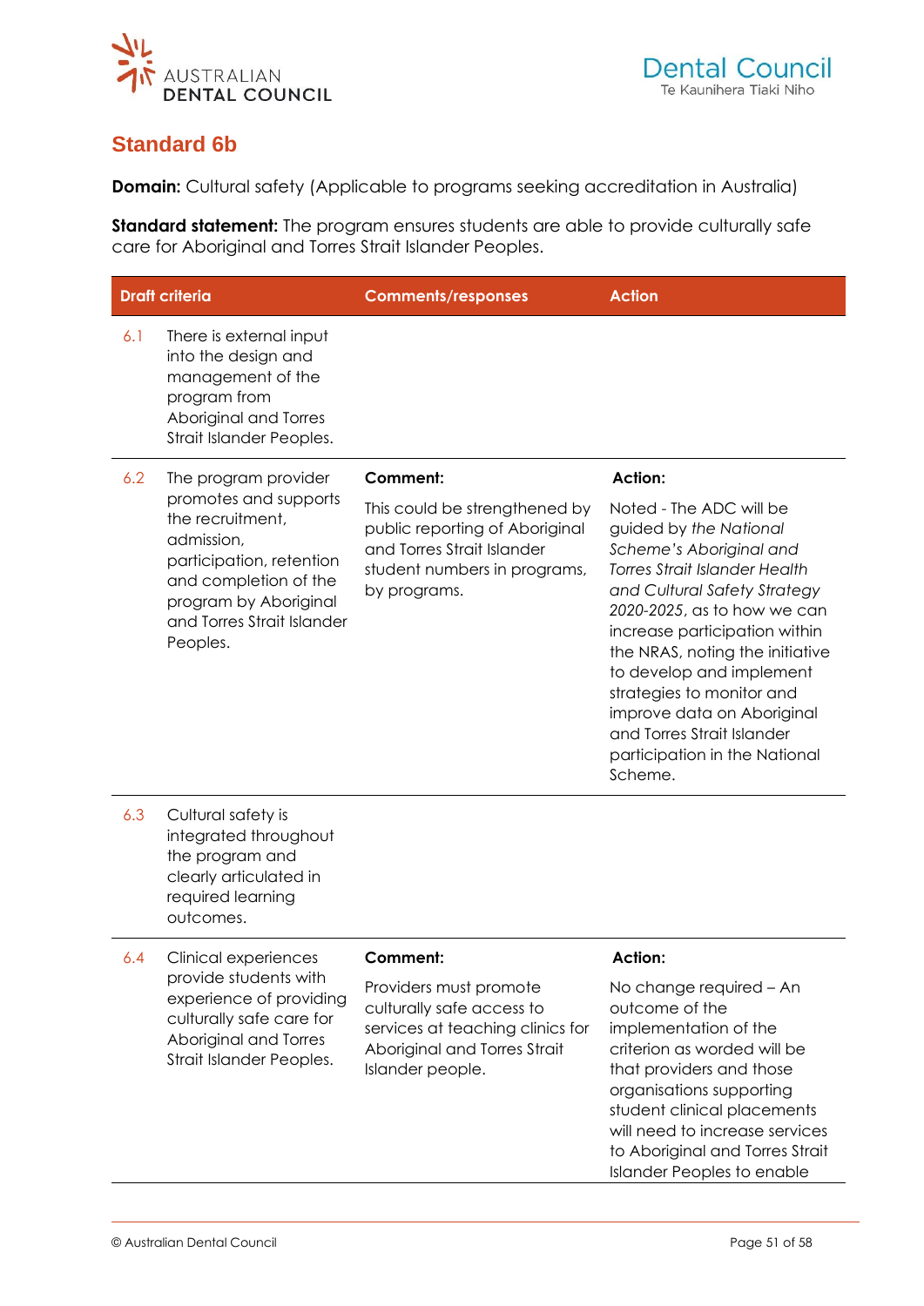## Standard 6b

**Domain:** Cultural safety (Applicable to programs seeking accreditation in Australia)

**Standard statement:** The program ensures students are able to provide culturally safe care for Aboriginal and Torres Strait Islander Peoples.

| Draft criteria | | Comments/responses | Action |
|---|---|---|---|
| 6.1 | There is external input into the design and management of the program from Aboriginal and Torres Strait Islander Peoples. | | |
| 6.2 | The program provider promotes and supports the recruitment, admission, participation, retention and completion of the program by Aboriginal and Torres Strait Islander Peoples. | **Comment:** This could be strengthened by public reporting of Aboriginal and Torres Strait Islander student numbers in programs, by programs. | **Action:** Noted - The ADC will be guided by *the National Scheme's Aboriginal and Torres Strait Islander Health and Cultural Safety Strategy 2020-2025*, as to how we can increase participation within the NRAS, noting the initiative to develop and implement strategies to monitor and improve data on Aboriginal and Torres Strait Islander participation in the National Scheme. |
| 6.3 | Cultural safety is integrated throughout the program and clearly articulated in required learning outcomes. | | |
| 6.4 | Clinical experiences provide students with experience of providing culturally safe care for Aboriginal and Torres Strait Islander Peoples. | **Comment:** Providers must promote culturally safe access to services at teaching clinics for Aboriginal and Torres Strait Islander people. | **Action:** No change required – An outcome of the implementation of the criterion as worded will be that providers and those organisations supporting student clinical placements will need to increase services to Aboriginal and Torres Strait Islander Peoples to enable |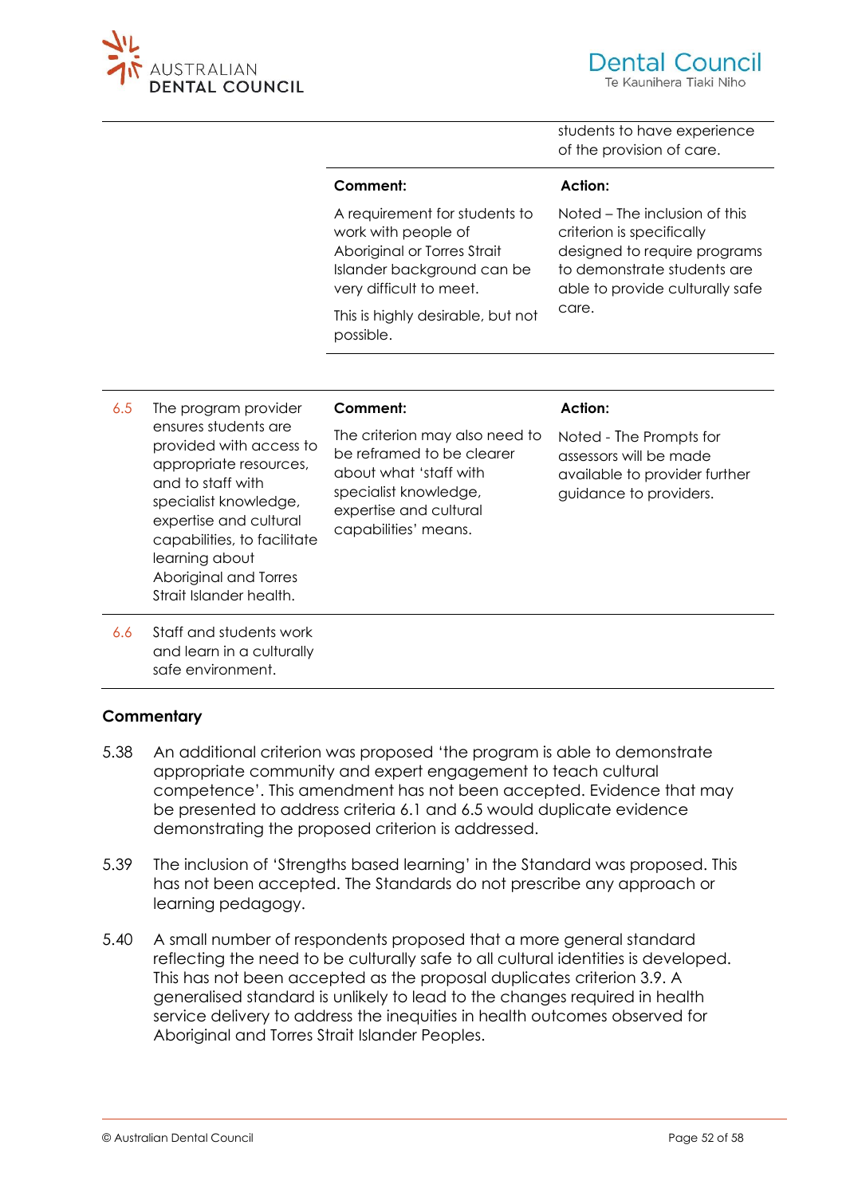| | | | |
|---|---|---|---|
| | | | students to have experience of the provision of care. |
| | | **Comment:**<br><br>A requirement for students to work with people of Aboriginal or Torres Strait Islander background can be very difficult to meet.<br><br>This is highly desirable, but not possible. | **Action:**<br><br>Noted – The inclusion of this criterion is specifically designed to require programs to demonstrate students are able to provide culturally safe care. |
| 6.5 | The program provider ensures students are provided with access to appropriate resources, and to staff with specialist knowledge, expertise and cultural capabilities, to facilitate learning about Aboriginal and Torres Strait Islander health. | **Comment:**<br><br>The criterion may also need to be reframed to be clearer about what 'staff with specialist knowledge, expertise and cultural capabilities' means. | **Action:**<br><br>Noted - The Prompts for assessors will be made available to provider further guidance to providers. |
| 6.6 | Staff and students work and learn in a culturally safe environment. | | |

### Commentary

5.38 An additional criterion was proposed 'the program is able to demonstrate appropriate community and expert engagement to teach cultural competence'. This amendment has not been accepted. Evidence that may be presented to address criteria 6.1 and 6.5 would duplicate evidence demonstrating the proposed criterion is addressed.

5.39 The inclusion of 'Strengths based learning' in the Standard was proposed. This has not been accepted. The Standards do not prescribe any approach or learning pedagogy.

5.40 A small number of respondents proposed that a more general standard reflecting the need to be culturally safe to all cultural identities is developed. This has not been accepted as the proposal duplicates criterion 3.9. A generalised standard is unlikely to lead to the changes required in health service delivery to address the inequities in health outcomes observed for Aboriginal and Torres Strait Islander Peoples.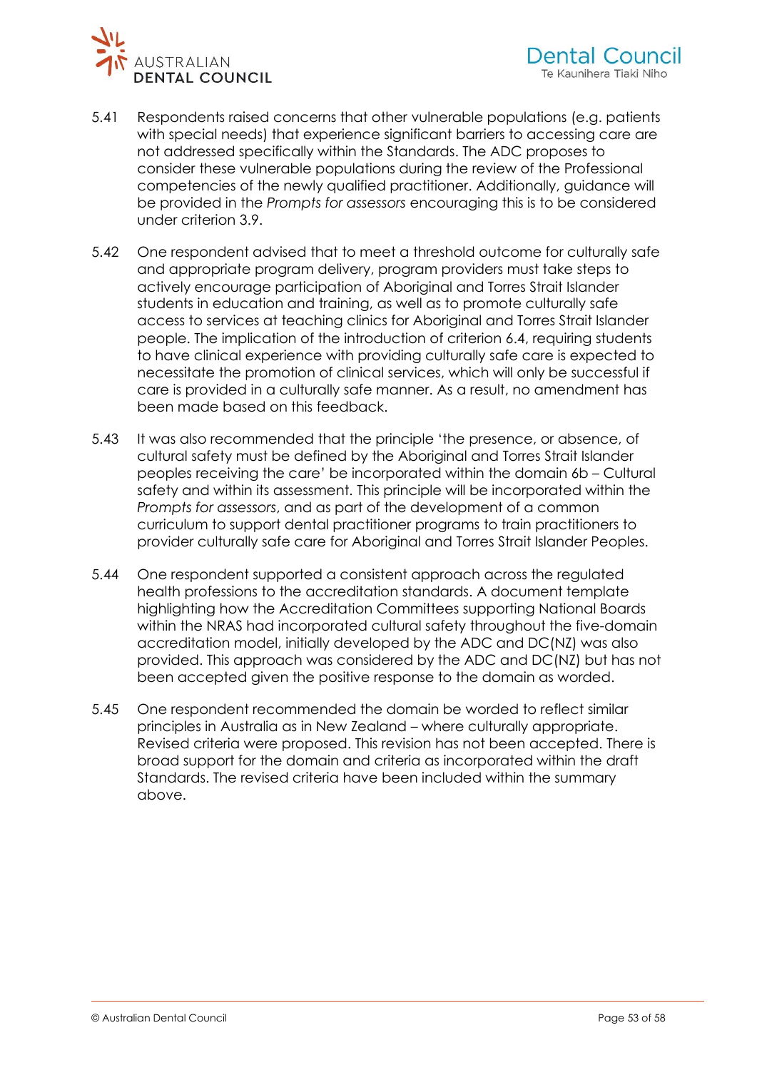5.41 Respondents raised concerns that other vulnerable populations (e.g. patients with special needs) that experience significant barriers to accessing care are not addressed specifically within the Standards. The ADC proposes to consider these vulnerable populations during the review of the Professional competencies of the newly qualified practitioner. Additionally, guidance will be provided in the *Prompts for assessors* encouraging this is to be considered under criterion 3.9.

5.42 One respondent advised that to meet a threshold outcome for culturally safe and appropriate program delivery, program providers must take steps to actively encourage participation of Aboriginal and Torres Strait Islander students in education and training, as well as to promote culturally safe access to services at teaching clinics for Aboriginal and Torres Strait Islander people. The implication of the introduction of criterion 6.4, requiring students to have clinical experience with providing culturally safe care is expected to necessitate the promotion of clinical services, which will only be successful if care is provided in a culturally safe manner. As a result, no amendment has been made based on this feedback.

5.43 It was also recommended that the principle 'the presence, or absence, of cultural safety must be defined by the Aboriginal and Torres Strait Islander peoples receiving the care' be incorporated within the domain 6b – Cultural safety and within its assessment. This principle will be incorporated within the *Prompts for assessors*, and as part of the development of a common curriculum to support dental practitioner programs to train practitioners to provider culturally safe care for Aboriginal and Torres Strait Islander Peoples.

5.44 One respondent supported a consistent approach across the regulated health professions to the accreditation standards. A document template highlighting how the Accreditation Committees supporting National Boards within the NRAS had incorporated cultural safety throughout the five-domain accreditation model, initially developed by the ADC and DC(NZ) was also provided. This approach was considered by the ADC and DC(NZ) but has not been accepted given the positive response to the domain as worded.

5.45 One respondent recommended the domain be worded to reflect similar principles in Australia as in New Zealand – where culturally appropriate. Revised criteria were proposed. This revision has not been accepted. There is broad support for the domain and criteria as incorporated within the draft Standards. The revised criteria have been included within the summary above.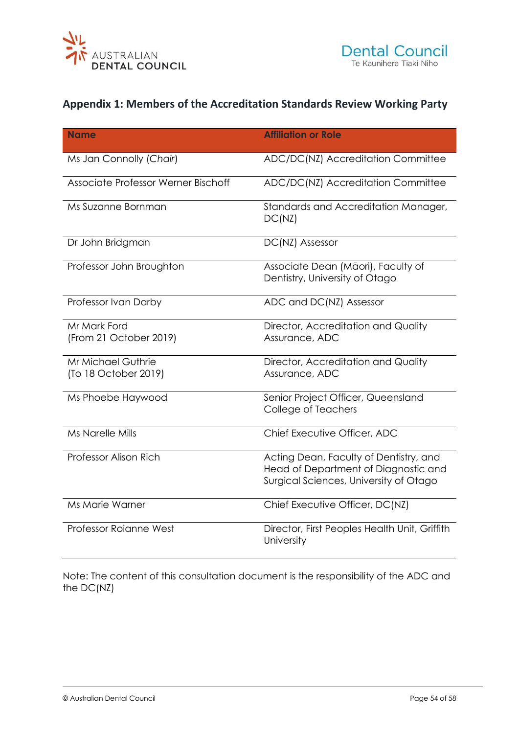## Appendix 1: Members of the Accreditation Standards Review Working Party

| Name | Affiliation or Role |
|---|---|
| Ms Jan Connolly (*Chair*) | ADC/DC(NZ) Accreditation Committee |
| Associate Professor Werner Bischoff | ADC/DC(NZ) Accreditation Committee |
| Ms Suzanne Bornman | Standards and Accreditation Manager, DC(NZ) |
| Dr John Bridgman | DC(NZ) Assessor |
| Professor John Broughton | Associate Dean (Māori), Faculty of Dentistry, University of Otago |
| Professor Ivan Darby | ADC and DC(NZ) Assessor |
| Mr Mark Ford (From 21 October 2019) | Director, Accreditation and Quality Assurance, ADC |
| Mr Michael Guthrie (To 18 October 2019) | Director, Accreditation and Quality Assurance, ADC |
| Ms Phoebe Haywood | Senior Project Officer, Queensland College of Teachers |
| Ms Narelle Mills | Chief Executive Officer, ADC |
| Professor Alison Rich | Acting Dean, Faculty of Dentistry, and Head of Department of Diagnostic and Surgical Sciences, University of Otago |
| Ms Marie Warner | Chief Executive Officer, DC(NZ) |
| Professor Roianne West | Director, First Peoples Health Unit, Griffith University |

Note: The content of this consultation document is the responsibility of the ADC and the DC(NZ)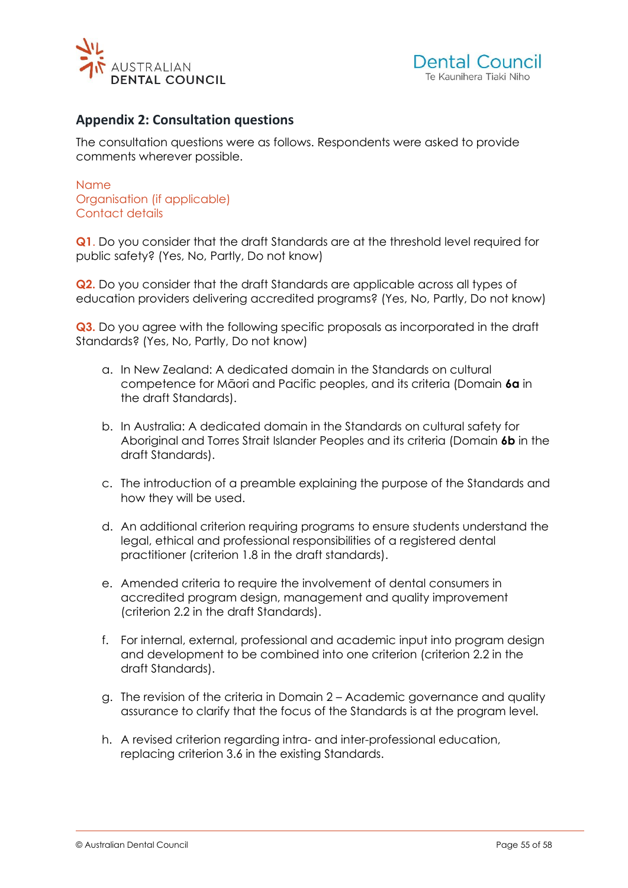## Appendix 2: Consultation questions

The consultation questions were as follows. Respondents were asked to provide comments wherever possible.

Name
Organisation (if applicable)
Contact details

**Q1**. Do you consider that the draft Standards are at the threshold level required for public safety? (Yes, No, Partly, Do not know)

**Q2.** Do you consider that the draft Standards are applicable across all types of education providers delivering accredited programs? (Yes, No, Partly, Do not know)

**Q3.** Do you agree with the following specific proposals as incorporated in the draft Standards? (Yes, No, Partly, Do not know)

a. In New Zealand: A dedicated domain in the Standards on cultural competence for Māori and Pacific peoples, and its criteria (Domain **6a** in the draft Standards).

b. In Australia: A dedicated domain in the Standards on cultural safety for Aboriginal and Torres Strait Islander Peoples and its criteria (Domain **6b** in the draft Standards).

c. The introduction of a preamble explaining the purpose of the Standards and how they will be used.

d. An additional criterion requiring programs to ensure students understand the legal, ethical and professional responsibilities of a registered dental practitioner (criterion 1.8 in the draft standards).

e. Amended criteria to require the involvement of dental consumers in accredited program design, management and quality improvement (criterion 2.2 in the draft Standards).

f. For internal, external, professional and academic input into program design and development to be combined into one criterion (criterion 2.2 in the draft Standards).

g. The revision of the criteria in Domain 2 – Academic governance and quality assurance to clarify that the focus of the Standards is at the program level.

h. A revised criterion regarding intra- and inter-professional education, replacing criterion 3.6 in the existing Standards.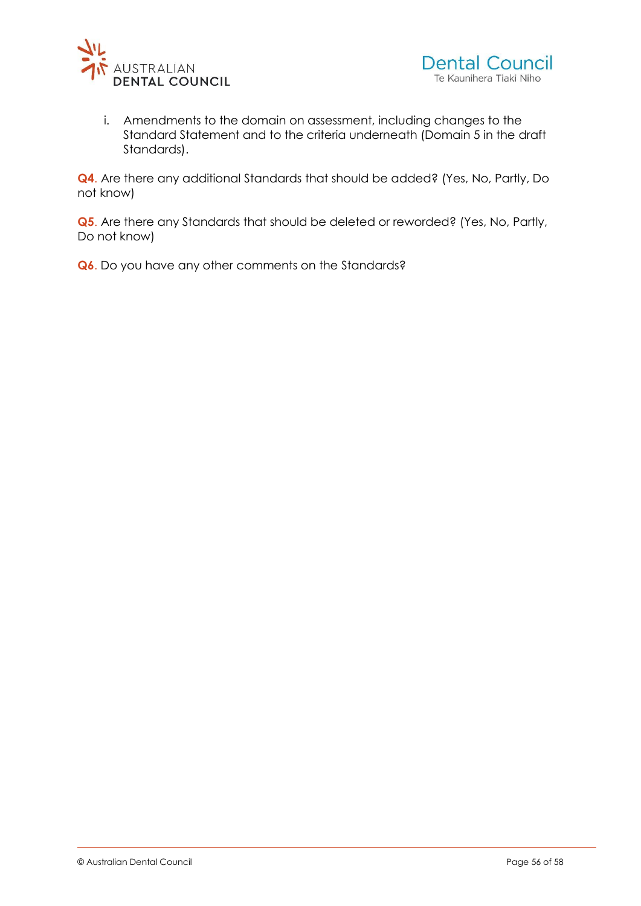i. Amendments to the domain on assessment, including changes to the Standard Statement and to the criteria underneath (Domain 5 in the draft Standards).

**Q4**. Are there any additional Standards that should be added? (Yes, No, Partly, Do not know)

**Q5**. Are there any Standards that should be deleted or reworded? (Yes, No, Partly, Do not know)

**Q6**. Do you have any other comments on the Standards?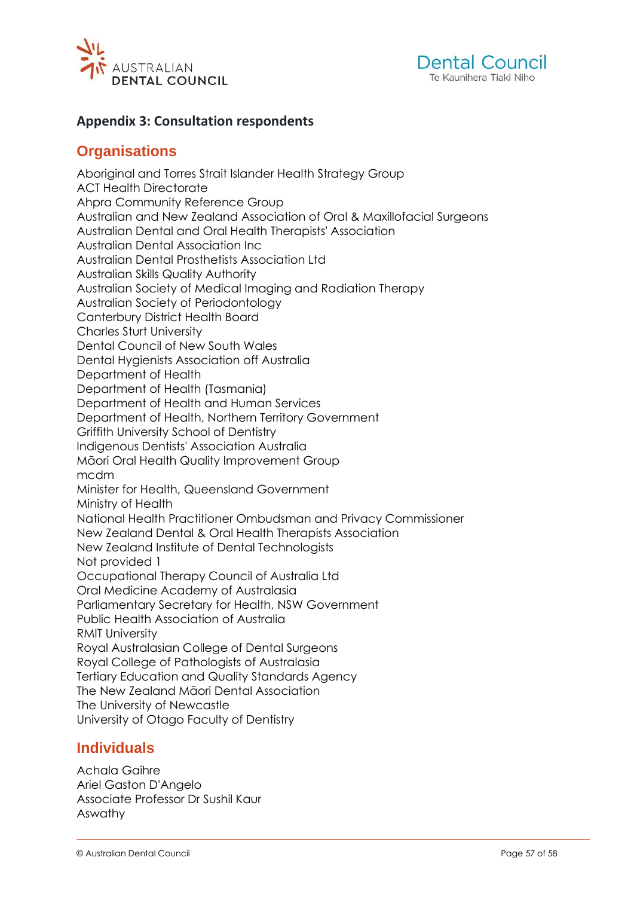## Appendix 3: Consultation respondents

### Organisations

Aboriginal and Torres Strait Islander Health Strategy Group
ACT Health Directorate
Ahpra Community Reference Group
Australian and New Zealand Association of Oral & Maxillofacial Surgeons
Australian Dental and Oral Health Therapists' Association
Australian Dental Association Inc
Australian Dental Prosthetists Association Ltd
Australian Skills Quality Authority
Australian Society of Medical Imaging and Radiation Therapy
Australian Society of Periodontology
Canterbury District Health Board
Charles Sturt University
Dental Council of New South Wales
Dental Hygienists Association off Australia
Department of Health
Department of Health (Tasmania)
Department of Health and Human Services
Department of Health, Northern Territory Government
Griffith University School of Dentistry
Indigenous Dentists' Association Australia
Māori Oral Health Quality Improvement Group
mcdm
Minister for Health, Queensland Government
Ministry of Health
National Health Practitioner Ombudsman and Privacy Commissioner
New Zealand Dental & Oral Health Therapists Association
New Zealand Institute of Dental Technologists
Not provided 1
Occupational Therapy Council of Australia Ltd
Oral Medicine Academy of Australasia
Parliamentary Secretary for Health, NSW Government
Public Health Association of Australia
RMIT University
Royal Australasian College of Dental Surgeons
Royal College of Pathologists of Australasia
Tertiary Education and Quality Standards Agency
The New Zealand Māori Dental Association
The University of Newcastle
University of Otago Faculty of Dentistry

### Individuals

Achala Gaihre
Ariel Gaston D'Angelo
Associate Professor Dr Sushil Kaur
Aswathy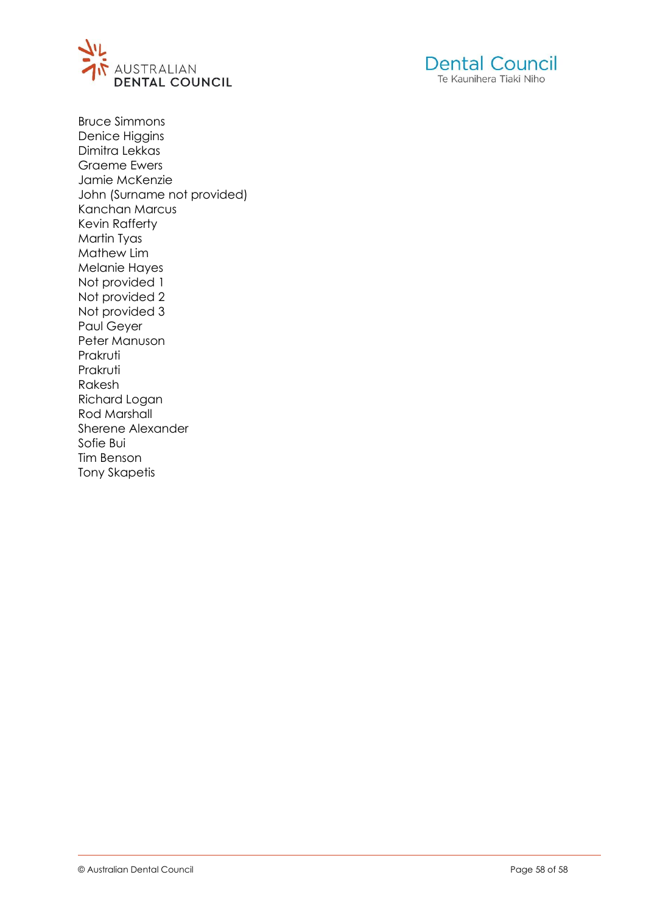Bruce Simmons
Denice Higgins
Dimitra Lekkas
Graeme Ewers
Jamie McKenzie
John (Surname not provided)
Kanchan Marcus
Kevin Rafferty
Martin Tyas
Mathew Lim
Melanie Hayes
Not provided 1
Not provided 2
Not provided 3
Paul Geyer
Peter Manuson
Prakruti
Prakruti
Rakesh
Richard Logan
Rod Marshall
Sherene Alexander
Sofie Bui
Tim Benson
Tony Skapetis